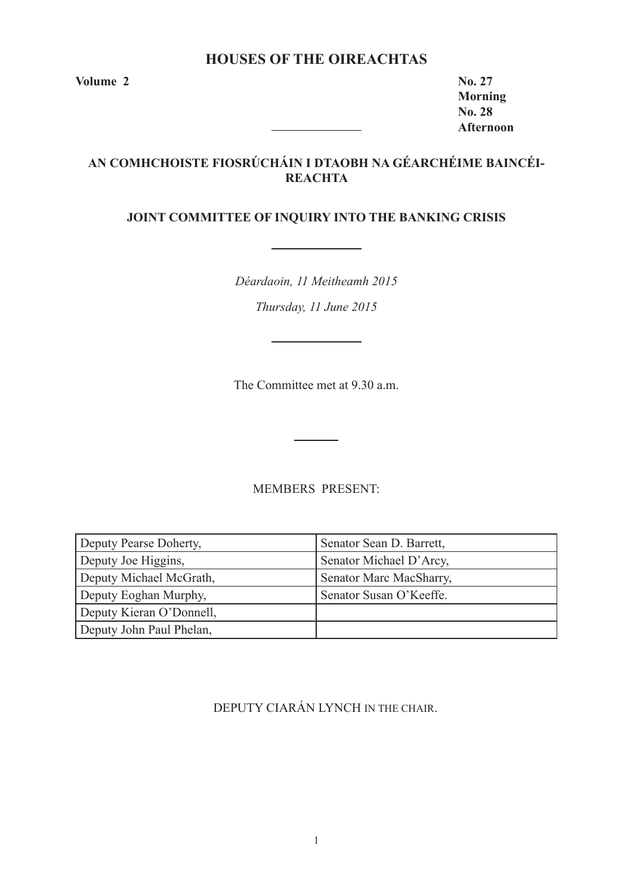# HOUSES OF THE OIREACHTAS

**Volume 2**

**No. 27**
**Morning**
**No. 28**
**Afternoon**

## AN COMHCHOISTE FIOSRÚCHÁIN I DTAOBH NA GÉARCHÉIME BAINCÉIREACHTA

## JOINT COMMITTEE OF INQUIRY INTO THE BANKING CRISIS

*Déardaoin, 11 Meitheamh 2015*

*Thursday, 11 June 2015*

The Committee met at 9.30 a.m.

MEMBERS PRESENT:

| | |
|---|---|
| Deputy Pearse Doherty, | Senator Sean D. Barrett, |
| Deputy Joe Higgins, | Senator Michael D'Arcy, |
| Deputy Michael McGrath, | Senator Marc MacSharry, |
| Deputy Eoghan Murphy, | Senator Susan O'Keeffe. |
| Deputy Kieran O'Donnell, | |
| Deputy John Paul Phelan, | |

DEPUTY CIARÁN LYNCH IN THE CHAIR.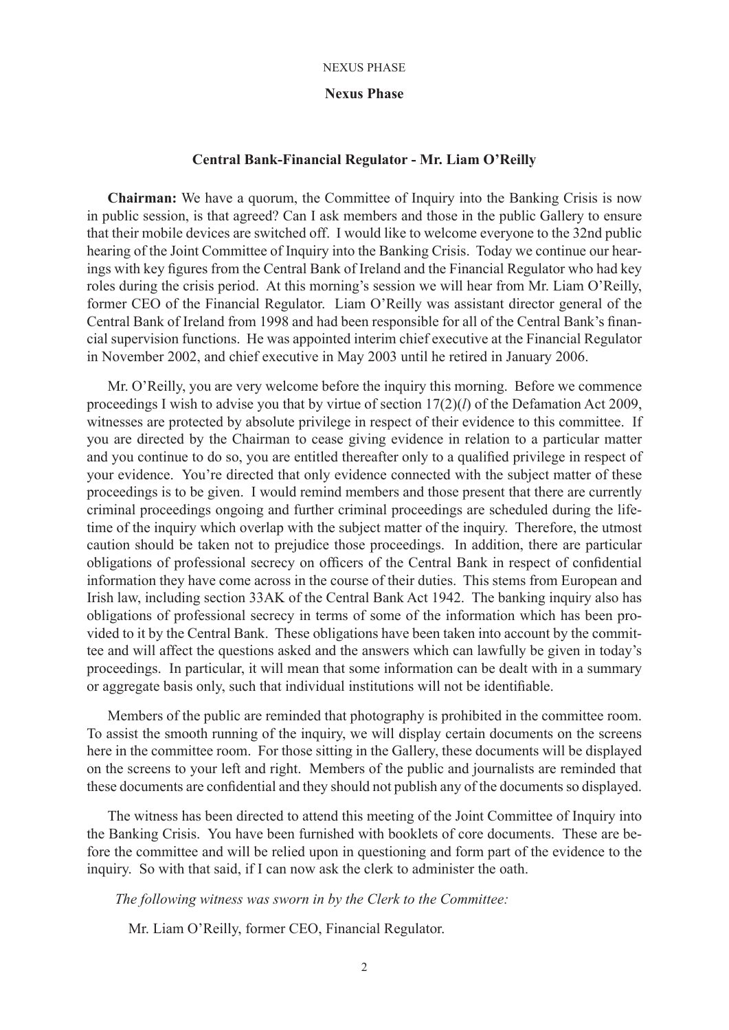## Nexus Phase

### Central Bank-Financial Regulator - Mr. Liam O'Reilly

**Chairman:** We have a quorum, the Committee of Inquiry into the Banking Crisis is now in public session, is that agreed? Can I ask members and those in the public Gallery to ensure that their mobile devices are switched off. I would like to welcome everyone to the 32nd public hearing of the Joint Committee of Inquiry into the Banking Crisis. Today we continue our hearings with key figures from the Central Bank of Ireland and the Financial Regulator who had key roles during the crisis period. At this morning's session we will hear from Mr. Liam O'Reilly, former CEO of the Financial Regulator. Liam O'Reilly was assistant director general of the Central Bank of Ireland from 1998 and had been responsible for all of the Central Bank's financial supervision functions. He was appointed interim chief executive at the Financial Regulator in November 2002, and chief executive in May 2003 until he retired in January 2006.

Mr. O'Reilly, you are very welcome before the inquiry this morning. Before we commence proceedings I wish to advise you that by virtue of section 17(2)(*l*) of the Defamation Act 2009, witnesses are protected by absolute privilege in respect of their evidence to this committee. If you are directed by the Chairman to cease giving evidence in relation to a particular matter and you continue to do so, you are entitled thereafter only to a qualified privilege in respect of your evidence. You're directed that only evidence connected with the subject matter of these proceedings is to be given. I would remind members and those present that there are currently criminal proceedings ongoing and further criminal proceedings are scheduled during the lifetime of the inquiry which overlap with the subject matter of the inquiry. Therefore, the utmost caution should be taken not to prejudice those proceedings. In addition, there are particular obligations of professional secrecy on officers of the Central Bank in respect of confidential information they have come across in the course of their duties. This stems from European and Irish law, including section 33AK of the Central Bank Act 1942. The banking inquiry also has obligations of professional secrecy in terms of some of the information which has been provided to it by the Central Bank. These obligations have been taken into account by the committee and will affect the questions asked and the answers which can lawfully be given in today's proceedings. In particular, it will mean that some information can be dealt with in a summary or aggregate basis only, such that individual institutions will not be identifiable.

Members of the public are reminded that photography is prohibited in the committee room. To assist the smooth running of the inquiry, we will display certain documents on the screens here in the committee room. For those sitting in the Gallery, these documents will be displayed on the screens to your left and right. Members of the public and journalists are reminded that these documents are confidential and they should not publish any of the documents so displayed.

The witness has been directed to attend this meeting of the Joint Committee of Inquiry into the Banking Crisis. You have been furnished with booklets of core documents. These are before the committee and will be relied upon in questioning and form part of the evidence to the inquiry. So with that said, if I can now ask the clerk to administer the oath.

*The following witness was sworn in by the Clerk to the Committee:*

Mr. Liam O'Reilly, former CEO, Financial Regulator.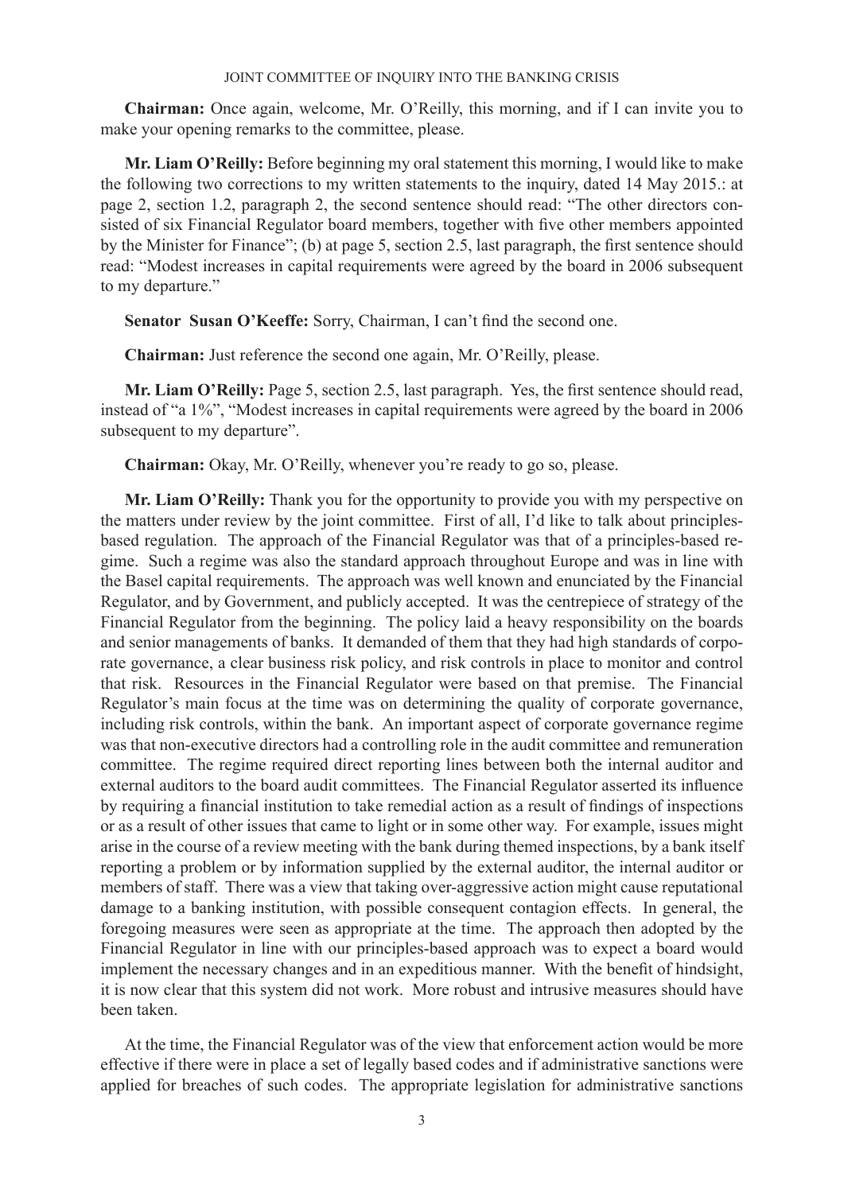**Chairman:** Once again, welcome, Mr. O'Reilly, this morning, and if I can invite you to make your opening remarks to the committee, please.

**Mr. Liam O'Reilly:** Before beginning my oral statement this morning, I would like to make the following two corrections to my written statements to the inquiry, dated 14 May 2015.: at page 2, section 1.2, paragraph 2, the second sentence should read: "The other directors consisted of six Financial Regulator board members, together with five other members appointed by the Minister for Finance"; (b) at page 5, section 2.5, last paragraph, the first sentence should read: "Modest increases in capital requirements were agreed by the board in 2006 subsequent to my departure."

**Senator Susan O'Keeffe:** Sorry, Chairman, I can't find the second one.

**Chairman:** Just reference the second one again, Mr. O'Reilly, please.

**Mr. Liam O'Reilly:** Page 5, section 2.5, last paragraph. Yes, the first sentence should read, instead of "a 1%", "Modest increases in capital requirements were agreed by the board in 2006 subsequent to my departure".

**Chairman:** Okay, Mr. O'Reilly, whenever you're ready to go so, please.

**Mr. Liam O'Reilly:** Thank you for the opportunity to provide you with my perspective on the matters under review by the joint committee. First of all, I'd like to talk about principles-based regulation. The approach of the Financial Regulator was that of a principles-based regime. Such a regime was also the standard approach throughout Europe and was in line with the Basel capital requirements. The approach was well known and enunciated by the Financial Regulator, and by Government, and publicly accepted. It was the centrepiece of strategy of the Financial Regulator from the beginning. The policy laid a heavy responsibility on the boards and senior managements of banks. It demanded of them that they had high standards of corporate governance, a clear business risk policy, and risk controls in place to monitor and control that risk. Resources in the Financial Regulator were based on that premise. The Financial Regulator's main focus at the time was on determining the quality of corporate governance, including risk controls, within the bank. An important aspect of corporate governance regime was that non-executive directors had a controlling role in the audit committee and remuneration committee. The regime required direct reporting lines between both the internal auditor and external auditors to the board audit committees. The Financial Regulator asserted its influence by requiring a financial institution to take remedial action as a result of findings of inspections or as a result of other issues that came to light or in some other way. For example, issues might arise in the course of a review meeting with the bank during themed inspections, by a bank itself reporting a problem or by information supplied by the external auditor, the internal auditor or members of staff. There was a view that taking over-aggressive action might cause reputational damage to a banking institution, with possible consequent contagion effects. In general, the foregoing measures were seen as appropriate at the time. The approach then adopted by the Financial Regulator in line with our principles-based approach was to expect a board would implement the necessary changes and in an expeditious manner. With the benefit of hindsight, it is now clear that this system did not work. More robust and intrusive measures should have been taken.

At the time, the Financial Regulator was of the view that enforcement action would be more effective if there were in place a set of legally based codes and if administrative sanctions were applied for breaches of such codes. The appropriate legislation for administrative sanctions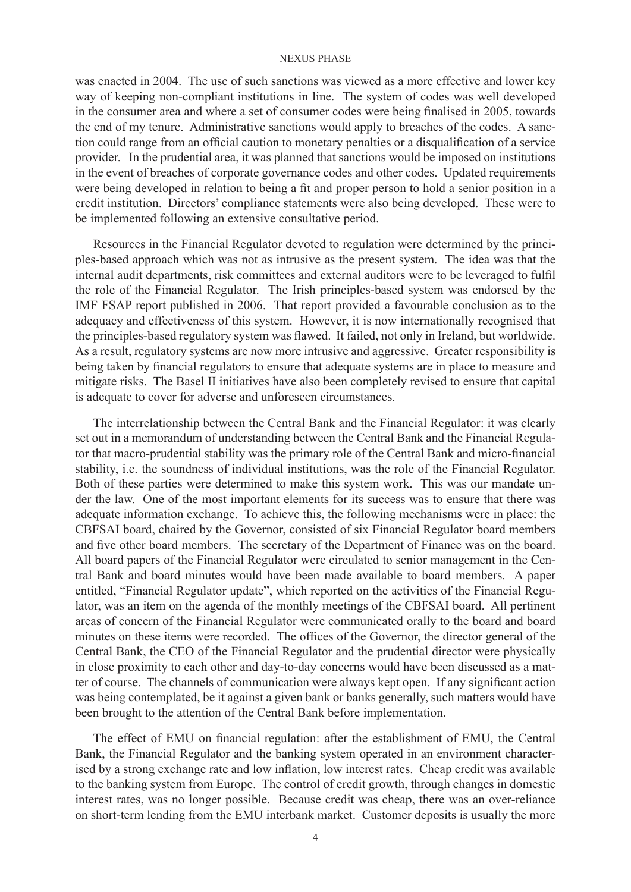was enacted in 2004. The use of such sanctions was viewed as a more effective and lower key way of keeping non-compliant institutions in line. The system of codes was well developed in the consumer area and where a set of consumer codes were being finalised in 2005, towards the end of my tenure. Administrative sanctions would apply to breaches of the codes. A sanction could range from an official caution to monetary penalties or a disqualification of a service provider. In the prudential area, it was planned that sanctions would be imposed on institutions in the event of breaches of corporate governance codes and other codes. Updated requirements were being developed in relation to being a fit and proper person to hold a senior position in a credit institution. Directors' compliance statements were also being developed. These were to be implemented following an extensive consultative period.

Resources in the Financial Regulator devoted to regulation were determined by the principles-based approach which was not as intrusive as the present system. The idea was that the internal audit departments, risk committees and external auditors were to be leveraged to fulfil the role of the Financial Regulator. The Irish principles-based system was endorsed by the IMF FSAP report published in 2006. That report provided a favourable conclusion as to the adequacy and effectiveness of this system. However, it is now internationally recognised that the principles-based regulatory system was flawed. It failed, not only in Ireland, but worldwide. As a result, regulatory systems are now more intrusive and aggressive. Greater responsibility is being taken by financial regulators to ensure that adequate systems are in place to measure and mitigate risks. The Basel II initiatives have also been completely revised to ensure that capital is adequate to cover for adverse and unforeseen circumstances.

The interrelationship between the Central Bank and the Financial Regulator: it was clearly set out in a memorandum of understanding between the Central Bank and the Financial Regulator that macro-prudential stability was the primary role of the Central Bank and micro-financial stability, i.e. the soundness of individual institutions, was the role of the Financial Regulator. Both of these parties were determined to make this system work. This was our mandate under the law. One of the most important elements for its success was to ensure that there was adequate information exchange. To achieve this, the following mechanisms were in place: the CBFSAI board, chaired by the Governor, consisted of six Financial Regulator board members and five other board members. The secretary of the Department of Finance was on the board. All board papers of the Financial Regulator were circulated to senior management in the Central Bank and board minutes would have been made available to board members. A paper entitled, "Financial Regulator update", which reported on the activities of the Financial Regulator, was an item on the agenda of the monthly meetings of the CBFSAI board. All pertinent areas of concern of the Financial Regulator were communicated orally to the board and board minutes on these items were recorded. The offices of the Governor, the director general of the Central Bank, the CEO of the Financial Regulator and the prudential director were physically in close proximity to each other and day-to-day concerns would have been discussed as a matter of course. The channels of communication were always kept open. If any significant action was being contemplated, be it against a given bank or banks generally, such matters would have been brought to the attention of the Central Bank before implementation.

The effect of EMU on financial regulation: after the establishment of EMU, the Central Bank, the Financial Regulator and the banking system operated in an environment characterised by a strong exchange rate and low inflation, low interest rates. Cheap credit was available to the banking system from Europe. The control of credit growth, through changes in domestic interest rates, was no longer possible. Because credit was cheap, there was an over-reliance on short-term lending from the EMU interbank market. Customer deposits is usually the more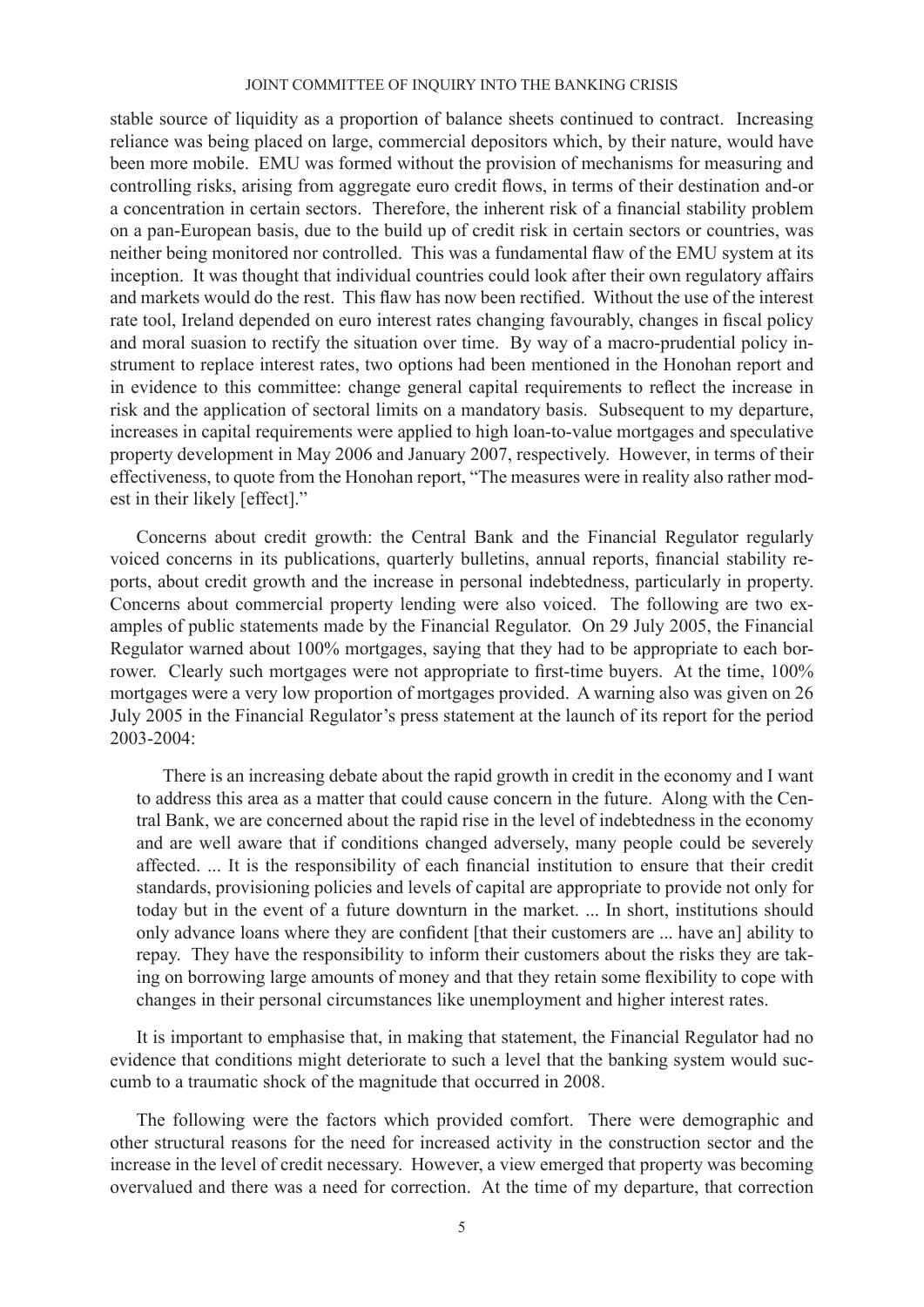stable source of liquidity as a proportion of balance sheets continued to contract. Increasing reliance was being placed on large, commercial depositors which, by their nature, would have been more mobile. EMU was formed without the provision of mechanisms for measuring and controlling risks, arising from aggregate euro credit flows, in terms of their destination and-or a concentration in certain sectors. Therefore, the inherent risk of a financial stability problem on a pan-European basis, due to the build up of credit risk in certain sectors or countries, was neither being monitored nor controlled. This was a fundamental flaw of the EMU system at its inception. It was thought that individual countries could look after their own regulatory affairs and markets would do the rest. This flaw has now been rectified. Without the use of the interest rate tool, Ireland depended on euro interest rates changing favourably, changes in fiscal policy and moral suasion to rectify the situation over time. By way of a macro-prudential policy instrument to replace interest rates, two options had been mentioned in the Honohan report and in evidence to this committee: change general capital requirements to reflect the increase in risk and the application of sectoral limits on a mandatory basis. Subsequent to my departure, increases in capital requirements were applied to high loan-to-value mortgages and speculative property development in May 2006 and January 2007, respectively. However, in terms of their effectiveness, to quote from the Honohan report, "The measures were in reality also rather modest in their likely [effect]."

Concerns about credit growth: the Central Bank and the Financial Regulator regularly voiced concerns in its publications, quarterly bulletins, annual reports, financial stability reports, about credit growth and the increase in personal indebtedness, particularly in property. Concerns about commercial property lending were also voiced. The following are two examples of public statements made by the Financial Regulator. On 29 July 2005, the Financial Regulator warned about 100% mortgages, saying that they had to be appropriate to each borrower. Clearly such mortgages were not appropriate to first-time buyers. At the time, 100% mortgages were a very low proportion of mortgages provided. A warning also was given on 26 July 2005 in the Financial Regulator's press statement at the launch of its report for the period 2003-2004:

> There is an increasing debate about the rapid growth in credit in the economy and I want to address this area as a matter that could cause concern in the future. Along with the Central Bank, we are concerned about the rapid rise in the level of indebtedness in the economy and are well aware that if conditions changed adversely, many people could be severely affected. ... It is the responsibility of each financial institution to ensure that their credit standards, provisioning policies and levels of capital are appropriate to provide not only for today but in the event of a future downturn in the market. ... In short, institutions should only advance loans where they are confident [that their customers are ... have an] ability to repay. They have the responsibility to inform their customers about the risks they are taking on borrowing large amounts of money and that they retain some flexibility to cope with changes in their personal circumstances like unemployment and higher interest rates.

It is important to emphasise that, in making that statement, the Financial Regulator had no evidence that conditions might deteriorate to such a level that the banking system would succumb to a traumatic shock of the magnitude that occurred in 2008.

The following were the factors which provided comfort. There were demographic and other structural reasons for the need for increased activity in the construction sector and the increase in the level of credit necessary. However, a view emerged that property was becoming overvalued and there was a need for correction. At the time of my departure, that correction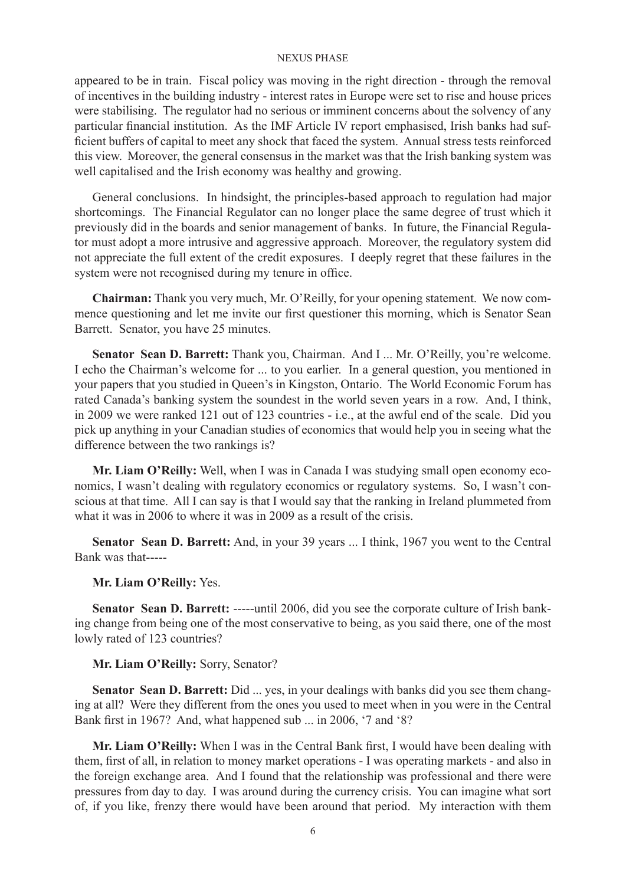appeared to be in train. Fiscal policy was moving in the right direction - through the removal of incentives in the building industry - interest rates in Europe were set to rise and house prices were stabilising. The regulator had no serious or imminent concerns about the solvency of any particular financial institution. As the IMF Article IV report emphasised, Irish banks had sufficient buffers of capital to meet any shock that faced the system. Annual stress tests reinforced this view. Moreover, the general consensus in the market was that the Irish banking system was well capitalised and the Irish economy was healthy and growing.

General conclusions. In hindsight, the principles-based approach to regulation had major shortcomings. The Financial Regulator can no longer place the same degree of trust which it previously did in the boards and senior management of banks. In future, the Financial Regulator must adopt a more intrusive and aggressive approach. Moreover, the regulatory system did not appreciate the full extent of the credit exposures. I deeply regret that these failures in the system were not recognised during my tenure in office.

**Chairman:** Thank you very much, Mr. O'Reilly, for your opening statement. We now commence questioning and let me invite our first questioner this morning, which is Senator Sean Barrett. Senator, you have 25 minutes.

**Senator Sean D. Barrett:** Thank you, Chairman. And I ... Mr. O'Reilly, you're welcome. I echo the Chairman's welcome for ... to you earlier. In a general question, you mentioned in your papers that you studied in Queen's in Kingston, Ontario. The World Economic Forum has rated Canada's banking system the soundest in the world seven years in a row. And, I think, in 2009 we were ranked 121 out of 123 countries - i.e., at the awful end of the scale. Did you pick up anything in your Canadian studies of economics that would help you in seeing what the difference between the two rankings is?

**Mr. Liam O'Reilly:** Well, when I was in Canada I was studying small open economy economics, I wasn't dealing with regulatory economics or regulatory systems. So, I wasn't conscious at that time. All I can say is that I would say that the ranking in Ireland plummeted from what it was in 2006 to where it was in 2009 as a result of the crisis.

**Senator Sean D. Barrett:** And, in your 39 years ... I think, 1967 you went to the Central Bank was that-----

**Mr. Liam O'Reilly:** Yes.

**Senator Sean D. Barrett:** -----until 2006, did you see the corporate culture of Irish banking change from being one of the most conservative to being, as you said there, one of the most lowly rated of 123 countries?

**Mr. Liam O'Reilly:** Sorry, Senator?

**Senator Sean D. Barrett:** Did ... yes, in your dealings with banks did you see them changing at all? Were they different from the ones you used to meet when in you were in the Central Bank first in 1967? And, what happened sub ... in 2006, '7 and '8?

**Mr. Liam O'Reilly:** When I was in the Central Bank first, I would have been dealing with them, first of all, in relation to money market operations - I was operating markets - and also in the foreign exchange area. And I found that the relationship was professional and there were pressures from day to day. I was around during the currency crisis. You can imagine what sort of, if you like, frenzy there would have been around that period. My interaction with them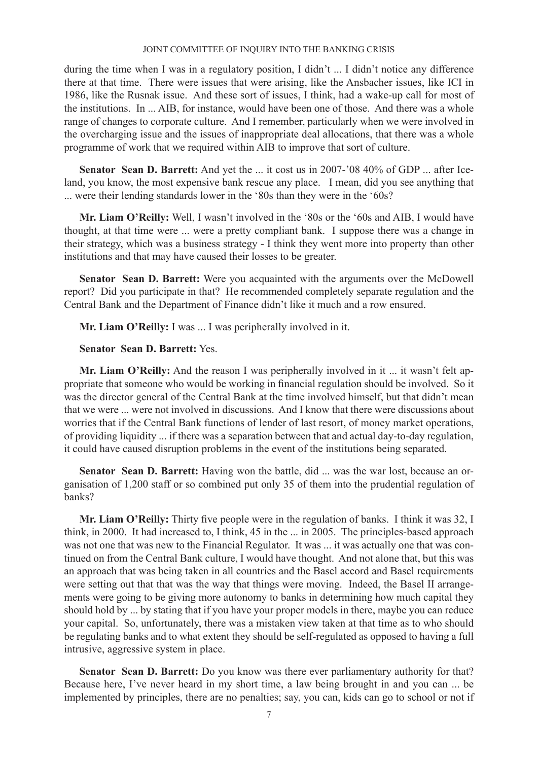during the time when I was in a regulatory position, I didn't ... I didn't notice any difference there at that time. There were issues that were arising, like the Ansbacher issues, like ICI in 1986, like the Rusnak issue. And these sort of issues, I think, had a wake-up call for most of the institutions. In ... AIB, for instance, would have been one of those. And there was a whole range of changes to corporate culture. And I remember, particularly when we were involved in the overcharging issue and the issues of inappropriate deal allocations, that there was a whole programme of work that we required within AIB to improve that sort of culture.

**Senator Sean D. Barrett:** And yet the ... it cost us in 2007-'08 40% of GDP ... after Iceland, you know, the most expensive bank rescue any place. I mean, did you see anything that ... were their lending standards lower in the '80s than they were in the '60s?

**Mr. Liam O'Reilly:** Well, I wasn't involved in the '80s or the '60s and AIB, I would have thought, at that time were ... were a pretty compliant bank. I suppose there was a change in their strategy, which was a business strategy - I think they went more into property than other institutions and that may have caused their losses to be greater.

**Senator Sean D. Barrett:** Were you acquainted with the arguments over the McDowell report? Did you participate in that? He recommended completely separate regulation and the Central Bank and the Department of Finance didn't like it much and a row ensured.

**Mr. Liam O'Reilly:** I was ... I was peripherally involved in it.

**Senator Sean D. Barrett:** Yes.

**Mr. Liam O'Reilly:** And the reason I was peripherally involved in it ... it wasn't felt appropriate that someone who would be working in financial regulation should be involved. So it was the director general of the Central Bank at the time involved himself, but that didn't mean that we were ... were not involved in discussions. And I know that there were discussions about worries that if the Central Bank functions of lender of last resort, of money market operations, of providing liquidity ... if there was a separation between that and actual day-to-day regulation, it could have caused disruption problems in the event of the institutions being separated.

**Senator Sean D. Barrett:** Having won the battle, did ... was the war lost, because an organisation of 1,200 staff or so combined put only 35 of them into the prudential regulation of banks?

**Mr. Liam O'Reilly:** Thirty five people were in the regulation of banks. I think it was 32, I think, in 2000. It had increased to, I think, 45 in the ... in 2005. The principles-based approach was not one that was new to the Financial Regulator. It was ... it was actually one that was continued on from the Central Bank culture, I would have thought. And not alone that, but this was an approach that was being taken in all countries and the Basel accord and Basel requirements were setting out that that was the way that things were moving. Indeed, the Basel II arrangements were going to be giving more autonomy to banks in determining how much capital they should hold by ... by stating that if you have your proper models in there, maybe you can reduce your capital. So, unfortunately, there was a mistaken view taken at that time as to who should be regulating banks and to what extent they should be self-regulated as opposed to having a full intrusive, aggressive system in place.

**Senator Sean D. Barrett:** Do you know was there ever parliamentary authority for that? Because here, I've never heard in my short time, a law being brought in and you can ... be implemented by principles, there are no penalties; say, you can, kids can go to school or not if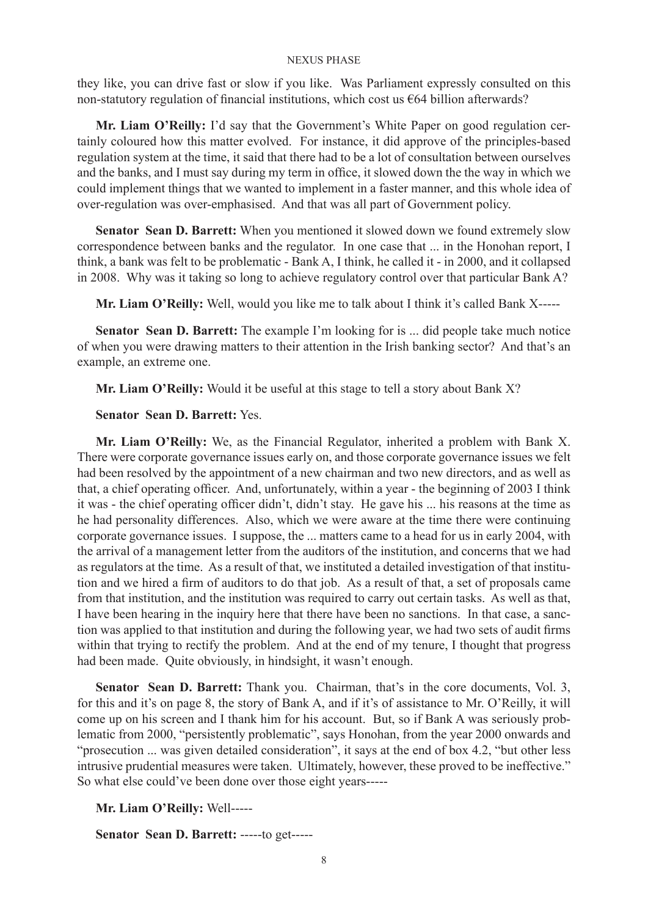they like, you can drive fast or slow if you like. Was Parliament expressly consulted on this non-statutory regulation of financial institutions, which cost us €64 billion afterwards?

**Mr. Liam O'Reilly:** I'd say that the Government's White Paper on good regulation certainly coloured how this matter evolved. For instance, it did approve of the principles-based regulation system at the time, it said that there had to be a lot of consultation between ourselves and the banks, and I must say during my term in office, it slowed down the the way in which we could implement things that we wanted to implement in a faster manner, and this whole idea of over-regulation was over-emphasised. And that was all part of Government policy.

**Senator Sean D. Barrett:** When you mentioned it slowed down we found extremely slow correspondence between banks and the regulator. In one case that ... in the Honohan report, I think, a bank was felt to be problematic - Bank A, I think, he called it - in 2000, and it collapsed in 2008. Why was it taking so long to achieve regulatory control over that particular Bank A?

**Mr. Liam O'Reilly:** Well, would you like me to talk about I think it's called Bank X-----

**Senator Sean D. Barrett:** The example I'm looking for is ... did people take much notice of when you were drawing matters to their attention in the Irish banking sector? And that's an example, an extreme one.

**Mr. Liam O'Reilly:** Would it be useful at this stage to tell a story about Bank X?

**Senator Sean D. Barrett:** Yes.

**Mr. Liam O'Reilly:** We, as the Financial Regulator, inherited a problem with Bank X. There were corporate governance issues early on, and those corporate governance issues we felt had been resolved by the appointment of a new chairman and two new directors, and as well as that, a chief operating officer. And, unfortunately, within a year - the beginning of 2003 I think it was - the chief operating officer didn't, didn't stay. He gave his ... his reasons at the time as he had personality differences. Also, which we were aware at the time there were continuing corporate governance issues. I suppose, the ... matters came to a head for us in early 2004, with the arrival of a management letter from the auditors of the institution, and concerns that we had as regulators at the time. As a result of that, we instituted a detailed investigation of that institution and we hired a firm of auditors to do that job. As a result of that, a set of proposals came from that institution, and the institution was required to carry out certain tasks. As well as that, I have been hearing in the inquiry here that there have been no sanctions. In that case, a sanction was applied to that institution and during the following year, we had two sets of audit firms within that trying to rectify the problem. And at the end of my tenure, I thought that progress had been made. Quite obviously, in hindsight, it wasn't enough.

**Senator Sean D. Barrett:** Thank you. Chairman, that's in the core documents, Vol. 3, for this and it's on page 8, the story of Bank A, and if it's of assistance to Mr. O'Reilly, it will come up on his screen and I thank him for his account. But, so if Bank A was seriously problematic from 2000, "persistently problematic", says Honohan, from the year 2000 onwards and "prosecution ... was given detailed consideration", it says at the end of box 4.2, "but other less intrusive prudential measures were taken. Ultimately, however, these proved to be ineffective." So what else could've been done over those eight years-----

**Mr. Liam O'Reilly:** Well-----

**Senator Sean D. Barrett:** -----to get-----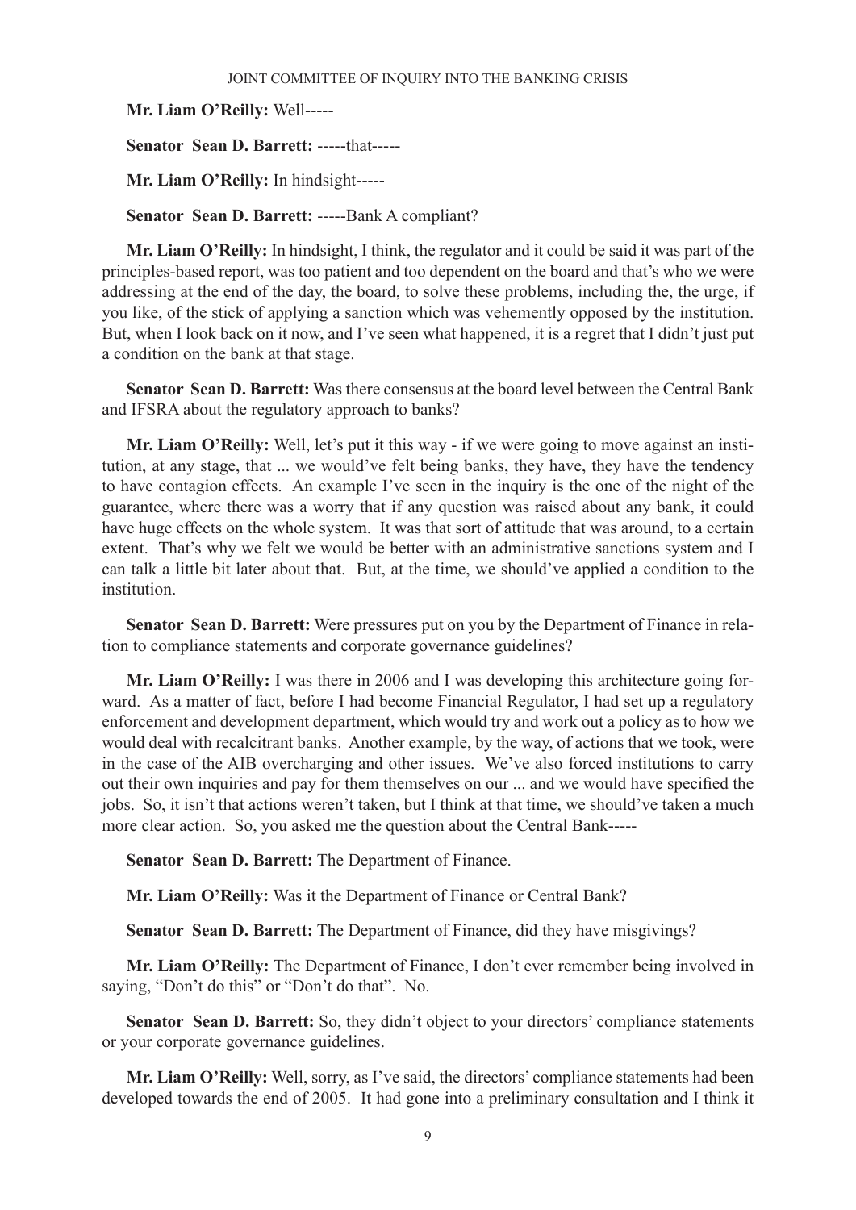**Mr. Liam O'Reilly:** Well-----

**Senator Sean D. Barrett:** -----that-----

**Mr. Liam O'Reilly:** In hindsight-----

**Senator Sean D. Barrett:** -----Bank A compliant?

**Mr. Liam O'Reilly:** In hindsight, I think, the regulator and it could be said it was part of the principles-based report, was too patient and too dependent on the board and that's who we were addressing at the end of the day, the board, to solve these problems, including the, the urge, if you like, of the stick of applying a sanction which was vehemently opposed by the institution. But, when I look back on it now, and I've seen what happened, it is a regret that I didn't just put a condition on the bank at that stage.

**Senator Sean D. Barrett:** Was there consensus at the board level between the Central Bank and IFSRA about the regulatory approach to banks?

**Mr. Liam O'Reilly:** Well, let's put it this way - if we were going to move against an institution, at any stage, that ... we would've felt being banks, they have, they have the tendency to have contagion effects. An example I've seen in the inquiry is the one of the night of the guarantee, where there was a worry that if any question was raised about any bank, it could have huge effects on the whole system. It was that sort of attitude that was around, to a certain extent. That's why we felt we would be better with an administrative sanctions system and I can talk a little bit later about that. But, at the time, we should've applied a condition to the institution.

**Senator Sean D. Barrett:** Were pressures put on you by the Department of Finance in relation to compliance statements and corporate governance guidelines?

**Mr. Liam O'Reilly:** I was there in 2006 and I was developing this architecture going forward. As a matter of fact, before I had become Financial Regulator, I had set up a regulatory enforcement and development department, which would try and work out a policy as to how we would deal with recalcitrant banks. Another example, by the way, of actions that we took, were in the case of the AIB overcharging and other issues. We've also forced institutions to carry out their own inquiries and pay for them themselves on our ... and we would have specified the jobs. So, it isn't that actions weren't taken, but I think at that time, we should've taken a much more clear action. So, you asked me the question about the Central Bank-----

**Senator Sean D. Barrett:** The Department of Finance.

**Mr. Liam O'Reilly:** Was it the Department of Finance or Central Bank?

**Senator Sean D. Barrett:** The Department of Finance, did they have misgivings?

**Mr. Liam O'Reilly:** The Department of Finance, I don't ever remember being involved in saying, "Don't do this" or "Don't do that". No.

**Senator Sean D. Barrett:** So, they didn't object to your directors' compliance statements or your corporate governance guidelines.

**Mr. Liam O'Reilly:** Well, sorry, as I've said, the directors' compliance statements had been developed towards the end of 2005. It had gone into a preliminary consultation and I think it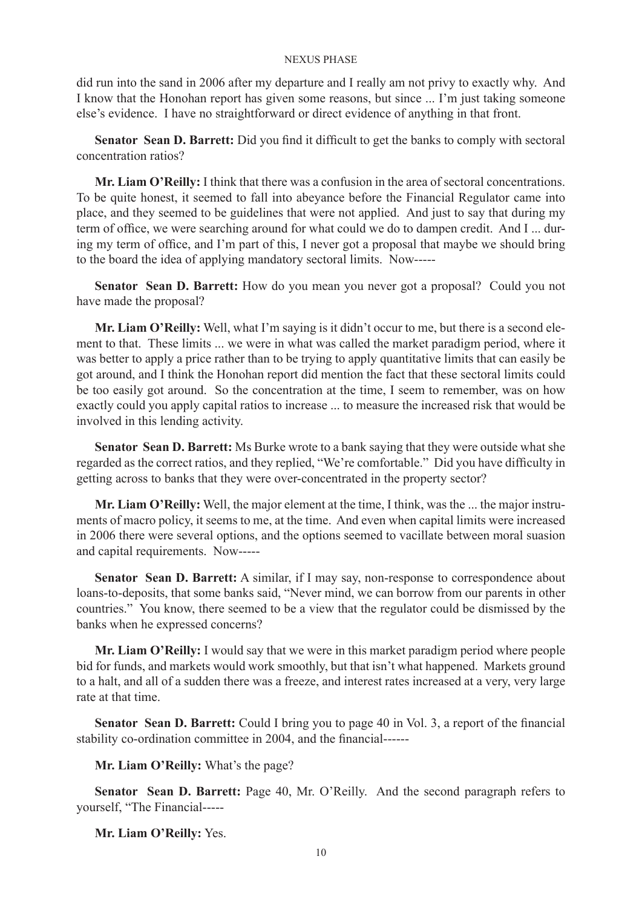did run into the sand in 2006 after my departure and I really am not privy to exactly why. And I know that the Honohan report has given some reasons, but since ... I'm just taking someone else's evidence. I have no straightforward or direct evidence of anything in that front.

**Senator Sean D. Barrett:** Did you find it difficult to get the banks to comply with sectoral concentration ratios?

**Mr. Liam O'Reilly:** I think that there was a confusion in the area of sectoral concentrations. To be quite honest, it seemed to fall into abeyance before the Financial Regulator came into place, and they seemed to be guidelines that were not applied. And just to say that during my term of office, we were searching around for what could we do to dampen credit. And I ... during my term of office, and I'm part of this, I never got a proposal that maybe we should bring to the board the idea of applying mandatory sectoral limits. Now-----

**Senator Sean D. Barrett:** How do you mean you never got a proposal? Could you not have made the proposal?

**Mr. Liam O'Reilly:** Well, what I'm saying is it didn't occur to me, but there is a second element to that. These limits ... we were in what was called the market paradigm period, where it was better to apply a price rather than to be trying to apply quantitative limits that can easily be got around, and I think the Honohan report did mention the fact that these sectoral limits could be too easily got around. So the concentration at the time, I seem to remember, was on how exactly could you apply capital ratios to increase ... to measure the increased risk that would be involved in this lending activity.

**Senator Sean D. Barrett:** Ms Burke wrote to a bank saying that they were outside what she regarded as the correct ratios, and they replied, "We're comfortable." Did you have difficulty in getting across to banks that they were over-concentrated in the property sector?

**Mr. Liam O'Reilly:** Well, the major element at the time, I think, was the ... the major instruments of macro policy, it seems to me, at the time. And even when capital limits were increased in 2006 there were several options, and the options seemed to vacillate between moral suasion and capital requirements. Now-----

**Senator Sean D. Barrett:** A similar, if I may say, non-response to correspondence about loans-to-deposits, that some banks said, "Never mind, we can borrow from our parents in other countries." You know, there seemed to be a view that the regulator could be dismissed by the banks when he expressed concerns?

**Mr. Liam O'Reilly:** I would say that we were in this market paradigm period where people bid for funds, and markets would work smoothly, but that isn't what happened. Markets ground to a halt, and all of a sudden there was a freeze, and interest rates increased at a very, very large rate at that time.

**Senator Sean D. Barrett:** Could I bring you to page 40 in Vol. 3, a report of the financial stability co-ordination committee in 2004, and the financial------

**Mr. Liam O'Reilly:** What's the page?

**Senator Sean D. Barrett:** Page 40, Mr. O'Reilly. And the second paragraph refers to yourself, "The Financial-----

**Mr. Liam O'Reilly:** Yes.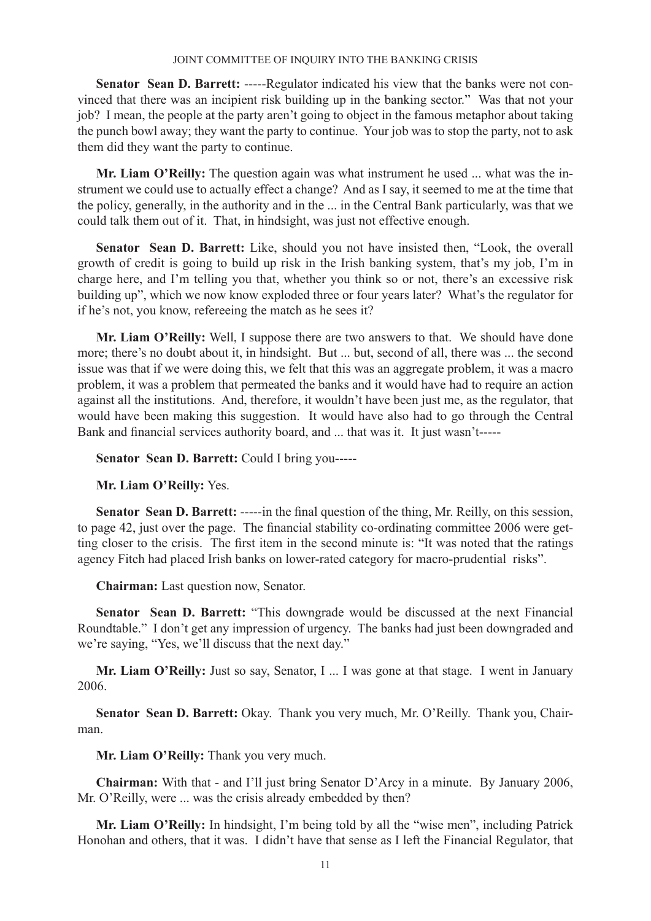**Senator Sean D. Barrett:** -----Regulator indicated his view that the banks were not convinced that there was an incipient risk building up in the banking sector." Was that not your job? I mean, the people at the party aren't going to object in the famous metaphor about taking the punch bowl away; they want the party to continue. Your job was to stop the party, not to ask them did they want the party to continue.

**Mr. Liam O'Reilly:** The question again was what instrument he used ... what was the instrument we could use to actually effect a change? And as I say, it seemed to me at the time that the policy, generally, in the authority and in the ... in the Central Bank particularly, was that we could talk them out of it. That, in hindsight, was just not effective enough.

**Senator Sean D. Barrett:** Like, should you not have insisted then, "Look, the overall growth of credit is going to build up risk in the Irish banking system, that's my job, I'm in charge here, and I'm telling you that, whether you think so or not, there's an excessive risk building up", which we now know exploded three or four years later? What's the regulator for if he's not, you know, refereeing the match as he sees it?

**Mr. Liam O'Reilly:** Well, I suppose there are two answers to that. We should have done more; there's no doubt about it, in hindsight. But ... but, second of all, there was ... the second issue was that if we were doing this, we felt that this was an aggregate problem, it was a macro problem, it was a problem that permeated the banks and it would have had to require an action against all the institutions. And, therefore, it wouldn't have been just me, as the regulator, that would have been making this suggestion. It would have also had to go through the Central Bank and financial services authority board, and ... that was it. It just wasn't-----

**Senator Sean D. Barrett:** Could I bring you-----

**Mr. Liam O'Reilly:** Yes.

**Senator Sean D. Barrett:** -----in the final question of the thing, Mr. Reilly, on this session, to page 42, just over the page. The financial stability co-ordinating committee 2006 were getting closer to the crisis. The first item in the second minute is: "It was noted that the ratings agency Fitch had placed Irish banks on lower-rated category for macro-prudential risks".

**Chairman:** Last question now, Senator.

**Senator Sean D. Barrett:** "This downgrade would be discussed at the next Financial Roundtable." I don't get any impression of urgency. The banks had just been downgraded and we're saying, "Yes, we'll discuss that the next day."

**Mr. Liam O'Reilly:** Just so say, Senator, I ... I was gone at that stage. I went in January 2006.

**Senator Sean D. Barrett:** Okay. Thank you very much, Mr. O'Reilly. Thank you, Chairman.

**Mr. Liam O'Reilly:** Thank you very much.

**Chairman:** With that - and I'll just bring Senator D'Arcy in a minute. By January 2006, Mr. O'Reilly, were ... was the crisis already embedded by then?

**Mr. Liam O'Reilly:** In hindsight, I'm being told by all the "wise men", including Patrick Honohan and others, that it was. I didn't have that sense as I left the Financial Regulator, that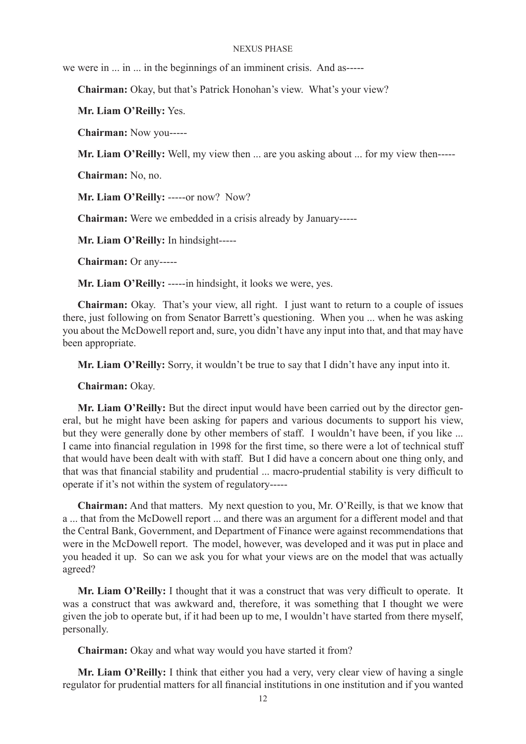we were in ... in ... in the beginnings of an imminent crisis. And as-----

**Chairman:** Okay, but that's Patrick Honohan's view. What's your view?

**Mr. Liam O'Reilly:** Yes.

**Chairman:** Now you-----

**Mr. Liam O'Reilly:** Well, my view then ... are you asking about ... for my view then-----

**Chairman:** No, no.

**Mr. Liam O'Reilly:** -----or now? Now?

**Chairman:** Were we embedded in a crisis already by January-----

**Mr. Liam O'Reilly:** In hindsight-----

**Chairman:** Or any-----

**Mr. Liam O'Reilly:** -----in hindsight, it looks we were, yes.

**Chairman:** Okay. That's your view, all right. I just want to return to a couple of issues there, just following on from Senator Barrett's questioning. When you ... when he was asking you about the McDowell report and, sure, you didn't have any input into that, and that may have been appropriate.

**Mr. Liam O'Reilly:** Sorry, it wouldn't be true to say that I didn't have any input into it.

**Chairman:** Okay.

**Mr. Liam O'Reilly:** But the direct input would have been carried out by the director general, but he might have been asking for papers and various documents to support his view, but they were generally done by other members of staff. I wouldn't have been, if you like ... I came into financial regulation in 1998 for the first time, so there were a lot of technical stuff that would have been dealt with with staff. But I did have a concern about one thing only, and that was that financial stability and prudential ... macro-prudential stability is very difficult to operate if it's not within the system of regulatory-----

**Chairman:** And that matters. My next question to you, Mr. O'Reilly, is that we know that a ... that from the McDowell report ... and there was an argument for a different model and that the Central Bank, Government, and Department of Finance were against recommendations that were in the McDowell report. The model, however, was developed and it was put in place and you headed it up. So can we ask you for what your views are on the model that was actually agreed?

**Mr. Liam O'Reilly:** I thought that it was a construct that was very difficult to operate. It was a construct that was awkward and, therefore, it was something that I thought we were given the job to operate but, if it had been up to me, I wouldn't have started from there myself, personally.

**Chairman:** Okay and what way would you have started it from?

**Mr. Liam O'Reilly:** I think that either you had a very, very clear view of having a single regulator for prudential matters for all financial institutions in one institution and if you wanted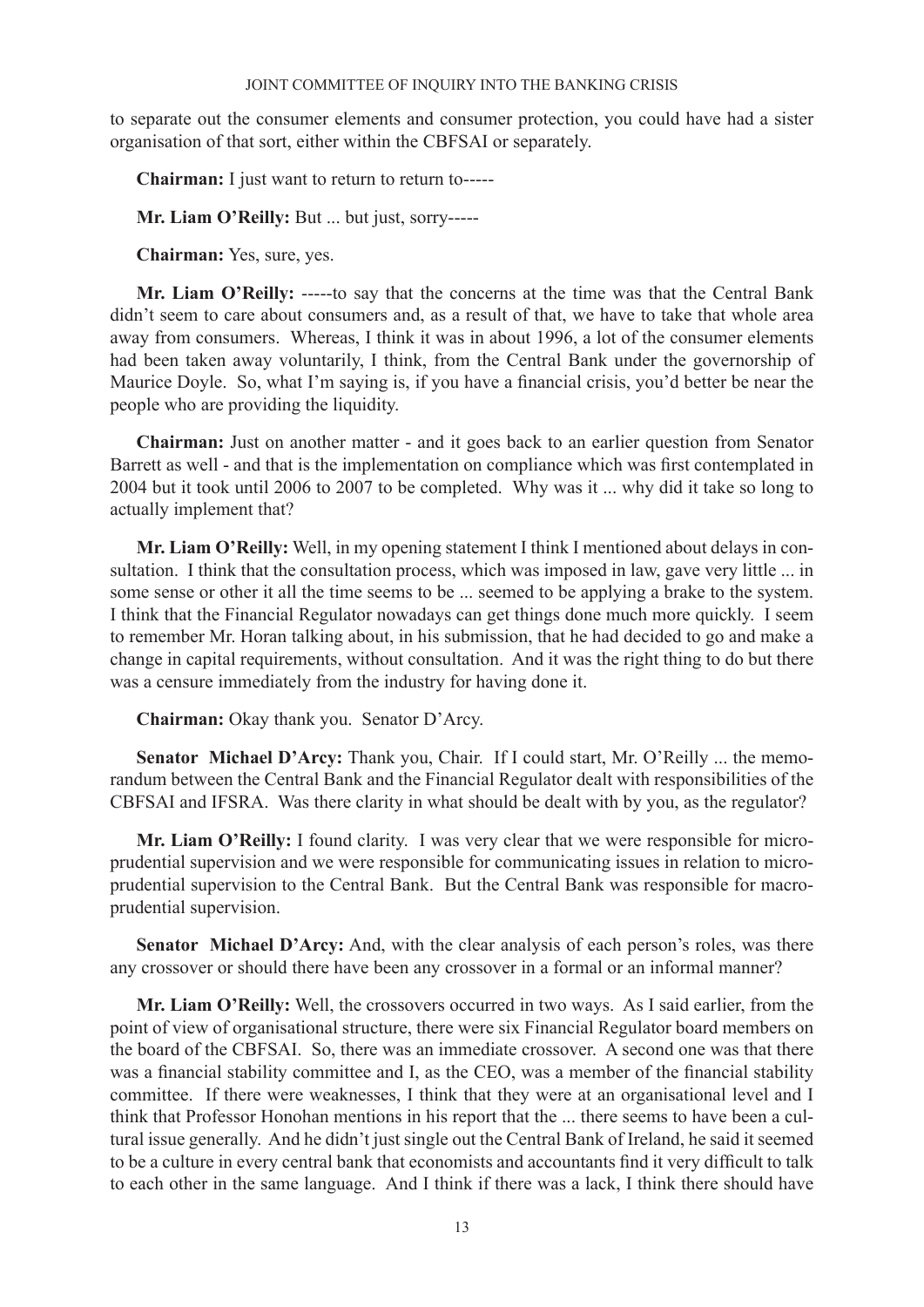to separate out the consumer elements and consumer protection, you could have had a sister organisation of that sort, either within the CBFSAI or separately.

**Chairman:** I just want to return to return to-----

**Mr. Liam O'Reilly:** But ... but just, sorry-----

**Chairman:** Yes, sure, yes.

**Mr. Liam O'Reilly:** -----to say that the concerns at the time was that the Central Bank didn't seem to care about consumers and, as a result of that, we have to take that whole area away from consumers. Whereas, I think it was in about 1996, a lot of the consumer elements had been taken away voluntarily, I think, from the Central Bank under the governorship of Maurice Doyle. So, what I'm saying is, if you have a financial crisis, you'd better be near the people who are providing the liquidity.

**Chairman:** Just on another matter - and it goes back to an earlier question from Senator Barrett as well - and that is the implementation on compliance which was first contemplated in 2004 but it took until 2006 to 2007 to be completed. Why was it ... why did it take so long to actually implement that?

**Mr. Liam O'Reilly:** Well, in my opening statement I think I mentioned about delays in consultation. I think that the consultation process, which was imposed in law, gave very little ... in some sense or other it all the time seems to be ... seemed to be applying a brake to the system. I think that the Financial Regulator nowadays can get things done much more quickly. I seem to remember Mr. Horan talking about, in his submission, that he had decided to go and make a change in capital requirements, without consultation. And it was the right thing to do but there was a censure immediately from the industry for having done it.

**Chairman:** Okay thank you. Senator D'Arcy.

**Senator Michael D'Arcy:** Thank you, Chair. If I could start, Mr. O'Reilly ... the memorandum between the Central Bank and the Financial Regulator dealt with responsibilities of the CBFSAI and IFSRA. Was there clarity in what should be dealt with by you, as the regulator?

**Mr. Liam O'Reilly:** I found clarity. I was very clear that we were responsible for micro-prudential supervision and we were responsible for communicating issues in relation to micro-prudential supervision to the Central Bank. But the Central Bank was responsible for macro-prudential supervision.

**Senator Michael D'Arcy:** And, with the clear analysis of each person's roles, was there any crossover or should there have been any crossover in a formal or an informal manner?

**Mr. Liam O'Reilly:** Well, the crossovers occurred in two ways. As I said earlier, from the point of view of organisational structure, there were six Financial Regulator board members on the board of the CBFSAI. So, there was an immediate crossover. A second one was that there was a financial stability committee and I, as the CEO, was a member of the financial stability committee. If there were weaknesses, I think that they were at an organisational level and I think that Professor Honohan mentions in his report that the ... there seems to have been a cultural issue generally. And he didn't just single out the Central Bank of Ireland, he said it seemed to be a culture in every central bank that economists and accountants find it very difficult to talk to each other in the same language. And I think if there was a lack, I think there should have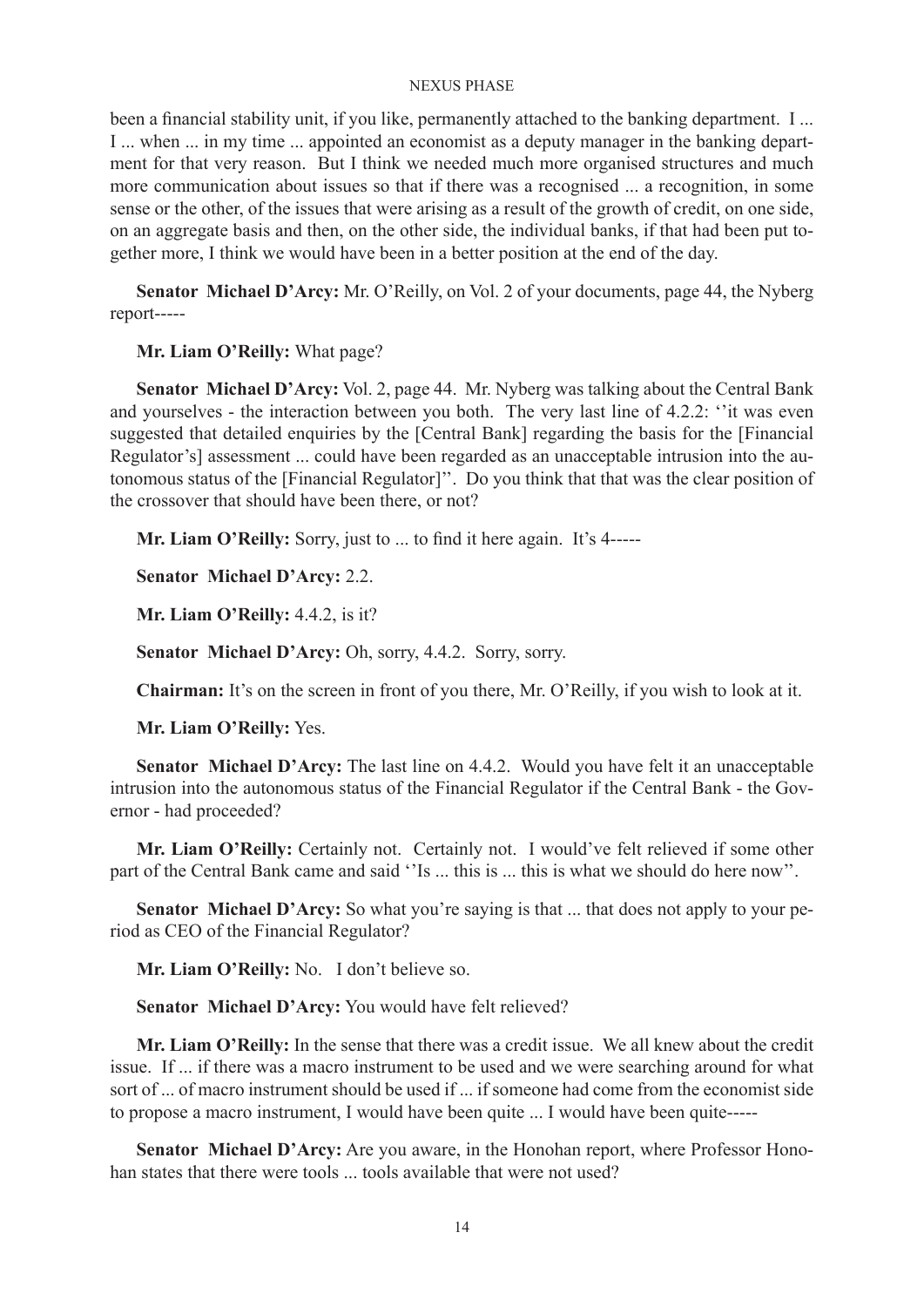been a financial stability unit, if you like, permanently attached to the banking department. I ... I ... when ... in my time ... appointed an economist as a deputy manager in the banking department for that very reason. But I think we needed much more organised structures and much more communication about issues so that if there was a recognised ... a recognition, in some sense or the other, of the issues that were arising as a result of the growth of credit, on one side, on an aggregate basis and then, on the other side, the individual banks, if that had been put together more, I think we would have been in a better position at the end of the day.

**Senator Michael D'Arcy:** Mr. O'Reilly, on Vol. 2 of your documents, page 44, the Nyberg report-----

**Mr. Liam O'Reilly:** What page?

**Senator Michael D'Arcy:** Vol. 2, page 44. Mr. Nyberg was talking about the Central Bank and yourselves - the interaction between you both. The very last line of 4.2.2: ''it was even suggested that detailed enquiries by the [Central Bank] regarding the basis for the [Financial Regulator's] assessment ... could have been regarded as an unacceptable intrusion into the autonomous status of the [Financial Regulator]''. Do you think that that was the clear position of the crossover that should have been there, or not?

**Mr. Liam O'Reilly:** Sorry, just to ... to find it here again. It's 4-----

**Senator Michael D'Arcy:** 2.2.

**Mr. Liam O'Reilly:** 4.4.2, is it?

**Senator Michael D'Arcy:** Oh, sorry, 4.4.2. Sorry, sorry.

**Chairman:** It's on the screen in front of you there, Mr. O'Reilly, if you wish to look at it.

**Mr. Liam O'Reilly:** Yes.

**Senator Michael D'Arcy:** The last line on 4.4.2. Would you have felt it an unacceptable intrusion into the autonomous status of the Financial Regulator if the Central Bank - the Governor - had proceeded?

**Mr. Liam O'Reilly:** Certainly not. Certainly not. I would've felt relieved if some other part of the Central Bank came and said ''Is ... this is ... this is what we should do here now''.

**Senator Michael D'Arcy:** So what you're saying is that ... that does not apply to your period as CEO of the Financial Regulator?

**Mr. Liam O'Reilly:** No. I don't believe so.

**Senator Michael D'Arcy:** You would have felt relieved?

**Mr. Liam O'Reilly:** In the sense that there was a credit issue. We all knew about the credit issue. If ... if there was a macro instrument to be used and we were searching around for what sort of ... of macro instrument should be used if ... if someone had come from the economist side to propose a macro instrument, I would have been quite ... I would have been quite-----

**Senator Michael D'Arcy:** Are you aware, in the Honohan report, where Professor Honohan states that there were tools ... tools available that were not used?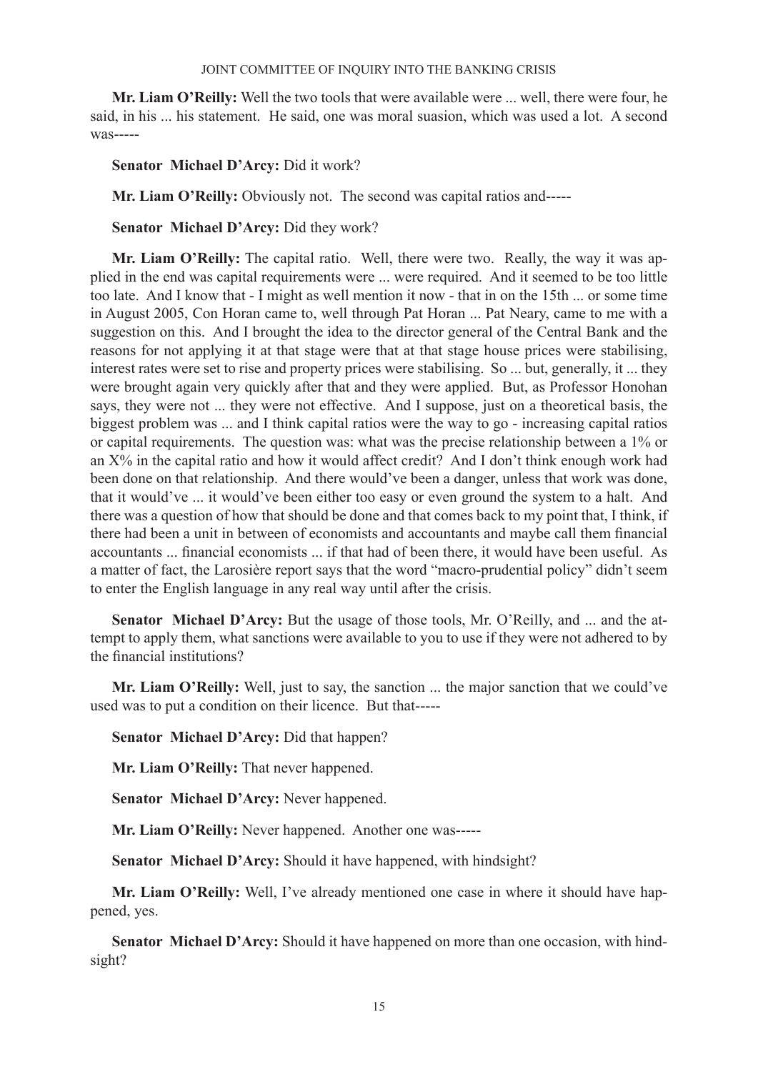**Mr. Liam O'Reilly:** Well the two tools that were available were ... well, there were four, he said, in his ... his statement. He said, one was moral suasion, which was used a lot. A second was-----

**Senator Michael D'Arcy:** Did it work?

**Mr. Liam O'Reilly:** Obviously not. The second was capital ratios and-----

**Senator Michael D'Arcy:** Did they work?

**Mr. Liam O'Reilly:** The capital ratio. Well, there were two. Really, the way it was applied in the end was capital requirements were ... were required. And it seemed to be too little too late. And I know that - I might as well mention it now - that in on the 15th ... or some time in August 2005, Con Horan came to, well through Pat Horan ... Pat Neary, came to me with a suggestion on this. And I brought the idea to the director general of the Central Bank and the reasons for not applying it at that stage were that at that stage house prices were stabilising, interest rates were set to rise and property prices were stabilising. So ... but, generally, it ... they were brought again very quickly after that and they were applied. But, as Professor Honohan says, they were not ... they were not effective. And I suppose, just on a theoretical basis, the biggest problem was ... and I think capital ratios were the way to go - increasing capital ratios or capital requirements. The question was: what was the precise relationship between a 1% or an X% in the capital ratio and how it would affect credit? And I don't think enough work had been done on that relationship. And there would've been a danger, unless that work was done, that it would've ... it would've been either too easy or even ground the system to a halt. And there was a question of how that should be done and that comes back to my point that, I think, if there had been a unit in between of economists and accountants and maybe call them financial accountants ... financial economists ... if that had of been there, it would have been useful. As a matter of fact, the Larosière report says that the word "macro-prudential policy" didn't seem to enter the English language in any real way until after the crisis.

**Senator Michael D'Arcy:** But the usage of those tools, Mr. O'Reilly, and ... and the attempt to apply them, what sanctions were available to you to use if they were not adhered to by the financial institutions?

**Mr. Liam O'Reilly:** Well, just to say, the sanction ... the major sanction that we could've used was to put a condition on their licence. But that-----

**Senator Michael D'Arcy:** Did that happen?

**Mr. Liam O'Reilly:** That never happened.

**Senator Michael D'Arcy:** Never happened.

**Mr. Liam O'Reilly:** Never happened. Another one was-----

**Senator Michael D'Arcy:** Should it have happened, with hindsight?

**Mr. Liam O'Reilly:** Well, I've already mentioned one case in where it should have happened, yes.

**Senator Michael D'Arcy:** Should it have happened on more than one occasion, with hindsight?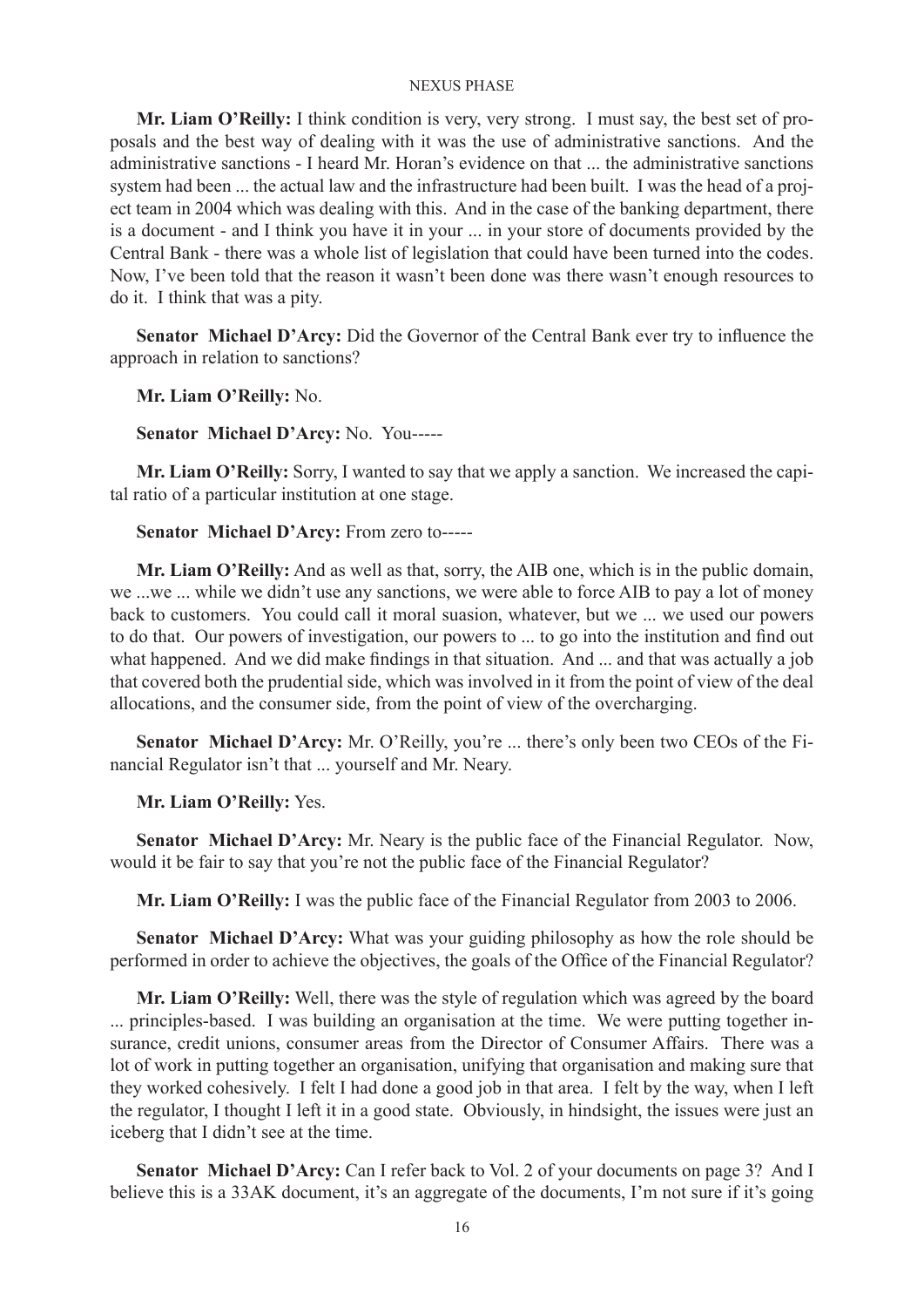**Mr. Liam O'Reilly:** I think condition is very, very strong. I must say, the best set of proposals and the best way of dealing with it was the use of administrative sanctions. And the administrative sanctions - I heard Mr. Horan's evidence on that ... the administrative sanctions system had been ... the actual law and the infrastructure had been built. I was the head of a project team in 2004 which was dealing with this. And in the case of the banking department, there is a document - and I think you have it in your ... in your store of documents provided by the Central Bank - there was a whole list of legislation that could have been turned into the codes. Now, I've been told that the reason it wasn't been done was there wasn't enough resources to do it. I think that was a pity.

**Senator Michael D'Arcy:** Did the Governor of the Central Bank ever try to influence the approach in relation to sanctions?

**Mr. Liam O'Reilly:** No.

**Senator Michael D'Arcy:** No. You-----

**Mr. Liam O'Reilly:** Sorry, I wanted to say that we apply a sanction. We increased the capital ratio of a particular institution at one stage.

**Senator Michael D'Arcy:** From zero to-----

**Mr. Liam O'Reilly:** And as well as that, sorry, the AIB one, which is in the public domain, we ...we ... while we didn't use any sanctions, we were able to force AIB to pay a lot of money back to customers. You could call it moral suasion, whatever, but we ... we used our powers to do that. Our powers of investigation, our powers to ... to go into the institution and find out what happened. And we did make findings in that situation. And ... and that was actually a job that covered both the prudential side, which was involved in it from the point of view of the deal allocations, and the consumer side, from the point of view of the overcharging.

**Senator Michael D'Arcy:** Mr. O'Reilly, you're ... there's only been two CEOs of the Financial Regulator isn't that ... yourself and Mr. Neary.

**Mr. Liam O'Reilly:** Yes.

**Senator Michael D'Arcy:** Mr. Neary is the public face of the Financial Regulator. Now, would it be fair to say that you're not the public face of the Financial Regulator?

**Mr. Liam O'Reilly:** I was the public face of the Financial Regulator from 2003 to 2006.

**Senator Michael D'Arcy:** What was your guiding philosophy as how the role should be performed in order to achieve the objectives, the goals of the Office of the Financial Regulator?

**Mr. Liam O'Reilly:** Well, there was the style of regulation which was agreed by the board ... principles-based. I was building an organisation at the time. We were putting together insurance, credit unions, consumer areas from the Director of Consumer Affairs. There was a lot of work in putting together an organisation, unifying that organisation and making sure that they worked cohesively. I felt I had done a good job in that area. I felt by the way, when I left the regulator, I thought I left it in a good state. Obviously, in hindsight, the issues were just an iceberg that I didn't see at the time.

**Senator Michael D'Arcy:** Can I refer back to Vol. 2 of your documents on page 3? And I believe this is a 33AK document, it's an aggregate of the documents, I'm not sure if it's going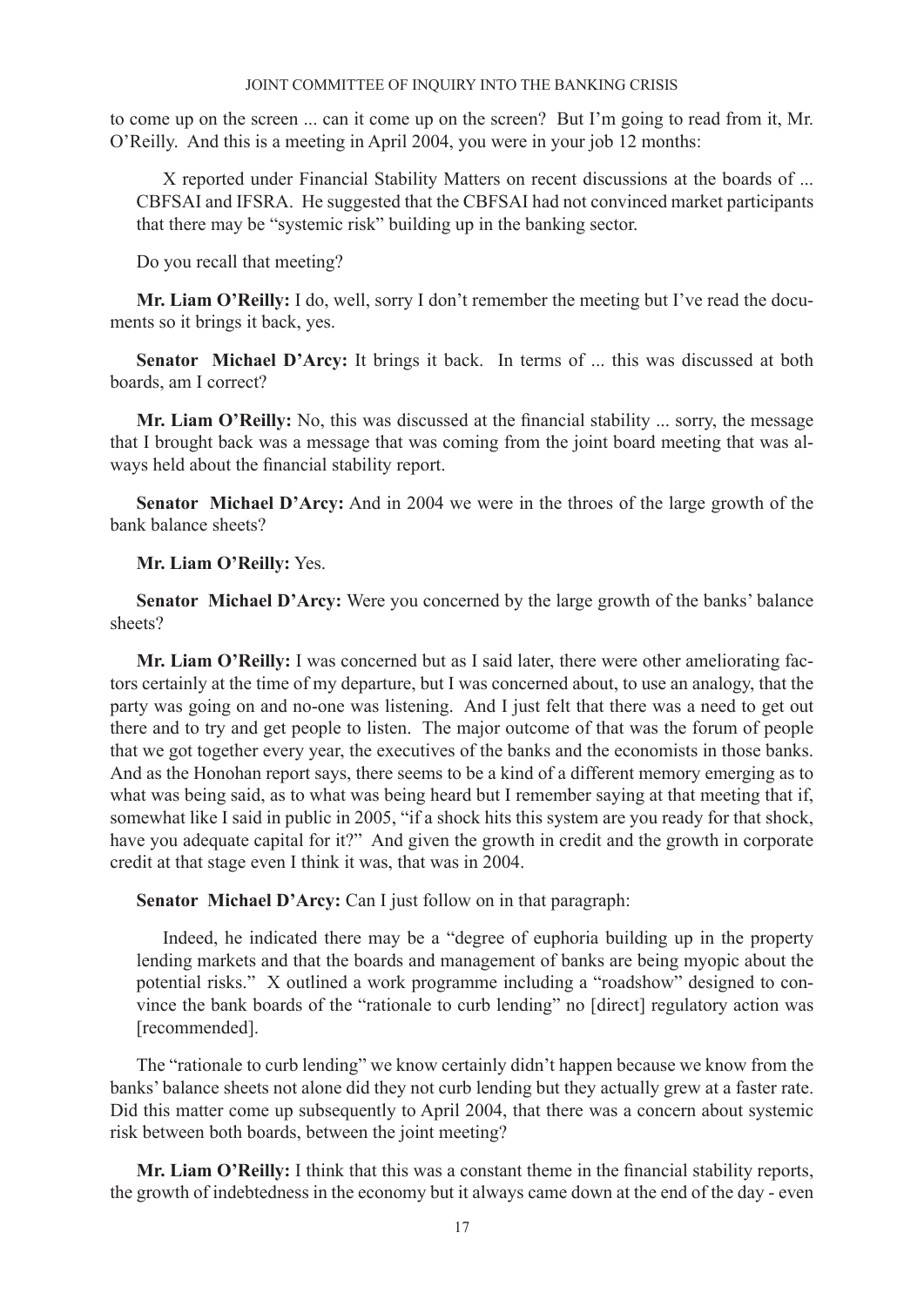to come up on the screen ... can it come up on the screen? But I'm going to read from it, Mr. O'Reilly. And this is a meeting in April 2004, you were in your job 12 months:

> X reported under Financial Stability Matters on recent discussions at the boards of ... CBFSAI and IFSRA. He suggested that the CBFSAI had not convinced market participants that there may be "systemic risk" building up in the banking sector.

Do you recall that meeting?

**Mr. Liam O'Reilly:** I do, well, sorry I don't remember the meeting but I've read the documents so it brings it back, yes.

**Senator Michael D'Arcy:** It brings it back. In terms of ... this was discussed at both boards, am I correct?

**Mr. Liam O'Reilly:** No, this was discussed at the financial stability ... sorry, the message that I brought back was a message that was coming from the joint board meeting that was always held about the financial stability report.

**Senator Michael D'Arcy:** And in 2004 we were in the throes of the large growth of the bank balance sheets?

**Mr. Liam O'Reilly:** Yes.

**Senator Michael D'Arcy:** Were you concerned by the large growth of the banks' balance sheets?

**Mr. Liam O'Reilly:** I was concerned but as I said later, there were other ameliorating factors certainly at the time of my departure, but I was concerned about, to use an analogy, that the party was going on and no-one was listening. And I just felt that there was a need to get out there and to try and get people to listen. The major outcome of that was the forum of people that we got together every year, the executives of the banks and the economists in those banks. And as the Honohan report says, there seems to be a kind of a different memory emerging as to what was being said, as to what was being heard but I remember saying at that meeting that if, somewhat like I said in public in 2005, "if a shock hits this system are you ready for that shock, have you adequate capital for it?" And given the growth in credit and the growth in corporate credit at that stage even I think it was, that was in 2004.

**Senator Michael D'Arcy:** Can I just follow on in that paragraph:

> Indeed, he indicated there may be a "degree of euphoria building up in the property lending markets and that the boards and management of banks are being myopic about the potential risks." X outlined a work programme including a "roadshow" designed to convince the bank boards of the "rationale to curb lending" no [direct] regulatory action was [recommended].

The "rationale to curb lending" we know certainly didn't happen because we know from the banks' balance sheets not alone did they not curb lending but they actually grew at a faster rate. Did this matter come up subsequently to April 2004, that there was a concern about systemic risk between both boards, between the joint meeting?

**Mr. Liam O'Reilly:** I think that this was a constant theme in the financial stability reports, the growth of indebtedness in the economy but it always came down at the end of the day - even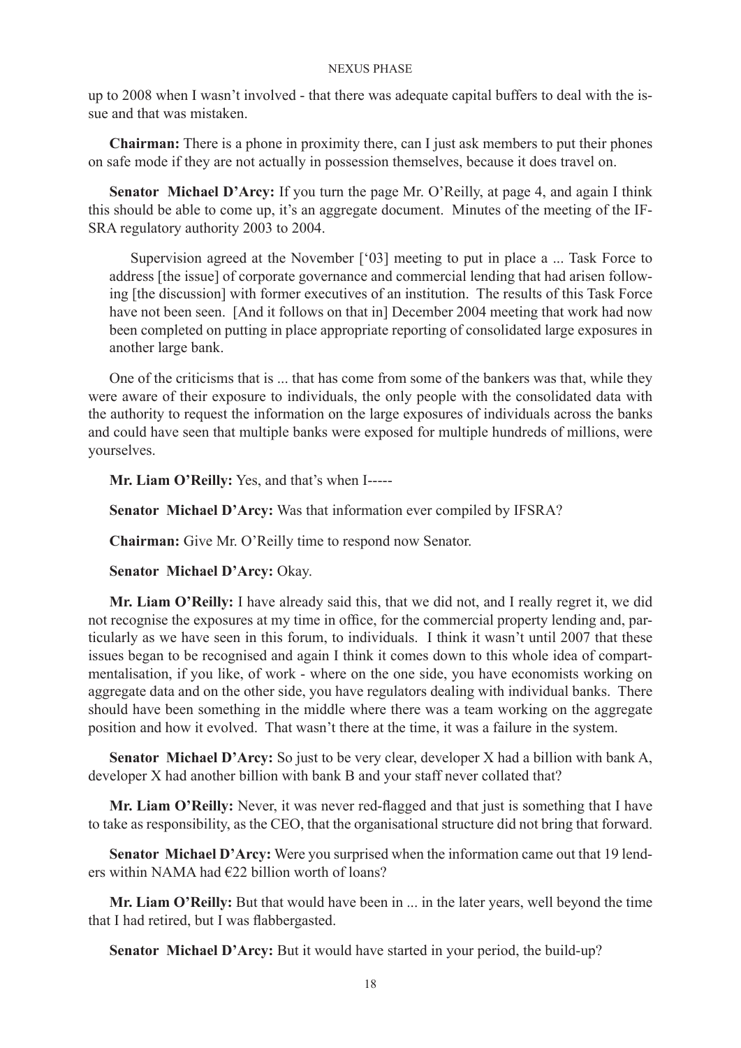up to 2008 when I wasn't involved - that there was adequate capital buffers to deal with the issue and that was mistaken.

**Chairman:** There is a phone in proximity there, can I just ask members to put their phones on safe mode if they are not actually in possession themselves, because it does travel on.

**Senator Michael D'Arcy:** If you turn the page Mr. O'Reilly, at page 4, and again I think this should be able to come up, it's an aggregate document. Minutes of the meeting of the IFSRA regulatory authority 2003 to 2004.

> Supervision agreed at the November ['03] meeting to put in place a ... Task Force to address [the issue] of corporate governance and commercial lending that had arisen following [the discussion] with former executives of an institution. The results of this Task Force have not been seen. [And it follows on that in] December 2004 meeting that work had now been completed on putting in place appropriate reporting of consolidated large exposures in another large bank.

One of the criticisms that is ... that has come from some of the bankers was that, while they were aware of their exposure to individuals, the only people with the consolidated data with the authority to request the information on the large exposures of individuals across the banks and could have seen that multiple banks were exposed for multiple hundreds of millions, were yourselves.

**Mr. Liam O'Reilly:** Yes, and that's when I-----

**Senator Michael D'Arcy:** Was that information ever compiled by IFSRA?

**Chairman:** Give Mr. O'Reilly time to respond now Senator.

**Senator Michael D'Arcy:** Okay.

**Mr. Liam O'Reilly:** I have already said this, that we did not, and I really regret it, we did not recognise the exposures at my time in office, for the commercial property lending and, particularly as we have seen in this forum, to individuals. I think it wasn't until 2007 that these issues began to be recognised and again I think it comes down to this whole idea of compartmentalisation, if you like, of work - where on the one side, you have economists working on aggregate data and on the other side, you have regulators dealing with individual banks. There should have been something in the middle where there was a team working on the aggregate position and how it evolved. That wasn't there at the time, it was a failure in the system.

**Senator Michael D'Arcy:** So just to be very clear, developer X had a billion with bank A, developer X had another billion with bank B and your staff never collated that?

**Mr. Liam O'Reilly:** Never, it was never red-flagged and that just is something that I have to take as responsibility, as the CEO, that the organisational structure did not bring that forward.

**Senator Michael D'Arcy:** Were you surprised when the information came out that 19 lenders within NAMA had €22 billion worth of loans?

**Mr. Liam O'Reilly:** But that would have been in ... in the later years, well beyond the time that I had retired, but I was flabbergasted.

**Senator Michael D'Arcy:** But it would have started in your period, the build-up?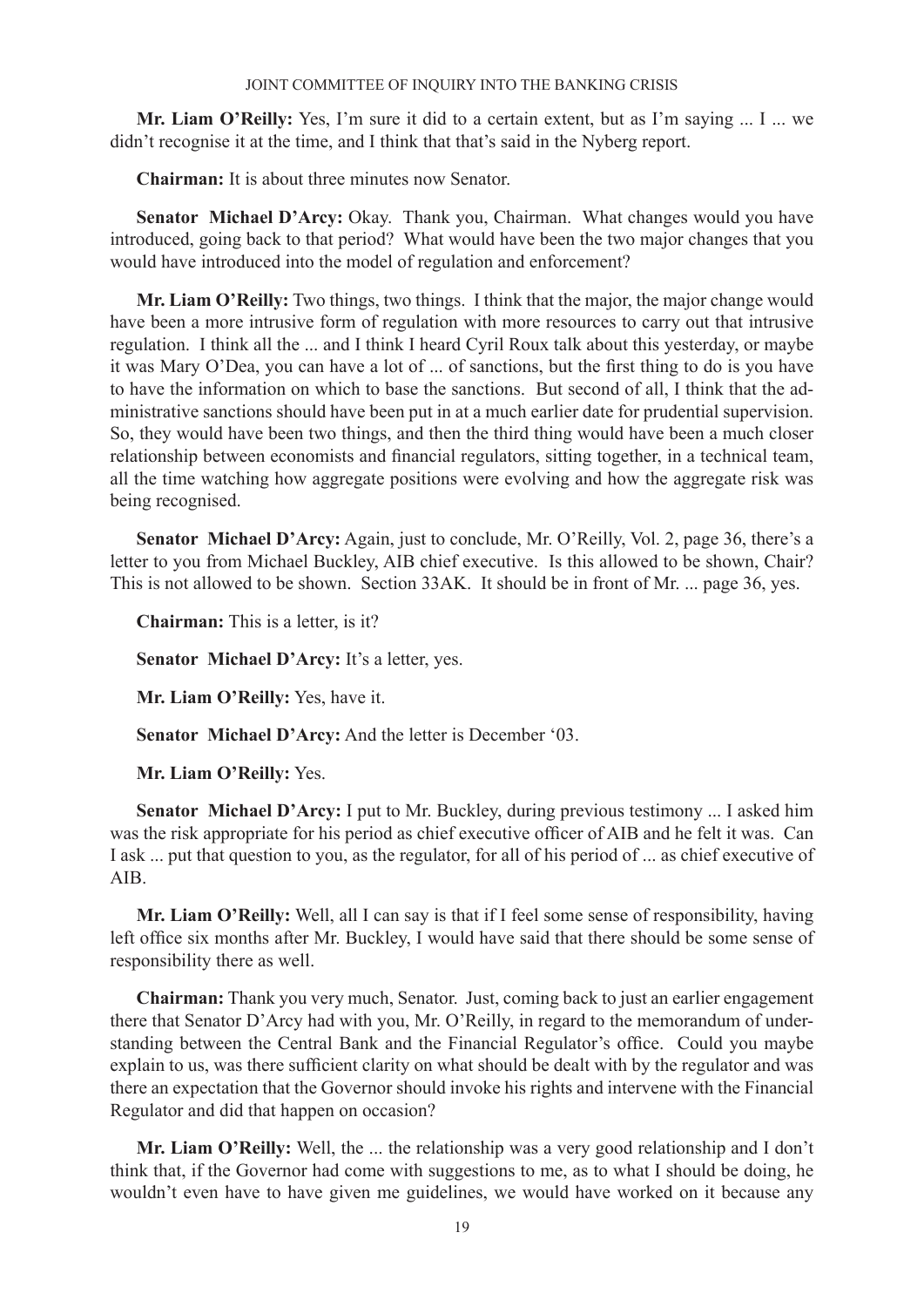**Mr. Liam O'Reilly:** Yes, I'm sure it did to a certain extent, but as I'm saying ... I ... we didn't recognise it at the time, and I think that that's said in the Nyberg report.

**Chairman:** It is about three minutes now Senator.

**Senator Michael D'Arcy:** Okay. Thank you, Chairman. What changes would you have introduced, going back to that period? What would have been the two major changes that you would have introduced into the model of regulation and enforcement?

**Mr. Liam O'Reilly:** Two things, two things. I think that the major, the major change would have been a more intrusive form of regulation with more resources to carry out that intrusive regulation. I think all the ... and I think I heard Cyril Roux talk about this yesterday, or maybe it was Mary O'Dea, you can have a lot of ... of sanctions, but the first thing to do is you have to have the information on which to base the sanctions. But second of all, I think that the administrative sanctions should have been put in at a much earlier date for prudential supervision. So, they would have been two things, and then the third thing would have been a much closer relationship between economists and financial regulators, sitting together, in a technical team, all the time watching how aggregate positions were evolving and how the aggregate risk was being recognised.

**Senator Michael D'Arcy:** Again, just to conclude, Mr. O'Reilly, Vol. 2, page 36, there's a letter to you from Michael Buckley, AIB chief executive. Is this allowed to be shown, Chair? This is not allowed to be shown. Section 33AK. It should be in front of Mr. ... page 36, yes.

**Chairman:** This is a letter, is it?

**Senator Michael D'Arcy:** It's a letter, yes.

**Mr. Liam O'Reilly:** Yes, have it.

**Senator Michael D'Arcy:** And the letter is December '03.

**Mr. Liam O'Reilly:** Yes.

**Senator Michael D'Arcy:** I put to Mr. Buckley, during previous testimony ... I asked him was the risk appropriate for his period as chief executive officer of AIB and he felt it was. Can I ask ... put that question to you, as the regulator, for all of his period of ... as chief executive of AIB.

**Mr. Liam O'Reilly:** Well, all I can say is that if I feel some sense of responsibility, having left office six months after Mr. Buckley, I would have said that there should be some sense of responsibility there as well.

**Chairman:** Thank you very much, Senator. Just, coming back to just an earlier engagement there that Senator D'Arcy had with you, Mr. O'Reilly, in regard to the memorandum of understanding between the Central Bank and the Financial Regulator's office. Could you maybe explain to us, was there sufficient clarity on what should be dealt with by the regulator and was there an expectation that the Governor should invoke his rights and intervene with the Financial Regulator and did that happen on occasion?

**Mr. Liam O'Reilly:** Well, the ... the relationship was a very good relationship and I don't think that, if the Governor had come with suggestions to me, as to what I should be doing, he wouldn't even have to have given me guidelines, we would have worked on it because any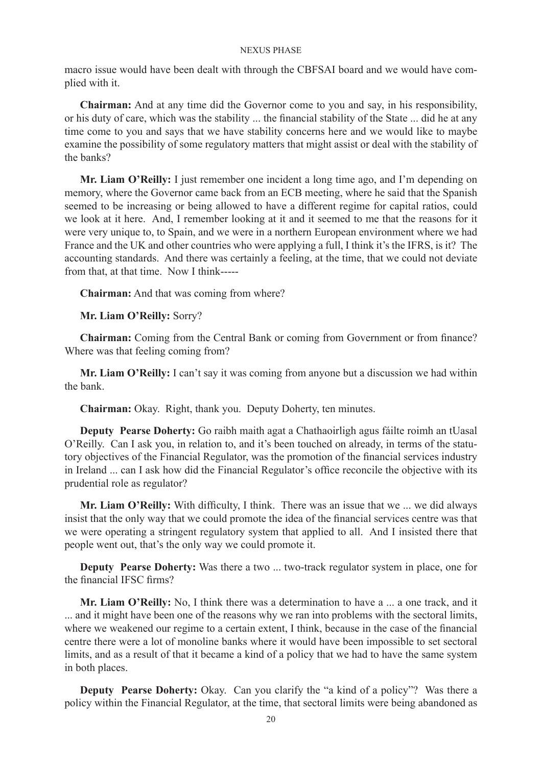macro issue would have been dealt with through the CBFSAI board and we would have complied with it.

**Chairman:** And at any time did the Governor come to you and say, in his responsibility, or his duty of care, which was the stability ... the financial stability of the State ... did he at any time come to you and says that we have stability concerns here and we would like to maybe examine the possibility of some regulatory matters that might assist or deal with the stability of the banks?

**Mr. Liam O'Reilly:** I just remember one incident a long time ago, and I'm depending on memory, where the Governor came back from an ECB meeting, where he said that the Spanish seemed to be increasing or being allowed to have a different regime for capital ratios, could we look at it here. And, I remember looking at it and it seemed to me that the reasons for it were very unique to, to Spain, and we were in a northern European environment where we had France and the UK and other countries who were applying a full, I think it's the IFRS, is it? The accounting standards. And there was certainly a feeling, at the time, that we could not deviate from that, at that time. Now I think-----

**Chairman:** And that was coming from where?

**Mr. Liam O'Reilly:** Sorry?

**Chairman:** Coming from the Central Bank or coming from Government or from finance? Where was that feeling coming from?

**Mr. Liam O'Reilly:** I can't say it was coming from anyone but a discussion we had within the bank.

**Chairman:** Okay. Right, thank you. Deputy Doherty, ten minutes.

**Deputy Pearse Doherty:** Go raibh maith agat a Chathaoirligh agus fáilte roimh an tUasal O'Reilly. Can I ask you, in relation to, and it's been touched on already, in terms of the statutory objectives of the Financial Regulator, was the promotion of the financial services industry in Ireland ... can I ask how did the Financial Regulator's office reconcile the objective with its prudential role as regulator?

**Mr. Liam O'Reilly:** With difficulty, I think. There was an issue that we ... we did always insist that the only way that we could promote the idea of the financial services centre was that we were operating a stringent regulatory system that applied to all. And I insisted there that people went out, that's the only way we could promote it.

**Deputy Pearse Doherty:** Was there a two ... two-track regulator system in place, one for the financial IFSC firms?

**Mr. Liam O'Reilly:** No, I think there was a determination to have a ... a one track, and it ... and it might have been one of the reasons why we ran into problems with the sectoral limits, where we weakened our regime to a certain extent, I think, because in the case of the financial centre there were a lot of monoline banks where it would have been impossible to set sectoral limits, and as a result of that it became a kind of a policy that we had to have the same system in both places.

**Deputy Pearse Doherty:** Okay. Can you clarify the "a kind of a policy"? Was there a policy within the Financial Regulator, at the time, that sectoral limits were being abandoned as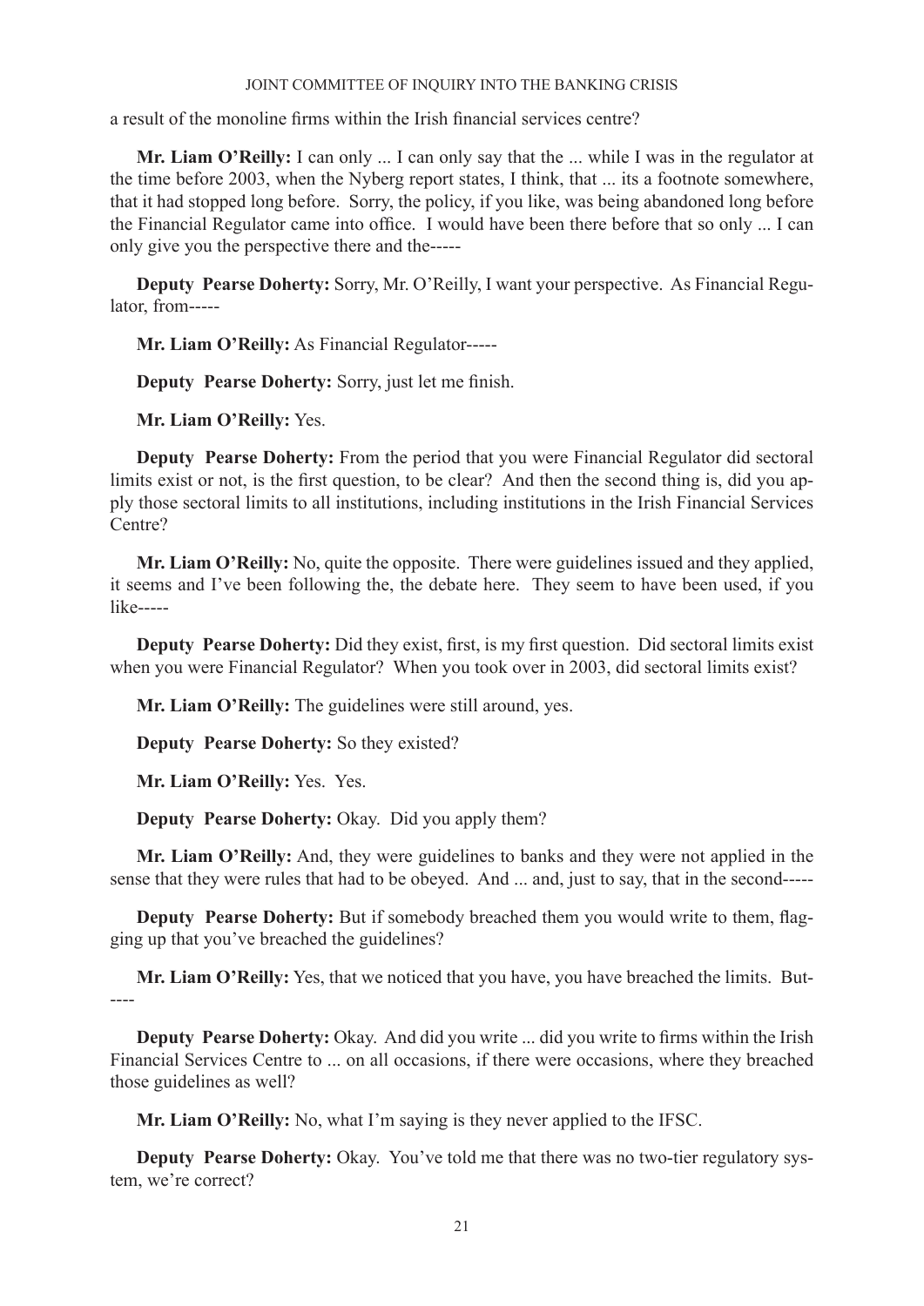a result of the monoline firms within the Irish financial services centre?

**Mr. Liam O'Reilly:** I can only ... I can only say that the ... while I was in the regulator at the time before 2003, when the Nyberg report states, I think, that ... its a footnote somewhere, that it had stopped long before. Sorry, the policy, if you like, was being abandoned long before the Financial Regulator came into office. I would have been there before that so only ... I can only give you the perspective there and the-----

**Deputy Pearse Doherty:** Sorry, Mr. O'Reilly, I want your perspective. As Financial Regulator, from-----

**Mr. Liam O'Reilly:** As Financial Regulator-----

**Deputy Pearse Doherty:** Sorry, just let me finish.

**Mr. Liam O'Reilly:** Yes.

**Deputy Pearse Doherty:** From the period that you were Financial Regulator did sectoral limits exist or not, is the first question, to be clear? And then the second thing is, did you apply those sectoral limits to all institutions, including institutions in the Irish Financial Services Centre?

**Mr. Liam O'Reilly:** No, quite the opposite. There were guidelines issued and they applied, it seems and I've been following the, the debate here. They seem to have been used, if you like-----

**Deputy Pearse Doherty:** Did they exist, first, is my first question. Did sectoral limits exist when you were Financial Regulator? When you took over in 2003, did sectoral limits exist?

**Mr. Liam O'Reilly:** The guidelines were still around, yes.

**Deputy Pearse Doherty:** So they existed?

**Mr. Liam O'Reilly:** Yes. Yes.

**Deputy Pearse Doherty:** Okay. Did you apply them?

**Mr. Liam O'Reilly:** And, they were guidelines to banks and they were not applied in the sense that they were rules that had to be obeyed. And ... and, just to say, that in the second-----

**Deputy Pearse Doherty:** But if somebody breached them you would write to them, flagging up that you've breached the guidelines?

**Mr. Liam O'Reilly:** Yes, that we noticed that you have, you have breached the limits. But-----

**Deputy Pearse Doherty:** Okay. And did you write ... did you write to firms within the Irish Financial Services Centre to ... on all occasions, if there were occasions, where they breached those guidelines as well?

**Mr. Liam O'Reilly:** No, what I'm saying is they never applied to the IFSC.

**Deputy Pearse Doherty:** Okay. You've told me that there was no two-tier regulatory system, we're correct?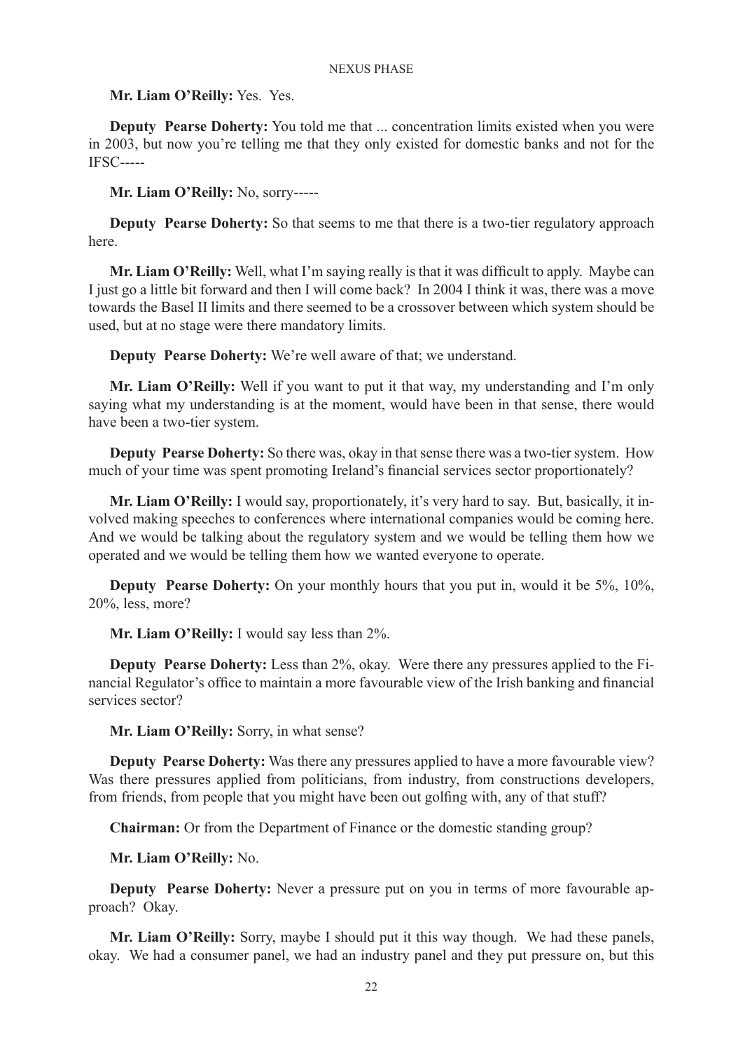**Mr. Liam O'Reilly:** Yes. Yes.

**Deputy Pearse Doherty:** You told me that ... concentration limits existed when you were in 2003, but now you're telling me that they only existed for domestic banks and not for the IFSC-----

**Mr. Liam O'Reilly:** No, sorry-----

**Deputy Pearse Doherty:** So that seems to me that there is a two-tier regulatory approach here.

**Mr. Liam O'Reilly:** Well, what I'm saying really is that it was difficult to apply. Maybe can I just go a little bit forward and then I will come back? In 2004 I think it was, there was a move towards the Basel II limits and there seemed to be a crossover between which system should be used, but at no stage were there mandatory limits.

**Deputy Pearse Doherty:** We're well aware of that; we understand.

**Mr. Liam O'Reilly:** Well if you want to put it that way, my understanding and I'm only saying what my understanding is at the moment, would have been in that sense, there would have been a two-tier system.

**Deputy Pearse Doherty:** So there was, okay in that sense there was a two-tier system. How much of your time was spent promoting Ireland's financial services sector proportionately?

**Mr. Liam O'Reilly:** I would say, proportionately, it's very hard to say. But, basically, it involved making speeches to conferences where international companies would be coming here. And we would be talking about the regulatory system and we would be telling them how we operated and we would be telling them how we wanted everyone to operate.

**Deputy Pearse Doherty:** On your monthly hours that you put in, would it be 5%, 10%, 20%, less, more?

**Mr. Liam O'Reilly:** I would say less than 2%.

**Deputy Pearse Doherty:** Less than 2%, okay. Were there any pressures applied to the Financial Regulator's office to maintain a more favourable view of the Irish banking and financial services sector?

**Mr. Liam O'Reilly:** Sorry, in what sense?

**Deputy Pearse Doherty:** Was there any pressures applied to have a more favourable view? Was there pressures applied from politicians, from industry, from constructions developers, from friends, from people that you might have been out golfing with, any of that stuff?

**Chairman:** Or from the Department of Finance or the domestic standing group?

**Mr. Liam O'Reilly:** No.

**Deputy Pearse Doherty:** Never a pressure put on you in terms of more favourable approach? Okay.

**Mr. Liam O'Reilly:** Sorry, maybe I should put it this way though. We had these panels, okay. We had a consumer panel, we had an industry panel and they put pressure on, but this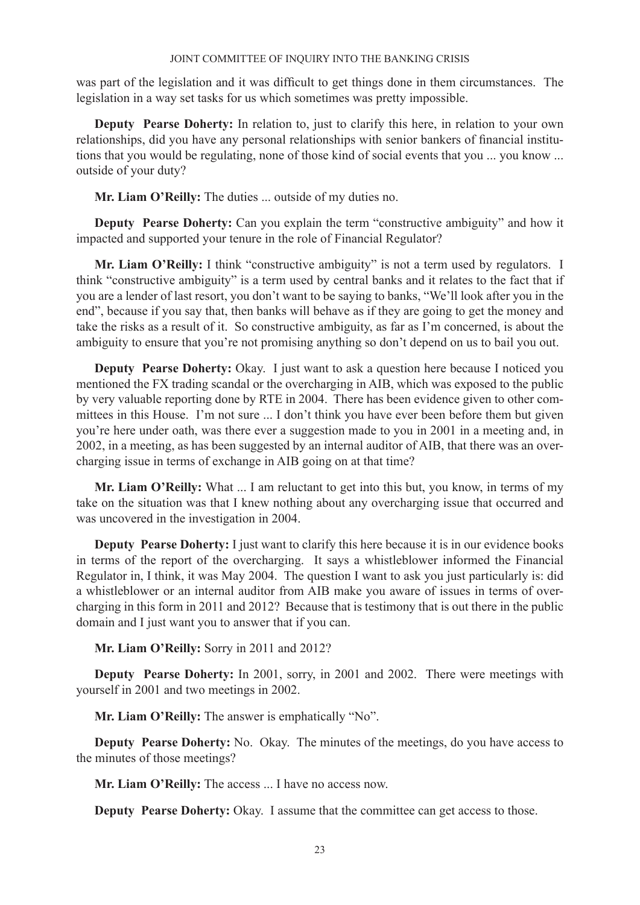was part of the legislation and it was difficult to get things done in them circumstances. The legislation in a way set tasks for us which sometimes was pretty impossible.

**Deputy Pearse Doherty:** In relation to, just to clarify this here, in relation to your own relationships, did you have any personal relationships with senior bankers of financial institutions that you would be regulating, none of those kind of social events that you ... you know ... outside of your duty?

**Mr. Liam O'Reilly:** The duties ... outside of my duties no.

**Deputy Pearse Doherty:** Can you explain the term "constructive ambiguity" and how it impacted and supported your tenure in the role of Financial Regulator?

**Mr. Liam O'Reilly:** I think "constructive ambiguity" is not a term used by regulators. I think "constructive ambiguity" is a term used by central banks and it relates to the fact that if you are a lender of last resort, you don't want to be saying to banks, "We'll look after you in the end", because if you say that, then banks will behave as if they are going to get the money and take the risks as a result of it. So constructive ambiguity, as far as I'm concerned, is about the ambiguity to ensure that you're not promising anything so don't depend on us to bail you out.

**Deputy Pearse Doherty:** Okay. I just want to ask a question here because I noticed you mentioned the FX trading scandal or the overcharging in AIB, which was exposed to the public by very valuable reporting done by RTE in 2004. There has been evidence given to other committees in this House. I'm not sure ... I don't think you have ever been before them but given you're here under oath, was there ever a suggestion made to you in 2001 in a meeting and, in 2002, in a meeting, as has been suggested by an internal auditor of AIB, that there was an overcharging issue in terms of exchange in AIB going on at that time?

**Mr. Liam O'Reilly:** What ... I am reluctant to get into this but, you know, in terms of my take on the situation was that I knew nothing about any overcharging issue that occurred and was uncovered in the investigation in 2004.

**Deputy Pearse Doherty:** I just want to clarify this here because it is in our evidence books in terms of the report of the overcharging. It says a whistleblower informed the Financial Regulator in, I think, it was May 2004. The question I want to ask you just particularly is: did a whistleblower or an internal auditor from AIB make you aware of issues in terms of overcharging in this form in 2011 and 2012? Because that is testimony that is out there in the public domain and I just want you to answer that if you can.

**Mr. Liam O'Reilly:** Sorry in 2011 and 2012?

**Deputy Pearse Doherty:** In 2001, sorry, in 2001 and 2002. There were meetings with yourself in 2001 and two meetings in 2002.

**Mr. Liam O'Reilly:** The answer is emphatically "No".

**Deputy Pearse Doherty:** No. Okay. The minutes of the meetings, do you have access to the minutes of those meetings?

**Mr. Liam O'Reilly:** The access ... I have no access now.

**Deputy Pearse Doherty:** Okay. I assume that the committee can get access to those.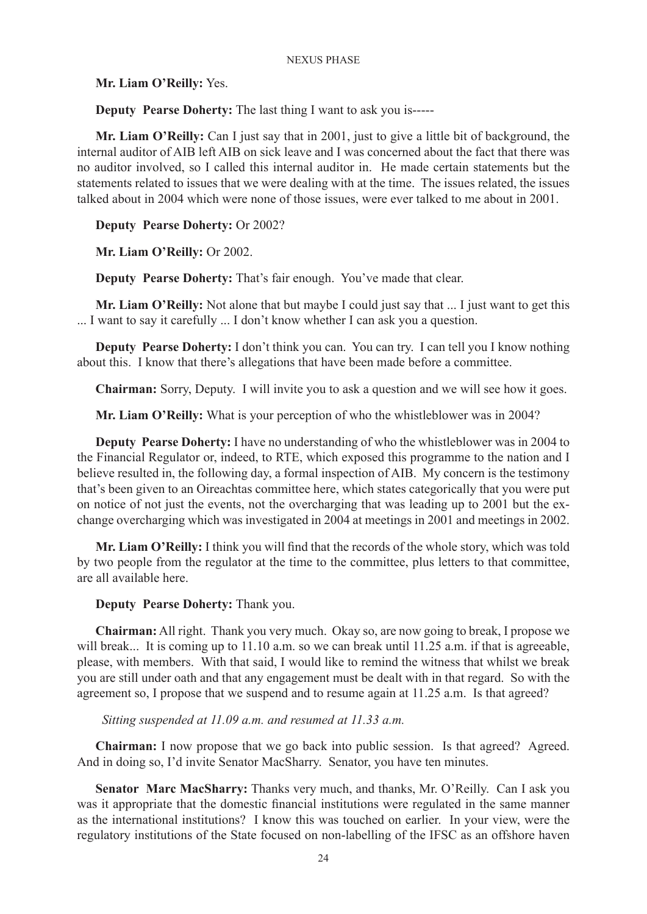**Mr. Liam O'Reilly:** Yes.

**Deputy Pearse Doherty:** The last thing I want to ask you is-----

**Mr. Liam O'Reilly:** Can I just say that in 2001, just to give a little bit of background, the internal auditor of AIB left AIB on sick leave and I was concerned about the fact that there was no auditor involved, so I called this internal auditor in. He made certain statements but the statements related to issues that we were dealing with at the time. The issues related, the issues talked about in 2004 which were none of those issues, were ever talked to me about in 2001.

**Deputy Pearse Doherty:** Or 2002?

**Mr. Liam O'Reilly:** Or 2002.

**Deputy Pearse Doherty:** That's fair enough. You've made that clear.

**Mr. Liam O'Reilly:** Not alone that but maybe I could just say that ... I just want to get this ... I want to say it carefully ... I don't know whether I can ask you a question.

**Deputy Pearse Doherty:** I don't think you can. You can try. I can tell you I know nothing about this. I know that there's allegations that have been made before a committee.

**Chairman:** Sorry, Deputy. I will invite you to ask a question and we will see how it goes.

**Mr. Liam O'Reilly:** What is your perception of who the whistleblower was in 2004?

**Deputy Pearse Doherty:** I have no understanding of who the whistleblower was in 2004 to the Financial Regulator or, indeed, to RTE, which exposed this programme to the nation and I believe resulted in, the following day, a formal inspection of AIB. My concern is the testimony that's been given to an Oireachtas committee here, which states categorically that you were put on notice of not just the events, not the overcharging that was leading up to 2001 but the exchange overcharging which was investigated in 2004 at meetings in 2001 and meetings in 2002.

**Mr. Liam O'Reilly:** I think you will find that the records of the whole story, which was told by two people from the regulator at the time to the committee, plus letters to that committee, are all available here.

**Deputy Pearse Doherty:** Thank you.

**Chairman:** All right. Thank you very much. Okay so, are now going to break, I propose we will break... It is coming up to 11.10 a.m. so we can break until 11.25 a.m. if that is agreeable, please, with members. With that said, I would like to remind the witness that whilst we break you are still under oath and that any engagement must be dealt with in that regard. So with the agreement so, I propose that we suspend and to resume again at 11.25 a.m. Is that agreed?

*Sitting suspended at 11.09 a.m. and resumed at 11.33 a.m.*

**Chairman:** I now propose that we go back into public session. Is that agreed? Agreed. And in doing so, I'd invite Senator MacSharry. Senator, you have ten minutes.

**Senator Marc MacSharry:** Thanks very much, and thanks, Mr. O'Reilly. Can I ask you was it appropriate that the domestic financial institutions were regulated in the same manner as the international institutions? I know this was touched on earlier. In your view, were the regulatory institutions of the State focused on non-labelling of the IFSC as an offshore haven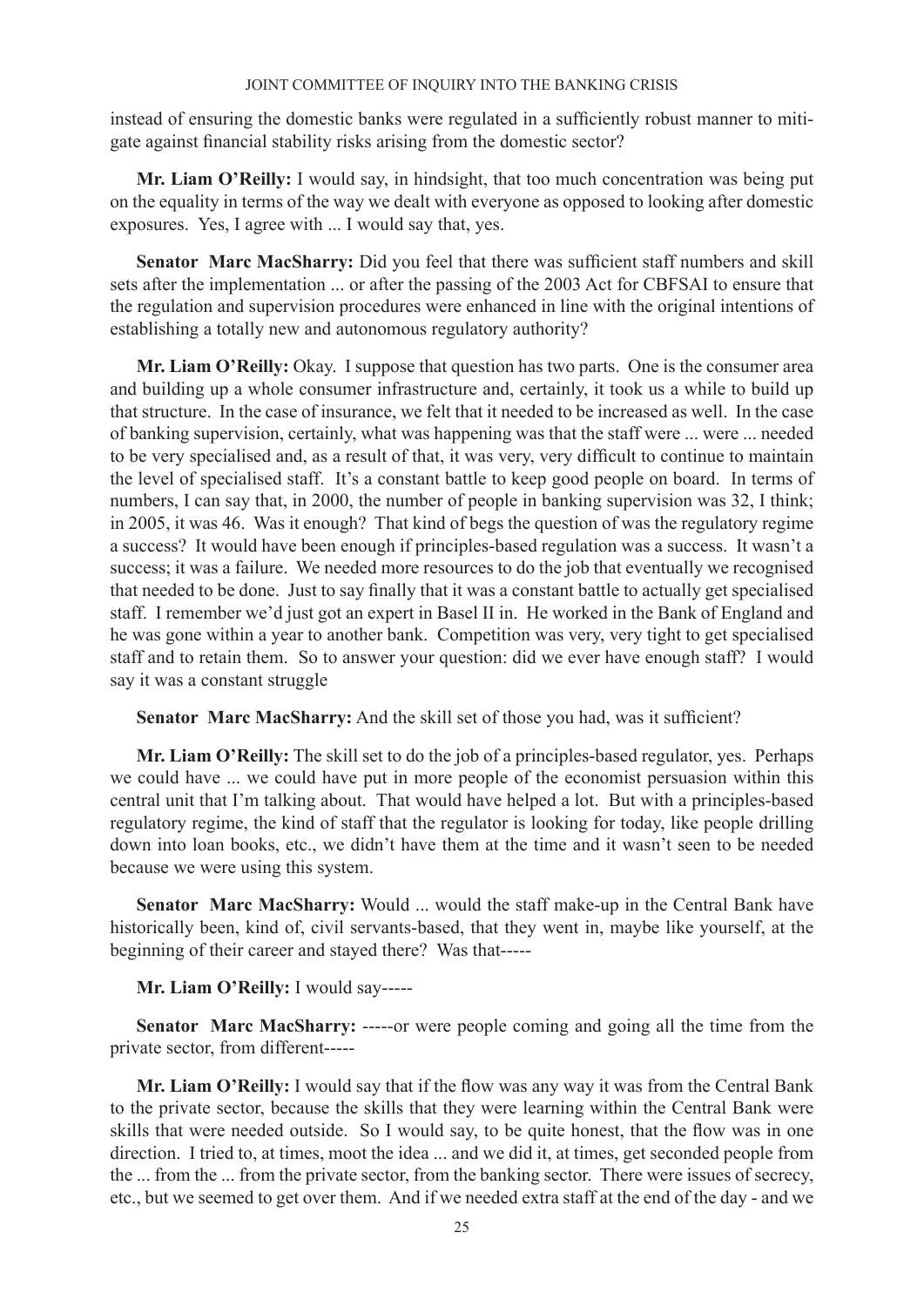instead of ensuring the domestic banks were regulated in a sufficiently robust manner to mitigate against financial stability risks arising from the domestic sector?

**Mr. Liam O'Reilly:** I would say, in hindsight, that too much concentration was being put on the equality in terms of the way we dealt with everyone as opposed to looking after domestic exposures. Yes, I agree with ... I would say that, yes.

**Senator Marc MacSharry:** Did you feel that there was sufficient staff numbers and skill sets after the implementation ... or after the passing of the 2003 Act for CBFSAI to ensure that the regulation and supervision procedures were enhanced in line with the original intentions of establishing a totally new and autonomous regulatory authority?

**Mr. Liam O'Reilly:** Okay. I suppose that question has two parts. One is the consumer area and building up a whole consumer infrastructure and, certainly, it took us a while to build up that structure. In the case of insurance, we felt that it needed to be increased as well. In the case of banking supervision, certainly, what was happening was that the staff were ... were ... needed to be very specialised and, as a result of that, it was very, very difficult to continue to maintain the level of specialised staff. It's a constant battle to keep good people on board. In terms of numbers, I can say that, in 2000, the number of people in banking supervision was 32, I think; in 2005, it was 46. Was it enough? That kind of begs the question of was the regulatory regime a success? It would have been enough if principles-based regulation was a success. It wasn't a success; it was a failure. We needed more resources to do the job that eventually we recognised that needed to be done. Just to say finally that it was a constant battle to actually get specialised staff. I remember we'd just got an expert in Basel II in. He worked in the Bank of England and he was gone within a year to another bank. Competition was very, very tight to get specialised staff and to retain them. So to answer your question: did we ever have enough staff? I would say it was a constant struggle

**Senator Marc MacSharry:** And the skill set of those you had, was it sufficient?

**Mr. Liam O'Reilly:** The skill set to do the job of a principles-based regulator, yes. Perhaps we could have ... we could have put in more people of the economist persuasion within this central unit that I'm talking about. That would have helped a lot. But with a principles-based regulatory regime, the kind of staff that the regulator is looking for today, like people drilling down into loan books, etc., we didn't have them at the time and it wasn't seen to be needed because we were using this system.

**Senator Marc MacSharry:** Would ... would the staff make-up in the Central Bank have historically been, kind of, civil servants-based, that they went in, maybe like yourself, at the beginning of their career and stayed there? Was that-----

**Mr. Liam O'Reilly:** I would say-----

**Senator Marc MacSharry:** -----or were people coming and going all the time from the private sector, from different-----

**Mr. Liam O'Reilly:** I would say that if the flow was any way it was from the Central Bank to the private sector, because the skills that they were learning within the Central Bank were skills that were needed outside. So I would say, to be quite honest, that the flow was in one direction. I tried to, at times, moot the idea ... and we did it, at times, get seconded people from the ... from the ... from the private sector, from the banking sector. There were issues of secrecy, etc., but we seemed to get over them. And if we needed extra staff at the end of the day - and we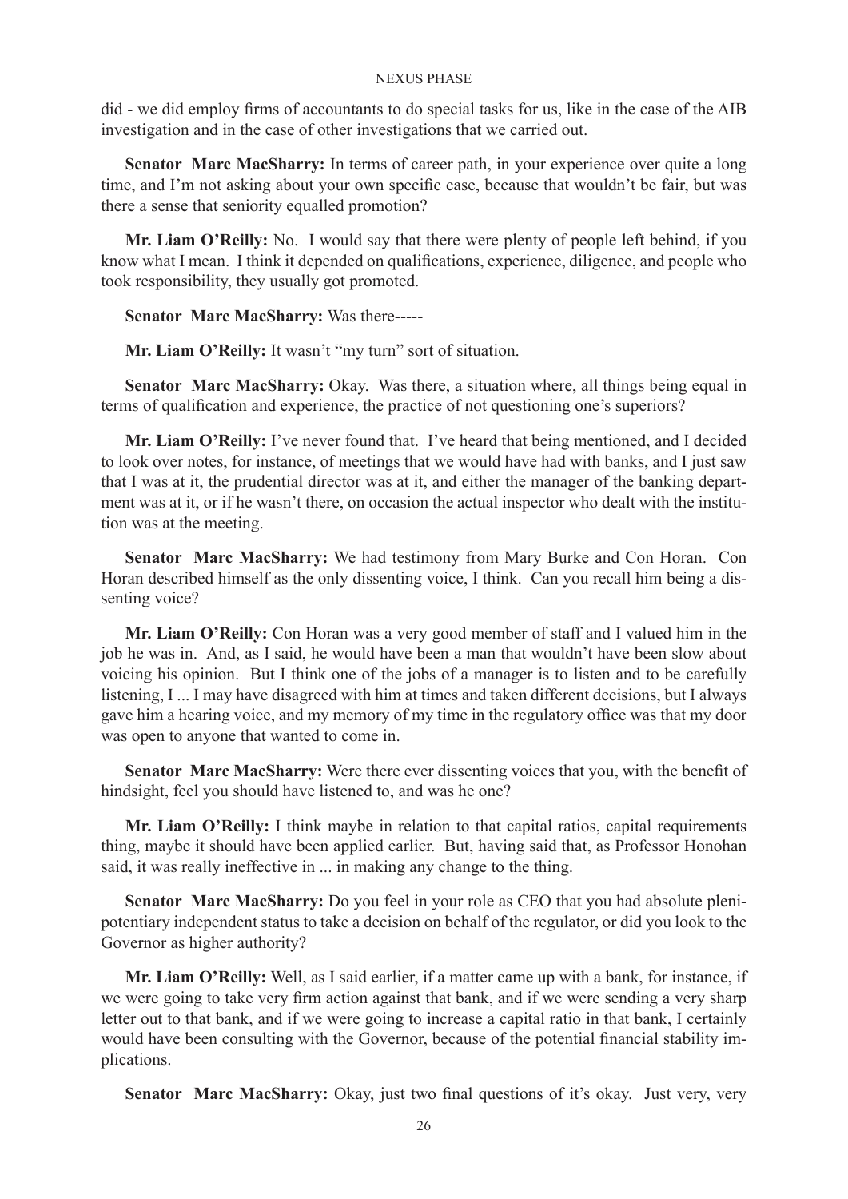did - we did employ firms of accountants to do special tasks for us, like in the case of the AIB investigation and in the case of other investigations that we carried out.

**Senator Marc MacSharry:** In terms of career path, in your experience over quite a long time, and I'm not asking about your own specific case, because that wouldn't be fair, but was there a sense that seniority equalled promotion?

**Mr. Liam O'Reilly:** No. I would say that there were plenty of people left behind, if you know what I mean. I think it depended on qualifications, experience, diligence, and people who took responsibility, they usually got promoted.

**Senator Marc MacSharry:** Was there-----

**Mr. Liam O'Reilly:** It wasn't "my turn" sort of situation.

**Senator Marc MacSharry:** Okay. Was there, a situation where, all things being equal in terms of qualification and experience, the practice of not questioning one's superiors?

**Mr. Liam O'Reilly:** I've never found that. I've heard that being mentioned, and I decided to look over notes, for instance, of meetings that we would have had with banks, and I just saw that I was at it, the prudential director was at it, and either the manager of the banking department was at it, or if he wasn't there, on occasion the actual inspector who dealt with the institution was at the meeting.

**Senator Marc MacSharry:** We had testimony from Mary Burke and Con Horan. Con Horan described himself as the only dissenting voice, I think. Can you recall him being a dissenting voice?

**Mr. Liam O'Reilly:** Con Horan was a very good member of staff and I valued him in the job he was in. And, as I said, he would have been a man that wouldn't have been slow about voicing his opinion. But I think one of the jobs of a manager is to listen and to be carefully listening, I ... I may have disagreed with him at times and taken different decisions, but I always gave him a hearing voice, and my memory of my time in the regulatory office was that my door was open to anyone that wanted to come in.

**Senator Marc MacSharry:** Were there ever dissenting voices that you, with the benefit of hindsight, feel you should have listened to, and was he one?

**Mr. Liam O'Reilly:** I think maybe in relation to that capital ratios, capital requirements thing, maybe it should have been applied earlier. But, having said that, as Professor Honohan said, it was really ineffective in ... in making any change to the thing.

**Senator Marc MacSharry:** Do you feel in your role as CEO that you had absolute plenipotentiary independent status to take a decision on behalf of the regulator, or did you look to the Governor as higher authority?

**Mr. Liam O'Reilly:** Well, as I said earlier, if a matter came up with a bank, for instance, if we were going to take very firm action against that bank, and if we were sending a very sharp letter out to that bank, and if we were going to increase a capital ratio in that bank, I certainly would have been consulting with the Governor, because of the potential financial stability implications.

**Senator Marc MacSharry:** Okay, just two final questions of it's okay. Just very, very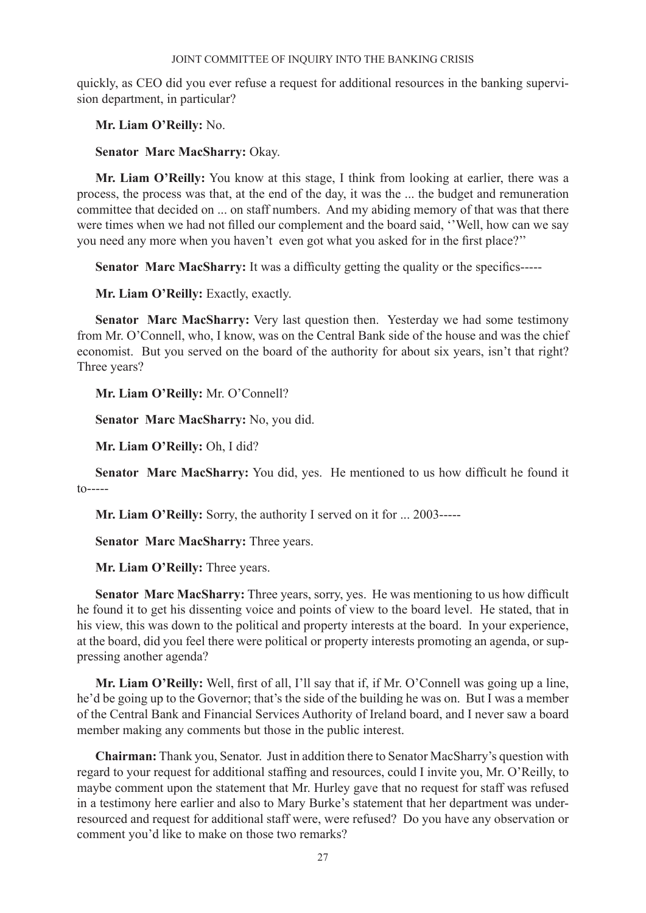quickly, as CEO did you ever refuse a request for additional resources in the banking supervision department, in particular?

**Mr. Liam O'Reilly:** No.

**Senator Marc MacSharry:** Okay.

**Mr. Liam O'Reilly:** You know at this stage, I think from looking at earlier, there was a process, the process was that, at the end of the day, it was the ... the budget and remuneration committee that decided on ... on staff numbers. And my abiding memory of that was that there were times when we had not filled our complement and the board said, ''Well, how can we say you need any more when you haven't even got what you asked for in the first place?''

**Senator Marc MacSharry:** It was a difficulty getting the quality or the specifics-----

**Mr. Liam O'Reilly:** Exactly, exactly.

**Senator Marc MacSharry:** Very last question then. Yesterday we had some testimony from Mr. O'Connell, who, I know, was on the Central Bank side of the house and was the chief economist. But you served on the board of the authority for about six years, isn't that right? Three years?

**Mr. Liam O'Reilly:** Mr. O'Connell?

**Senator Marc MacSharry:** No, you did.

**Mr. Liam O'Reilly:** Oh, I did?

**Senator Marc MacSharry:** You did, yes. He mentioned to us how difficult he found it to-----

**Mr. Liam O'Reilly:** Sorry, the authority I served on it for ... 2003-----

**Senator Marc MacSharry:** Three years.

**Mr. Liam O'Reilly:** Three years.

**Senator Marc MacSharry:** Three years, sorry, yes. He was mentioning to us how difficult he found it to get his dissenting voice and points of view to the board level. He stated, that in his view, this was down to the political and property interests at the board. In your experience, at the board, did you feel there were political or property interests promoting an agenda, or suppressing another agenda?

**Mr. Liam O'Reilly:** Well, first of all, I'll say that if, if Mr. O'Connell was going up a line, he'd be going up to the Governor; that's the side of the building he was on. But I was a member of the Central Bank and Financial Services Authority of Ireland board, and I never saw a board member making any comments but those in the public interest.

**Chairman:** Thank you, Senator. Just in addition there to Senator MacSharry's question with regard to your request for additional staffing and resources, could I invite you, Mr. O'Reilly, to maybe comment upon the statement that Mr. Hurley gave that no request for staff was refused in a testimony here earlier and also to Mary Burke's statement that her department was under-resourced and request for additional staff were, were refused? Do you have any observation or comment you'd like to make on those two remarks?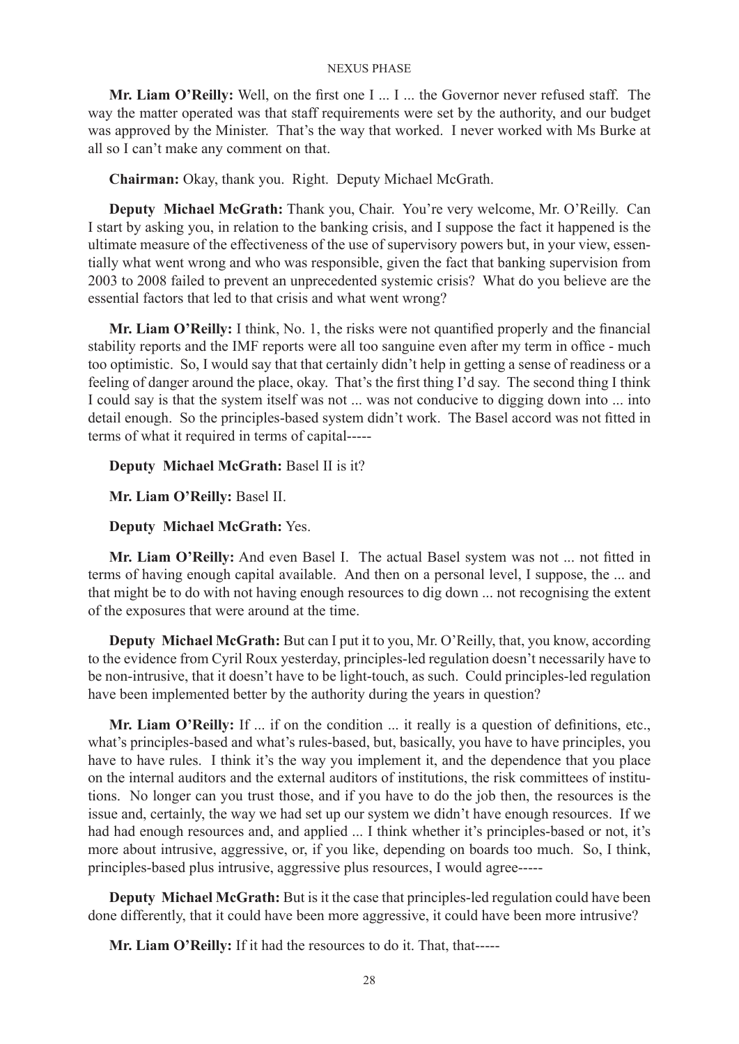**Mr. Liam O'Reilly:** Well, on the first one I ... I ... the Governor never refused staff. The way the matter operated was that staff requirements were set by the authority, and our budget was approved by the Minister. That's the way that worked. I never worked with Ms Burke at all so I can't make any comment on that.

**Chairman:** Okay, thank you. Right. Deputy Michael McGrath.

**Deputy Michael McGrath:** Thank you, Chair. You're very welcome, Mr. O'Reilly. Can I start by asking you, in relation to the banking crisis, and I suppose the fact it happened is the ultimate measure of the effectiveness of the use of supervisory powers but, in your view, essentially what went wrong and who was responsible, given the fact that banking supervision from 2003 to 2008 failed to prevent an unprecedented systemic crisis? What do you believe are the essential factors that led to that crisis and what went wrong?

**Mr. Liam O'Reilly:** I think, No. 1, the risks were not quantified properly and the financial stability reports and the IMF reports were all too sanguine even after my term in office - much too optimistic. So, I would say that that certainly didn't help in getting a sense of readiness or a feeling of danger around the place, okay. That's the first thing I'd say. The second thing I think I could say is that the system itself was not ... was not conducive to digging down into ... into detail enough. So the principles-based system didn't work. The Basel accord was not fitted in terms of what it required in terms of capital-----

**Deputy Michael McGrath:** Basel II is it?

**Mr. Liam O'Reilly:** Basel II.

**Deputy Michael McGrath:** Yes.

**Mr. Liam O'Reilly:** And even Basel I. The actual Basel system was not ... not fitted in terms of having enough capital available. And then on a personal level, I suppose, the ... and that might be to do with not having enough resources to dig down ... not recognising the extent of the exposures that were around at the time.

**Deputy Michael McGrath:** But can I put it to you, Mr. O'Reilly, that, you know, according to the evidence from Cyril Roux yesterday, principles-led regulation doesn't necessarily have to be non-intrusive, that it doesn't have to be light-touch, as such. Could principles-led regulation have been implemented better by the authority during the years in question?

**Mr. Liam O'Reilly:** If ... if on the condition ... it really is a question of definitions, etc., what's principles-based and what's rules-based, but, basically, you have to have principles, you have to have rules. I think it's the way you implement it, and the dependence that you place on the internal auditors and the external auditors of institutions, the risk committees of institutions. No longer can you trust those, and if you have to do the job then, the resources is the issue and, certainly, the way we had set up our system we didn't have enough resources. If we had had enough resources and, and applied ... I think whether it's principles-based or not, it's more about intrusive, aggressive, or, if you like, depending on boards too much. So, I think, principles-based plus intrusive, aggressive plus resources, I would agree-----

**Deputy Michael McGrath:** But is it the case that principles-led regulation could have been done differently, that it could have been more aggressive, it could have been more intrusive?

**Mr. Liam O'Reilly:** If it had the resources to do it. That, that-----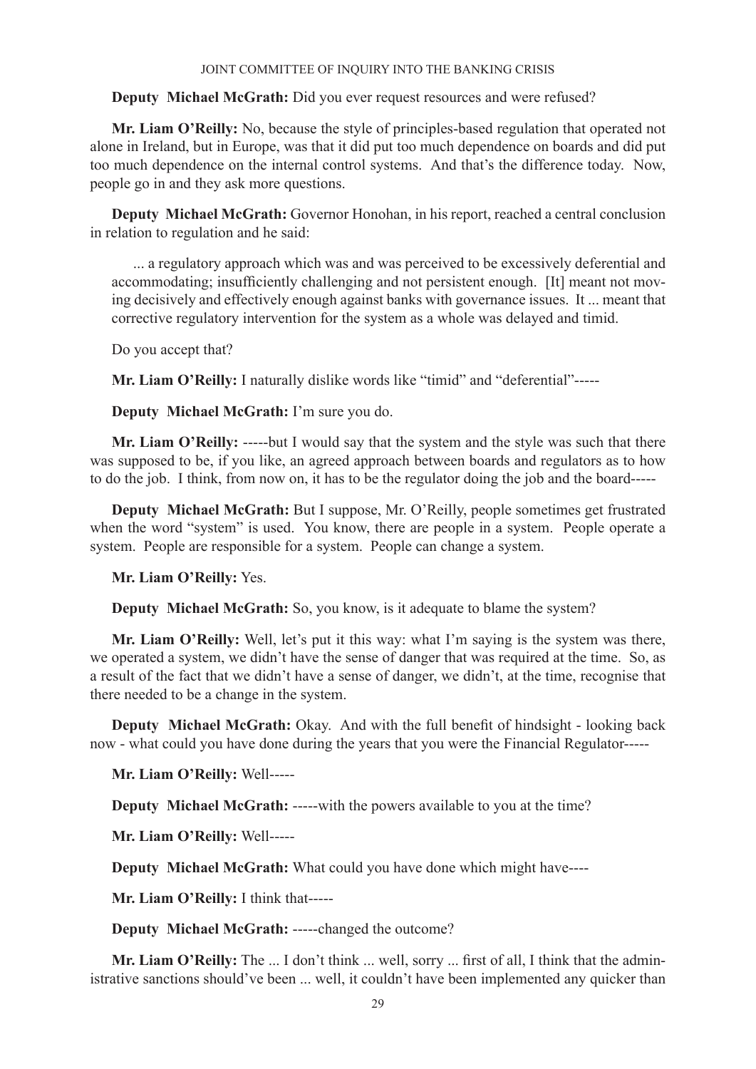**Deputy Michael McGrath:** Did you ever request resources and were refused?

**Mr. Liam O'Reilly:** No, because the style of principles-based regulation that operated not alone in Ireland, but in Europe, was that it did put too much dependence on boards and did put too much dependence on the internal control systems. And that's the difference today. Now, people go in and they ask more questions.

**Deputy Michael McGrath:** Governor Honohan, in his report, reached a central conclusion in relation to regulation and he said:

> ... a regulatory approach which was and was perceived to be excessively deferential and accommodating; insufficiently challenging and not persistent enough. [It] meant not moving decisively and effectively enough against banks with governance issues. It ... meant that corrective regulatory intervention for the system as a whole was delayed and timid.

Do you accept that?

**Mr. Liam O'Reilly:** I naturally dislike words like "timid" and "deferential"-----

**Deputy Michael McGrath:** I'm sure you do.

**Mr. Liam O'Reilly:** -----but I would say that the system and the style was such that there was supposed to be, if you like, an agreed approach between boards and regulators as to how to do the job. I think, from now on, it has to be the regulator doing the job and the board-----

**Deputy Michael McGrath:** But I suppose, Mr. O'Reilly, people sometimes get frustrated when the word "system" is used. You know, there are people in a system. People operate a system. People are responsible for a system. People can change a system.

**Mr. Liam O'Reilly:** Yes.

**Deputy Michael McGrath:** So, you know, is it adequate to blame the system?

**Mr. Liam O'Reilly:** Well, let's put it this way: what I'm saying is the system was there, we operated a system, we didn't have the sense of danger that was required at the time. So, as a result of the fact that we didn't have a sense of danger, we didn't, at the time, recognise that there needed to be a change in the system.

**Deputy Michael McGrath:** Okay. And with the full benefit of hindsight - looking back now - what could you have done during the years that you were the Financial Regulator-----

**Mr. Liam O'Reilly:** Well-----

**Deputy Michael McGrath:** -----with the powers available to you at the time?

**Mr. Liam O'Reilly:** Well-----

**Deputy Michael McGrath:** What could you have done which might have----

**Mr. Liam O'Reilly:** I think that-----

**Deputy Michael McGrath:** -----changed the outcome?

**Mr. Liam O'Reilly:** The ... I don't think ... well, sorry ... first of all, I think that the administrative sanctions should've been ... well, it couldn't have been implemented any quicker than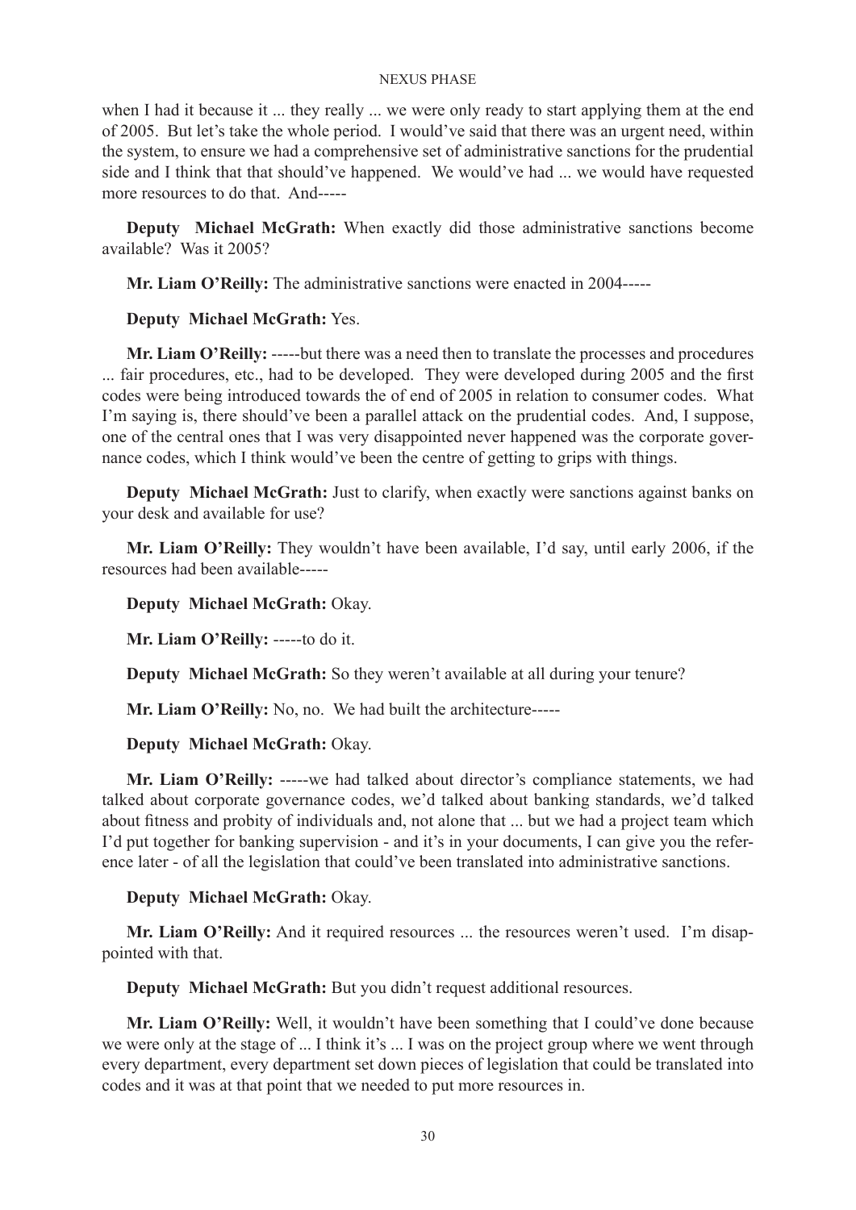when I had it because it ... they really ... we were only ready to start applying them at the end of 2005. But let's take the whole period. I would've said that there was an urgent need, within the system, to ensure we had a comprehensive set of administrative sanctions for the prudential side and I think that that should've happened. We would've had ... we would have requested more resources to do that. And-----

**Deputy Michael McGrath:** When exactly did those administrative sanctions become available? Was it 2005?

**Mr. Liam O'Reilly:** The administrative sanctions were enacted in 2004-----

**Deputy Michael McGrath:** Yes.

**Mr. Liam O'Reilly:** -----but there was a need then to translate the processes and procedures ... fair procedures, etc., had to be developed. They were developed during 2005 and the first codes were being introduced towards the of end of 2005 in relation to consumer codes. What I'm saying is, there should've been a parallel attack on the prudential codes. And, I suppose, one of the central ones that I was very disappointed never happened was the corporate governance codes, which I think would've been the centre of getting to grips with things.

**Deputy Michael McGrath:** Just to clarify, when exactly were sanctions against banks on your desk and available for use?

**Mr. Liam O'Reilly:** They wouldn't have been available, I'd say, until early 2006, if the resources had been available-----

**Deputy Michael McGrath:** Okay.

**Mr. Liam O'Reilly:** -----to do it.

**Deputy Michael McGrath:** So they weren't available at all during your tenure?

**Mr. Liam O'Reilly:** No, no. We had built the architecture-----

**Deputy Michael McGrath:** Okay.

**Mr. Liam O'Reilly:** -----we had talked about director's compliance statements, we had talked about corporate governance codes, we'd talked about banking standards, we'd talked about fitness and probity of individuals and, not alone that ... but we had a project team which I'd put together for banking supervision - and it's in your documents, I can give you the reference later - of all the legislation that could've been translated into administrative sanctions.

**Deputy Michael McGrath:** Okay.

**Mr. Liam O'Reilly:** And it required resources ... the resources weren't used. I'm disappointed with that.

**Deputy Michael McGrath:** But you didn't request additional resources.

**Mr. Liam O'Reilly:** Well, it wouldn't have been something that I could've done because we were only at the stage of ... I think it's ... I was on the project group where we went through every department, every department set down pieces of legislation that could be translated into codes and it was at that point that we needed to put more resources in.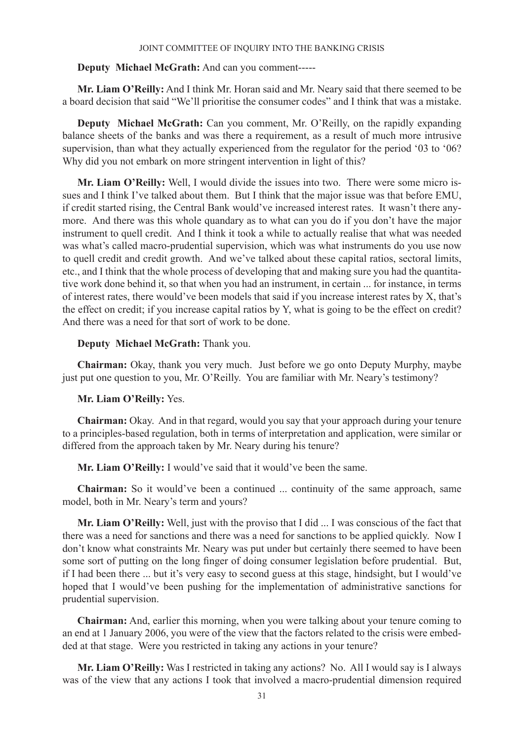**Deputy Michael McGrath:** And can you comment-----

**Mr. Liam O'Reilly:** And I think Mr. Horan said and Mr. Neary said that there seemed to be a board decision that said "We'll prioritise the consumer codes" and I think that was a mistake.

**Deputy Michael McGrath:** Can you comment, Mr. O'Reilly, on the rapidly expanding balance sheets of the banks and was there a requirement, as a result of much more intrusive supervision, than what they actually experienced from the regulator for the period '03 to '06? Why did you not embark on more stringent intervention in light of this?

**Mr. Liam O'Reilly:** Well, I would divide the issues into two. There were some micro issues and I think I've talked about them. But I think that the major issue was that before EMU, if credit started rising, the Central Bank would've increased interest rates. It wasn't there anymore. And there was this whole quandary as to what can you do if you don't have the major instrument to quell credit. And I think it took a while to actually realise that what was needed was what's called macro-prudential supervision, which was what instruments do you use now to quell credit and credit growth. And we've talked about these capital ratios, sectoral limits, etc., and I think that the whole process of developing that and making sure you had the quantitative work done behind it, so that when you had an instrument, in certain ... for instance, in terms of interest rates, there would've been models that said if you increase interest rates by X, that's the effect on credit; if you increase capital ratios by Y, what is going to be the effect on credit? And there was a need for that sort of work to be done.

**Deputy Michael McGrath:** Thank you.

**Chairman:** Okay, thank you very much. Just before we go onto Deputy Murphy, maybe just put one question to you, Mr. O'Reilly. You are familiar with Mr. Neary's testimony?

**Mr. Liam O'Reilly:** Yes.

**Chairman:** Okay. And in that regard, would you say that your approach during your tenure to a principles-based regulation, both in terms of interpretation and application, were similar or differed from the approach taken by Mr. Neary during his tenure?

**Mr. Liam O'Reilly:** I would've said that it would've been the same.

**Chairman:** So it would've been a continued ... continuity of the same approach, same model, both in Mr. Neary's term and yours?

**Mr. Liam O'Reilly:** Well, just with the proviso that I did ... I was conscious of the fact that there was a need for sanctions and there was a need for sanctions to be applied quickly. Now I don't know what constraints Mr. Neary was put under but certainly there seemed to have been some sort of putting on the long finger of doing consumer legislation before prudential. But, if I had been there ... but it's very easy to second guess at this stage, hindsight, but I would've hoped that I would've been pushing for the implementation of administrative sanctions for prudential supervision.

**Chairman:** And, earlier this morning, when you were talking about your tenure coming to an end at 1 January 2006, you were of the view that the factors related to the crisis were embedded at that stage. Were you restricted in taking any actions in your tenure?

**Mr. Liam O'Reilly:** Was I restricted in taking any actions? No. All I would say is I always was of the view that any actions I took that involved a macro-prudential dimension required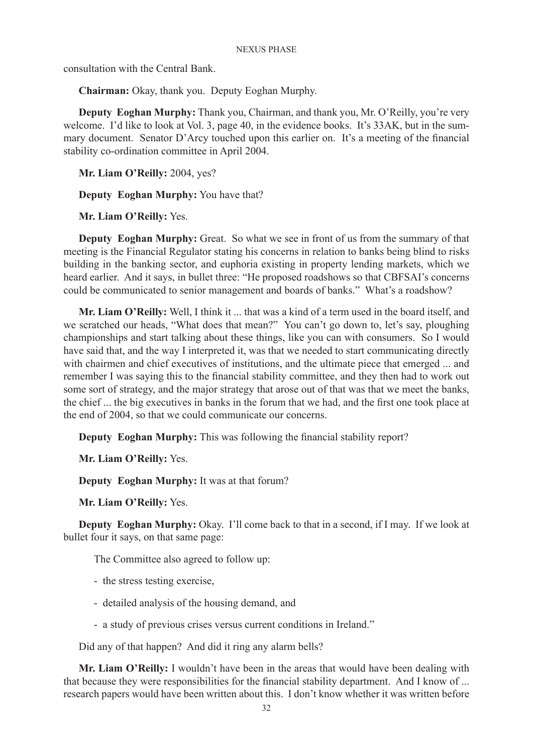consultation with the Central Bank.

**Chairman:** Okay, thank you. Deputy Eoghan Murphy.

**Deputy Eoghan Murphy:** Thank you, Chairman, and thank you, Mr. O'Reilly, you're very welcome. I'd like to look at Vol. 3, page 40, in the evidence books. It's 33AK, but in the summary document. Senator D'Arcy touched upon this earlier on. It's a meeting of the financial stability co-ordination committee in April 2004.

**Mr. Liam O'Reilly:** 2004, yes?

**Deputy Eoghan Murphy:** You have that?

**Mr. Liam O'Reilly:** Yes.

**Deputy Eoghan Murphy:** Great. So what we see in front of us from the summary of that meeting is the Financial Regulator stating his concerns in relation to banks being blind to risks building in the banking sector, and euphoria existing in property lending markets, which we heard earlier. And it says, in bullet three: "He proposed roadshows so that CBFSAI's concerns could be communicated to senior management and boards of banks." What's a roadshow?

**Mr. Liam O'Reilly:** Well, I think it ... that was a kind of a term used in the board itself, and we scratched our heads, "What does that mean?" You can't go down to, let's say, ploughing championships and start talking about these things, like you can with consumers. So I would have said that, and the way I interpreted it, was that we needed to start communicating directly with chairmen and chief executives of institutions, and the ultimate piece that emerged ... and remember I was saying this to the financial stability committee, and they then had to work out some sort of strategy, and the major strategy that arose out of that was that we meet the banks, the chief ... the big executives in banks in the forum that we had, and the first one took place at the end of 2004, so that we could communicate our concerns.

**Deputy Eoghan Murphy:** This was following the financial stability report?

**Mr. Liam O'Reilly:** Yes.

**Deputy Eoghan Murphy:** It was at that forum?

**Mr. Liam O'Reilly:** Yes.

**Deputy Eoghan Murphy:** Okay. I'll come back to that in a second, if I may. If we look at bullet four it says, on that same page:

> The Committee also agreed to follow up:
>
> - the stress testing exercise,
> - detailed analysis of the housing demand, and
> - a study of previous crises versus current conditions in Ireland."

Did any of that happen? And did it ring any alarm bells?

**Mr. Liam O'Reilly:** I wouldn't have been in the areas that would have been dealing with that because they were responsibilities for the financial stability department. And I know of ... research papers would have been written about this. I don't know whether it was written before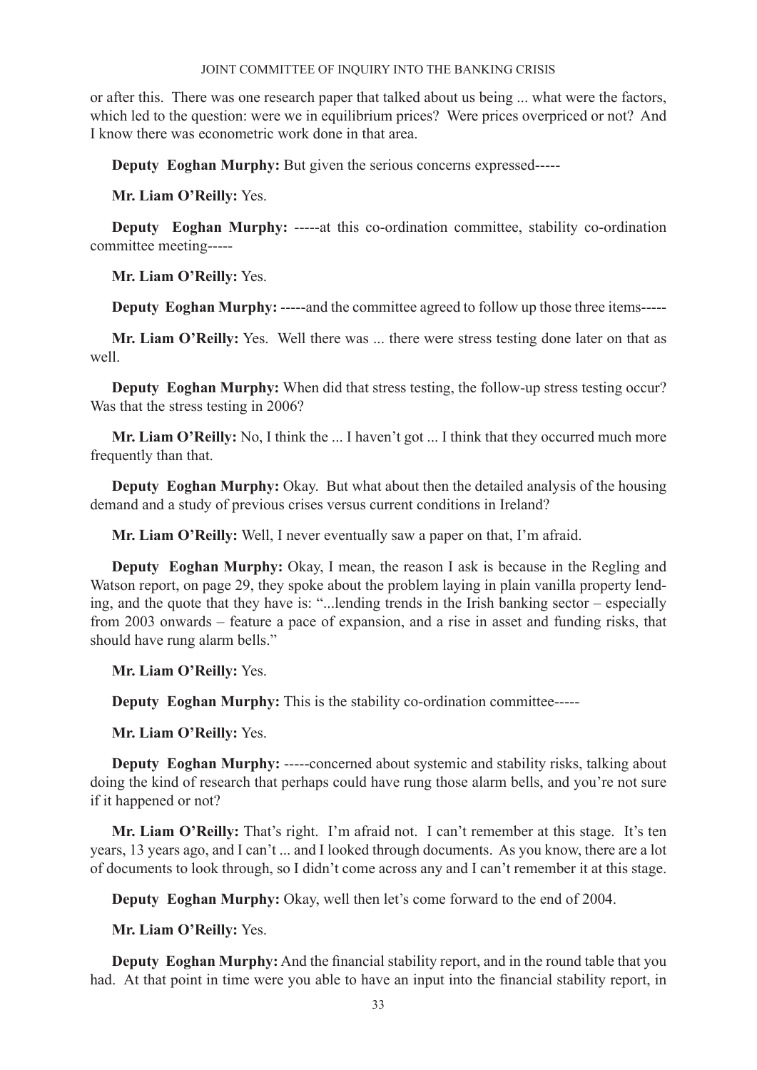or after this. There was one research paper that talked about us being ... what were the factors, which led to the question: were we in equilibrium prices? Were prices overpriced or not? And I know there was econometric work done in that area.

**Deputy Eoghan Murphy:** But given the serious concerns expressed-----

**Mr. Liam O'Reilly:** Yes.

**Deputy Eoghan Murphy:** -----at this co-ordination committee, stability co-ordination committee meeting-----

**Mr. Liam O'Reilly:** Yes.

**Deputy Eoghan Murphy:** -----and the committee agreed to follow up those three items-----

**Mr. Liam O'Reilly:** Yes. Well there was ... there were stress testing done later on that as well.

**Deputy Eoghan Murphy:** When did that stress testing, the follow-up stress testing occur? Was that the stress testing in 2006?

**Mr. Liam O'Reilly:** No, I think the ... I haven't got ... I think that they occurred much more frequently than that.

**Deputy Eoghan Murphy:** Okay. But what about then the detailed analysis of the housing demand and a study of previous crises versus current conditions in Ireland?

**Mr. Liam O'Reilly:** Well, I never eventually saw a paper on that, I'm afraid.

**Deputy Eoghan Murphy:** Okay, I mean, the reason I ask is because in the Regling and Watson report, on page 29, they spoke about the problem laying in plain vanilla property lending, and the quote that they have is: "...lending trends in the Irish banking sector – especially from 2003 onwards – feature a pace of expansion, and a rise in asset and funding risks, that should have rung alarm bells."

**Mr. Liam O'Reilly:** Yes.

**Deputy Eoghan Murphy:** This is the stability co-ordination committee-----

**Mr. Liam O'Reilly:** Yes.

**Deputy Eoghan Murphy:** -----concerned about systemic and stability risks, talking about doing the kind of research that perhaps could have rung those alarm bells, and you're not sure if it happened or not?

**Mr. Liam O'Reilly:** That's right. I'm afraid not. I can't remember at this stage. It's ten years, 13 years ago, and I can't ... and I looked through documents. As you know, there are a lot of documents to look through, so I didn't come across any and I can't remember it at this stage.

**Deputy Eoghan Murphy:** Okay, well then let's come forward to the end of 2004.

**Mr. Liam O'Reilly:** Yes.

**Deputy Eoghan Murphy:** And the financial stability report, and in the round table that you had. At that point in time were you able to have an input into the financial stability report, in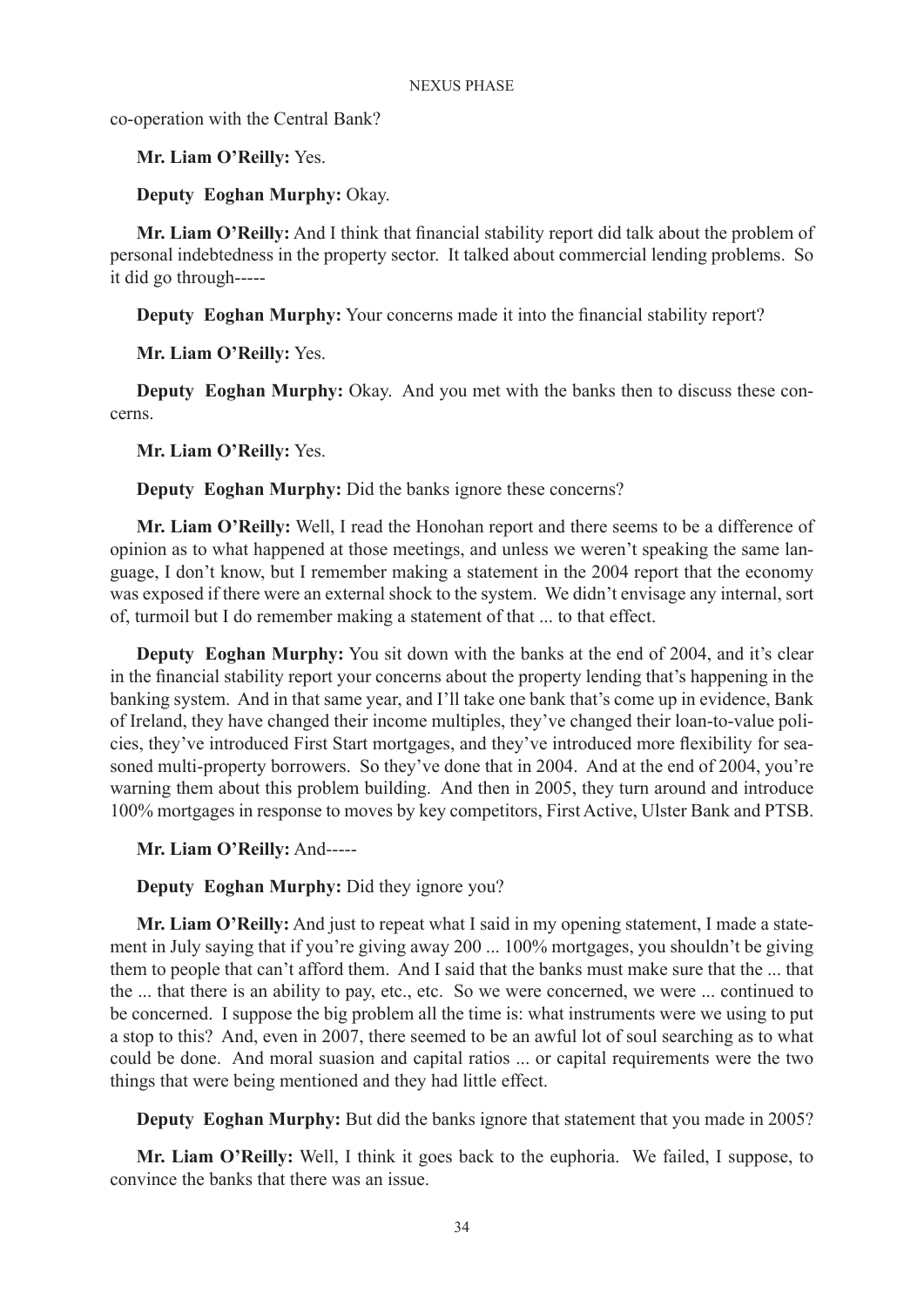co-operation with the Central Bank?

**Mr. Liam O'Reilly:** Yes.

**Deputy Eoghan Murphy:** Okay.

**Mr. Liam O'Reilly:** And I think that financial stability report did talk about the problem of personal indebtedness in the property sector. It talked about commercial lending problems. So it did go through-----

**Deputy Eoghan Murphy:** Your concerns made it into the financial stability report?

**Mr. Liam O'Reilly:** Yes.

**Deputy Eoghan Murphy:** Okay. And you met with the banks then to discuss these concerns.

**Mr. Liam O'Reilly:** Yes.

**Deputy Eoghan Murphy:** Did the banks ignore these concerns?

**Mr. Liam O'Reilly:** Well, I read the Honohan report and there seems to be a difference of opinion as to what happened at those meetings, and unless we weren't speaking the same language, I don't know, but I remember making a statement in the 2004 report that the economy was exposed if there were an external shock to the system. We didn't envisage any internal, sort of, turmoil but I do remember making a statement of that ... to that effect.

**Deputy Eoghan Murphy:** You sit down with the banks at the end of 2004, and it's clear in the financial stability report your concerns about the property lending that's happening in the banking system. And in that same year, and I'll take one bank that's come up in evidence, Bank of Ireland, they have changed their income multiples, they've changed their loan-to-value policies, they've introduced First Start mortgages, and they've introduced more flexibility for seasoned multi-property borrowers. So they've done that in 2004. And at the end of 2004, you're warning them about this problem building. And then in 2005, they turn around and introduce 100% mortgages in response to moves by key competitors, First Active, Ulster Bank and PTSB.

**Mr. Liam O'Reilly:** And-----

**Deputy Eoghan Murphy:** Did they ignore you?

**Mr. Liam O'Reilly:** And just to repeat what I said in my opening statement, I made a statement in July saying that if you're giving away 200 ... 100% mortgages, you shouldn't be giving them to people that can't afford them. And I said that the banks must make sure that the ... that the ... that there is an ability to pay, etc., etc. So we were concerned, we were ... continued to be concerned. I suppose the big problem all the time is: what instruments were we using to put a stop to this? And, even in 2007, there seemed to be an awful lot of soul searching as to what could be done. And moral suasion and capital ratios ... or capital requirements were the two things that were being mentioned and they had little effect.

**Deputy Eoghan Murphy:** But did the banks ignore that statement that you made in 2005?

**Mr. Liam O'Reilly:** Well, I think it goes back to the euphoria. We failed, I suppose, to convince the banks that there was an issue.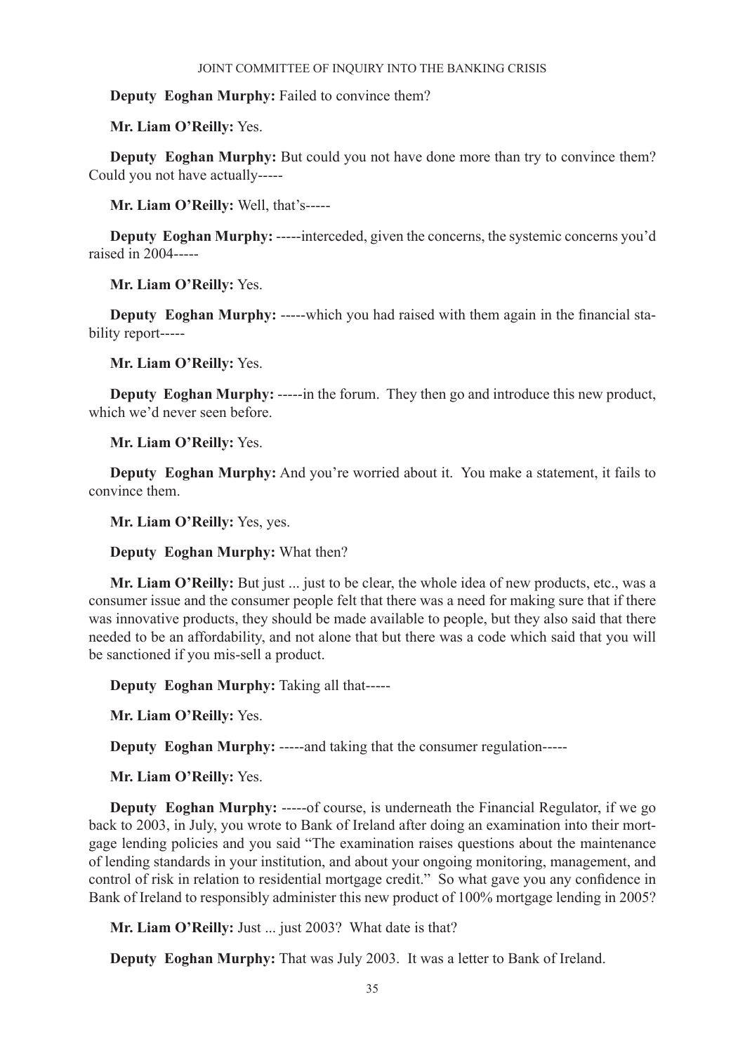**Deputy Eoghan Murphy:** Failed to convince them?

**Mr. Liam O'Reilly:** Yes.

**Deputy Eoghan Murphy:** But could you not have done more than try to convince them? Could you not have actually-----

**Mr. Liam O'Reilly:** Well, that's-----

**Deputy Eoghan Murphy:** -----interceded, given the concerns, the systemic concerns you'd raised in 2004-----

**Mr. Liam O'Reilly:** Yes.

**Deputy Eoghan Murphy:** -----which you had raised with them again in the financial stability report-----

**Mr. Liam O'Reilly:** Yes.

**Deputy Eoghan Murphy:** -----in the forum. They then go and introduce this new product, which we'd never seen before.

**Mr. Liam O'Reilly:** Yes.

**Deputy Eoghan Murphy:** And you're worried about it. You make a statement, it fails to convince them.

**Mr. Liam O'Reilly:** Yes, yes.

**Deputy Eoghan Murphy:** What then?

**Mr. Liam O'Reilly:** But just ... just to be clear, the whole idea of new products, etc., was a consumer issue and the consumer people felt that there was a need for making sure that if there was innovative products, they should be made available to people, but they also said that there needed to be an affordability, and not alone that but there was a code which said that you will be sanctioned if you mis-sell a product.

**Deputy Eoghan Murphy:** Taking all that-----

**Mr. Liam O'Reilly:** Yes.

**Deputy Eoghan Murphy:** -----and taking that the consumer regulation-----

**Mr. Liam O'Reilly:** Yes.

**Deputy Eoghan Murphy:** -----of course, is underneath the Financial Regulator, if we go back to 2003, in July, you wrote to Bank of Ireland after doing an examination into their mortgage lending policies and you said "The examination raises questions about the maintenance of lending standards in your institution, and about your ongoing monitoring, management, and control of risk in relation to residential mortgage credit." So what gave you any confidence in Bank of Ireland to responsibly administer this new product of 100% mortgage lending in 2005?

**Mr. Liam O'Reilly:** Just ... just 2003? What date is that?

**Deputy Eoghan Murphy:** That was July 2003. It was a letter to Bank of Ireland.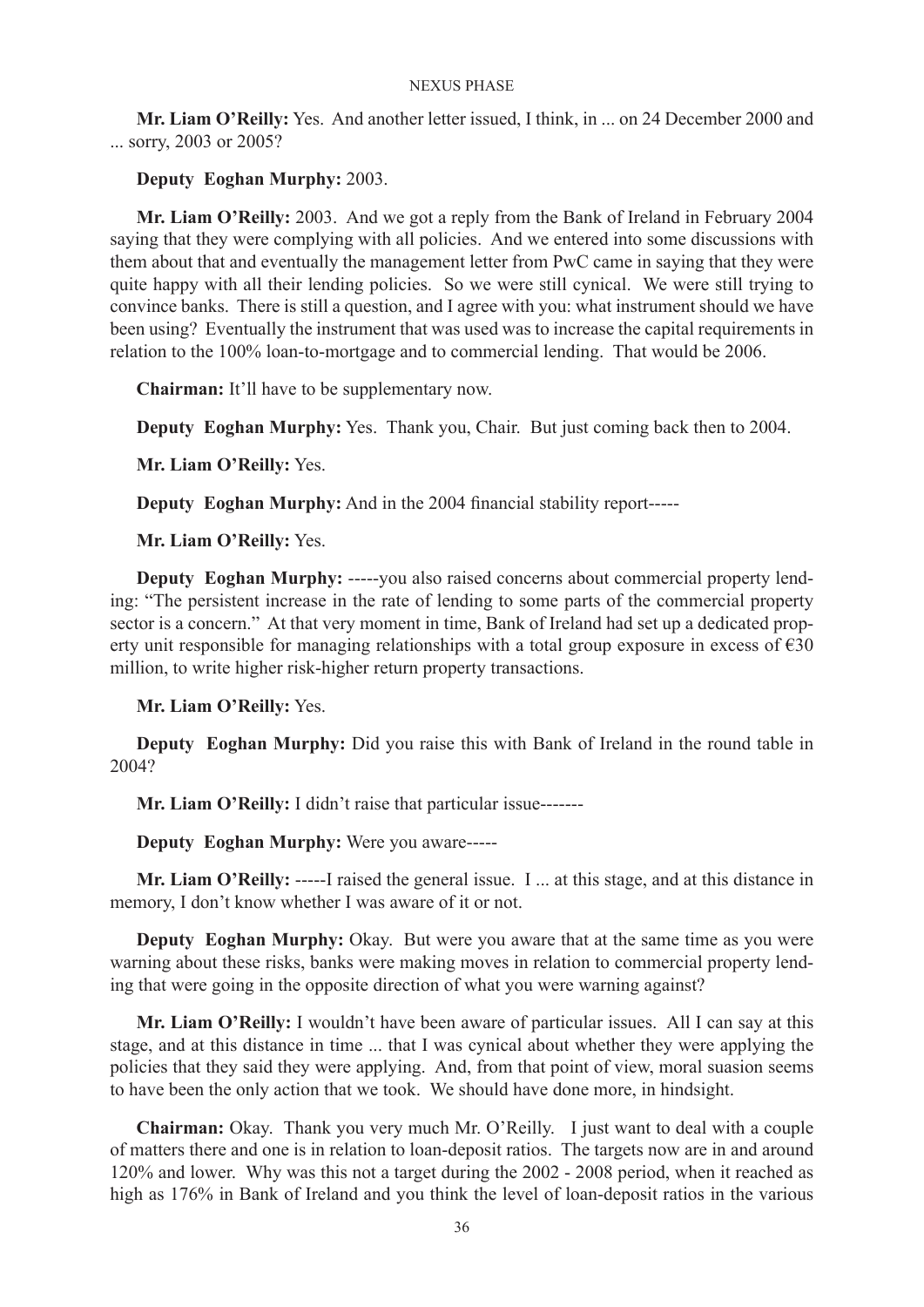**Mr. Liam O'Reilly:** Yes. And another letter issued, I think, in ... on 24 December 2000 and ... sorry, 2003 or 2005?

**Deputy Eoghan Murphy:** 2003.

**Mr. Liam O'Reilly:** 2003. And we got a reply from the Bank of Ireland in February 2004 saying that they were complying with all policies. And we entered into some discussions with them about that and eventually the management letter from PwC came in saying that they were quite happy with all their lending policies. So we were still cynical. We were still trying to convince banks. There is still a question, and I agree with you: what instrument should we have been using? Eventually the instrument that was used was to increase the capital requirements in relation to the 100% loan-to-mortgage and to commercial lending. That would be 2006.

**Chairman:** It'll have to be supplementary now.

**Deputy Eoghan Murphy:** Yes. Thank you, Chair. But just coming back then to 2004.

**Mr. Liam O'Reilly:** Yes.

**Deputy Eoghan Murphy:** And in the 2004 financial stability report-----

**Mr. Liam O'Reilly:** Yes.

**Deputy Eoghan Murphy:** -----you also raised concerns about commercial property lending: "The persistent increase in the rate of lending to some parts of the commercial property sector is a concern." At that very moment in time, Bank of Ireland had set up a dedicated property unit responsible for managing relationships with a total group exposure in excess of €30 million, to write higher risk-higher return property transactions.

**Mr. Liam O'Reilly:** Yes.

**Deputy Eoghan Murphy:** Did you raise this with Bank of Ireland in the round table in 2004?

**Mr. Liam O'Reilly:** I didn't raise that particular issue-------

**Deputy Eoghan Murphy:** Were you aware-----

**Mr. Liam O'Reilly:** -----I raised the general issue. I ... at this stage, and at this distance in memory, I don't know whether I was aware of it or not.

**Deputy Eoghan Murphy:** Okay. But were you aware that at the same time as you were warning about these risks, banks were making moves in relation to commercial property lending that were going in the opposite direction of what you were warning against?

**Mr. Liam O'Reilly:** I wouldn't have been aware of particular issues. All I can say at this stage, and at this distance in time ... that I was cynical about whether they were applying the policies that they said they were applying. And, from that point of view, moral suasion seems to have been the only action that we took. We should have done more, in hindsight.

**Chairman:** Okay. Thank you very much Mr. O'Reilly. I just want to deal with a couple of matters there and one is in relation to loan-deposit ratios. The targets now are in and around 120% and lower. Why was this not a target during the 2002 - 2008 period, when it reached as high as 176% in Bank of Ireland and you think the level of loan-deposit ratios in the various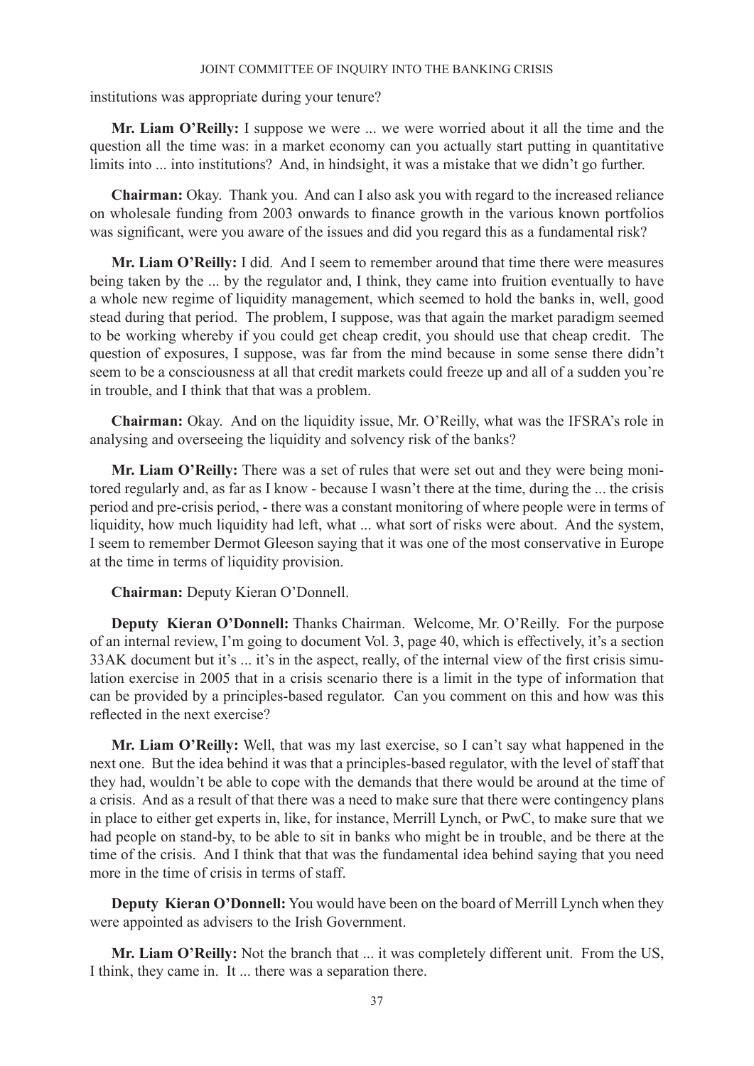institutions was appropriate during your tenure?

**Mr. Liam O'Reilly:** I suppose we were ... we were worried about it all the time and the question all the time was: in a market economy can you actually start putting in quantitative limits into ... into institutions? And, in hindsight, it was a mistake that we didn't go further.

**Chairman:** Okay. Thank you. And can I also ask you with regard to the increased reliance on wholesale funding from 2003 onwards to finance growth in the various known portfolios was significant, were you aware of the issues and did you regard this as a fundamental risk?

**Mr. Liam O'Reilly:** I did. And I seem to remember around that time there were measures being taken by the ... by the regulator and, I think, they came into fruition eventually to have a whole new regime of liquidity management, which seemed to hold the banks in, well, good stead during that period. The problem, I suppose, was that again the market paradigm seemed to be working whereby if you could get cheap credit, you should use that cheap credit. The question of exposures, I suppose, was far from the mind because in some sense there didn't seem to be a consciousness at all that credit markets could freeze up and all of a sudden you're in trouble, and I think that that was a problem.

**Chairman:** Okay. And on the liquidity issue, Mr. O'Reilly, what was the IFSRA's role in analysing and overseeing the liquidity and solvency risk of the banks?

**Mr. Liam O'Reilly:** There was a set of rules that were set out and they were being monitored regularly and, as far as I know - because I wasn't there at the time, during the ... the crisis period and pre-crisis period, - there was a constant monitoring of where people were in terms of liquidity, how much liquidity had left, what ... what sort of risks were about. And the system, I seem to remember Dermot Gleeson saying that it was one of the most conservative in Europe at the time in terms of liquidity provision.

**Chairman:** Deputy Kieran O'Donnell.

**Deputy Kieran O'Donnell:** Thanks Chairman. Welcome, Mr. O'Reilly. For the purpose of an internal review, I'm going to document Vol. 3, page 40, which is effectively, it's a section 33AK document but it's ... it's in the aspect, really, of the internal view of the first crisis simulation exercise in 2005 that in a crisis scenario there is a limit in the type of information that can be provided by a principles-based regulator. Can you comment on this and how was this reflected in the next exercise?

**Mr. Liam O'Reilly:** Well, that was my last exercise, so I can't say what happened in the next one. But the idea behind it was that a principles-based regulator, with the level of staff that they had, wouldn't be able to cope with the demands that there would be around at the time of a crisis. And as a result of that there was a need to make sure that there were contingency plans in place to either get experts in, like, for instance, Merrill Lynch, or PwC, to make sure that we had people on stand-by, to be able to sit in banks who might be in trouble, and be there at the time of the crisis. And I think that that was the fundamental idea behind saying that you need more in the time of crisis in terms of staff.

**Deputy Kieran O'Donnell:** You would have been on the board of Merrill Lynch when they were appointed as advisers to the Irish Government.

**Mr. Liam O'Reilly:** Not the branch that ... it was completely different unit. From the US, I think, they came in. It ... there was a separation there.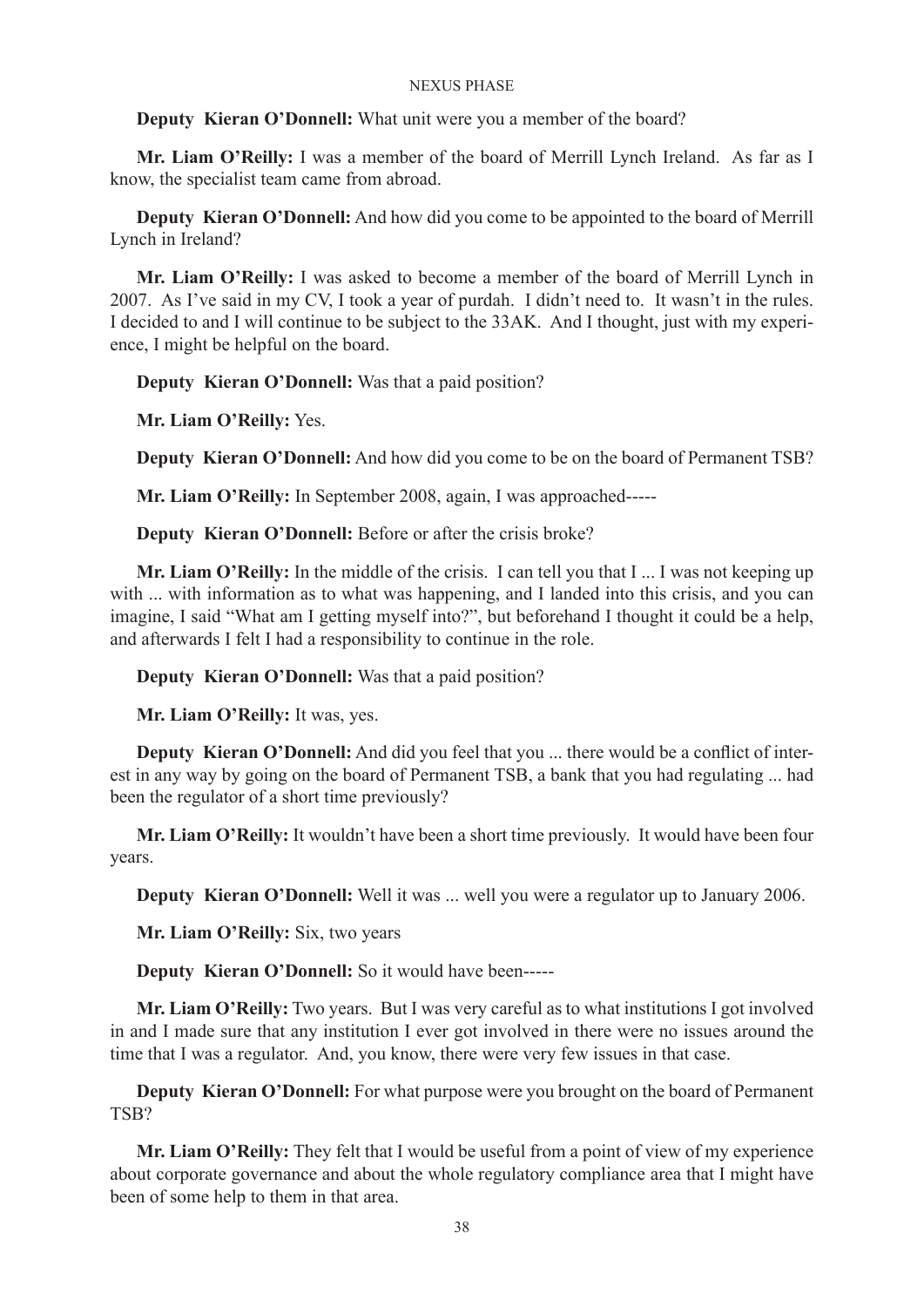**Deputy Kieran O'Donnell:** What unit were you a member of the board?

**Mr. Liam O'Reilly:** I was a member of the board of Merrill Lynch Ireland. As far as I know, the specialist team came from abroad.

**Deputy Kieran O'Donnell:** And how did you come to be appointed to the board of Merrill Lynch in Ireland?

**Mr. Liam O'Reilly:** I was asked to become a member of the board of Merrill Lynch in 2007. As I've said in my CV, I took a year of purdah. I didn't need to. It wasn't in the rules. I decided to and I will continue to be subject to the 33AK. And I thought, just with my experience, I might be helpful on the board.

**Deputy Kieran O'Donnell:** Was that a paid position?

**Mr. Liam O'Reilly:** Yes.

**Deputy Kieran O'Donnell:** And how did you come to be on the board of Permanent TSB?

**Mr. Liam O'Reilly:** In September 2008, again, I was approached-----

**Deputy Kieran O'Donnell:** Before or after the crisis broke?

**Mr. Liam O'Reilly:** In the middle of the crisis. I can tell you that I ... I was not keeping up with ... with information as to what was happening, and I landed into this crisis, and you can imagine, I said "What am I getting myself into?", but beforehand I thought it could be a help, and afterwards I felt I had a responsibility to continue in the role.

**Deputy Kieran O'Donnell:** Was that a paid position?

**Mr. Liam O'Reilly:** It was, yes.

**Deputy Kieran O'Donnell:** And did you feel that you ... there would be a conflict of interest in any way by going on the board of Permanent TSB, a bank that you had regulating ... had been the regulator of a short time previously?

**Mr. Liam O'Reilly:** It wouldn't have been a short time previously. It would have been four years.

**Deputy Kieran O'Donnell:** Well it was ... well you were a regulator up to January 2006.

**Mr. Liam O'Reilly:** Six, two years

**Deputy Kieran O'Donnell:** So it would have been-----

**Mr. Liam O'Reilly:** Two years. But I was very careful as to what institutions I got involved in and I made sure that any institution I ever got involved in there were no issues around the time that I was a regulator. And, you know, there were very few issues in that case.

**Deputy Kieran O'Donnell:** For what purpose were you brought on the board of Permanent TSB?

**Mr. Liam O'Reilly:** They felt that I would be useful from a point of view of my experience about corporate governance and about the whole regulatory compliance area that I might have been of some help to them in that area.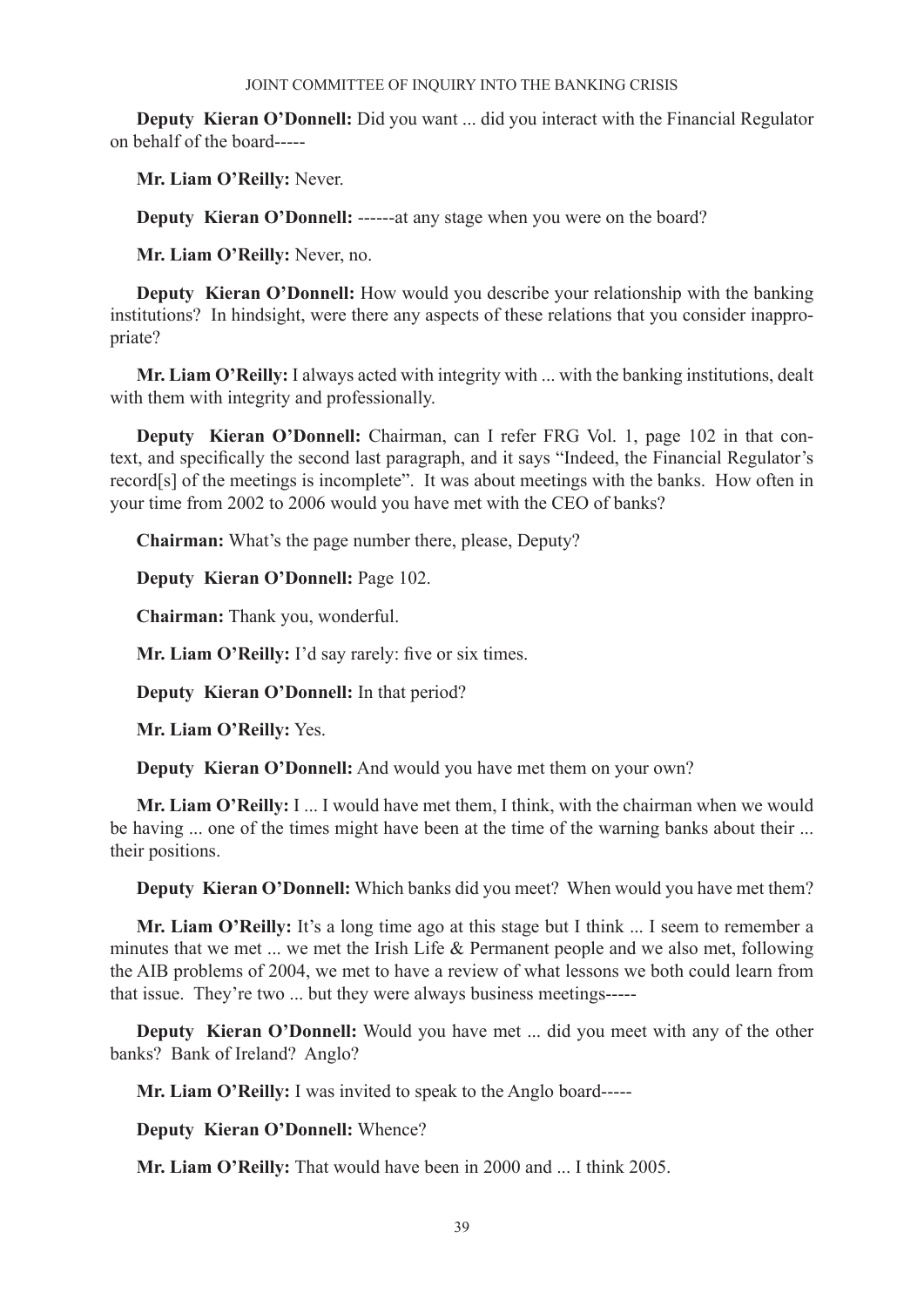**Deputy Kieran O'Donnell:** Did you want ... did you interact with the Financial Regulator on behalf of the board-----

**Mr. Liam O'Reilly:** Never.

**Deputy Kieran O'Donnell:** ------at any stage when you were on the board?

**Mr. Liam O'Reilly:** Never, no.

**Deputy Kieran O'Donnell:** How would you describe your relationship with the banking institutions? In hindsight, were there any aspects of these relations that you consider inappropriate?

**Mr. Liam O'Reilly:** I always acted with integrity with ... with the banking institutions, dealt with them with integrity and professionally.

**Deputy Kieran O'Donnell:** Chairman, can I refer FRG Vol. 1, page 102 in that context, and specifically the second last paragraph, and it says "Indeed, the Financial Regulator's record[s] of the meetings is incomplete". It was about meetings with the banks. How often in your time from 2002 to 2006 would you have met with the CEO of banks?

**Chairman:** What's the page number there, please, Deputy?

**Deputy Kieran O'Donnell:** Page 102.

**Chairman:** Thank you, wonderful.

**Mr. Liam O'Reilly:** I'd say rarely: five or six times.

**Deputy Kieran O'Donnell:** In that period?

**Mr. Liam O'Reilly:** Yes.

**Deputy Kieran O'Donnell:** And would you have met them on your own?

**Mr. Liam O'Reilly:** I ... I would have met them, I think, with the chairman when we would be having ... one of the times might have been at the time of the warning banks about their ... their positions.

**Deputy Kieran O'Donnell:** Which banks did you meet? When would you have met them?

**Mr. Liam O'Reilly:** It's a long time ago at this stage but I think ... I seem to remember a minutes that we met ... we met the Irish Life & Permanent people and we also met, following the AIB problems of 2004, we met to have a review of what lessons we both could learn from that issue. They're two ... but they were always business meetings-----

**Deputy Kieran O'Donnell:** Would you have met ... did you meet with any of the other banks? Bank of Ireland? Anglo?

**Mr. Liam O'Reilly:** I was invited to speak to the Anglo board-----

**Deputy Kieran O'Donnell:** Whence?

**Mr. Liam O'Reilly:** That would have been in 2000 and ... I think 2005.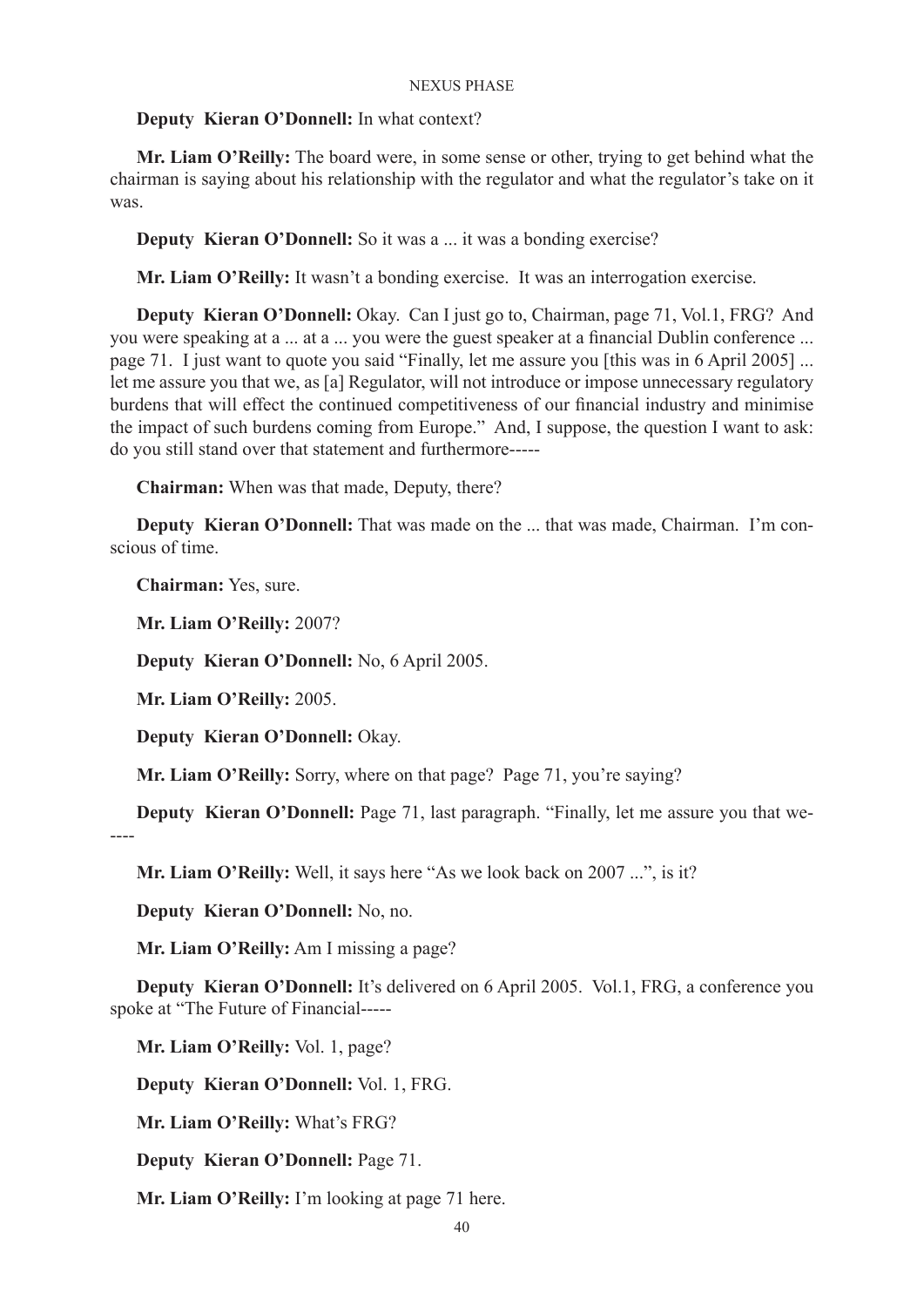**Deputy Kieran O'Donnell:** In what context?

**Mr. Liam O'Reilly:** The board were, in some sense or other, trying to get behind what the chairman is saying about his relationship with the regulator and what the regulator's take on it was.

**Deputy Kieran O'Donnell:** So it was a ... it was a bonding exercise?

**Mr. Liam O'Reilly:** It wasn't a bonding exercise. It was an interrogation exercise.

**Deputy Kieran O'Donnell:** Okay. Can I just go to, Chairman, page 71, Vol.1, FRG? And you were speaking at a ... at a ... you were the guest speaker at a financial Dublin conference ... page 71. I just want to quote you said "Finally, let me assure you [this was in 6 April 2005] ... let me assure you that we, as [a] Regulator, will not introduce or impose unnecessary regulatory burdens that will effect the continued competitiveness of our financial industry and minimise the impact of such burdens coming from Europe." And, I suppose, the question I want to ask: do you still stand over that statement and furthermore-----

**Chairman:** When was that made, Deputy, there?

**Deputy Kieran O'Donnell:** That was made on the ... that was made, Chairman. I'm conscious of time.

**Chairman:** Yes, sure.

**Mr. Liam O'Reilly:** 2007?

**Deputy Kieran O'Donnell:** No, 6 April 2005.

**Mr. Liam O'Reilly:** 2005.

**Deputy Kieran O'Donnell:** Okay.

**Mr. Liam O'Reilly:** Sorry, where on that page? Page 71, you're saying?

**Deputy Kieran O'Donnell:** Page 71, last paragraph. "Finally, let me assure you that we-----

**Mr. Liam O'Reilly:** Well, it says here "As we look back on 2007 ...", is it?

**Deputy Kieran O'Donnell:** No, no.

**Mr. Liam O'Reilly:** Am I missing a page?

**Deputy Kieran O'Donnell:** It's delivered on 6 April 2005. Vol.1, FRG, a conference you spoke at "The Future of Financial-----

**Mr. Liam O'Reilly:** Vol. 1, page?

**Deputy Kieran O'Donnell:** Vol. 1, FRG.

**Mr. Liam O'Reilly:** What's FRG?

**Deputy Kieran O'Donnell:** Page 71.

**Mr. Liam O'Reilly:** I'm looking at page 71 here.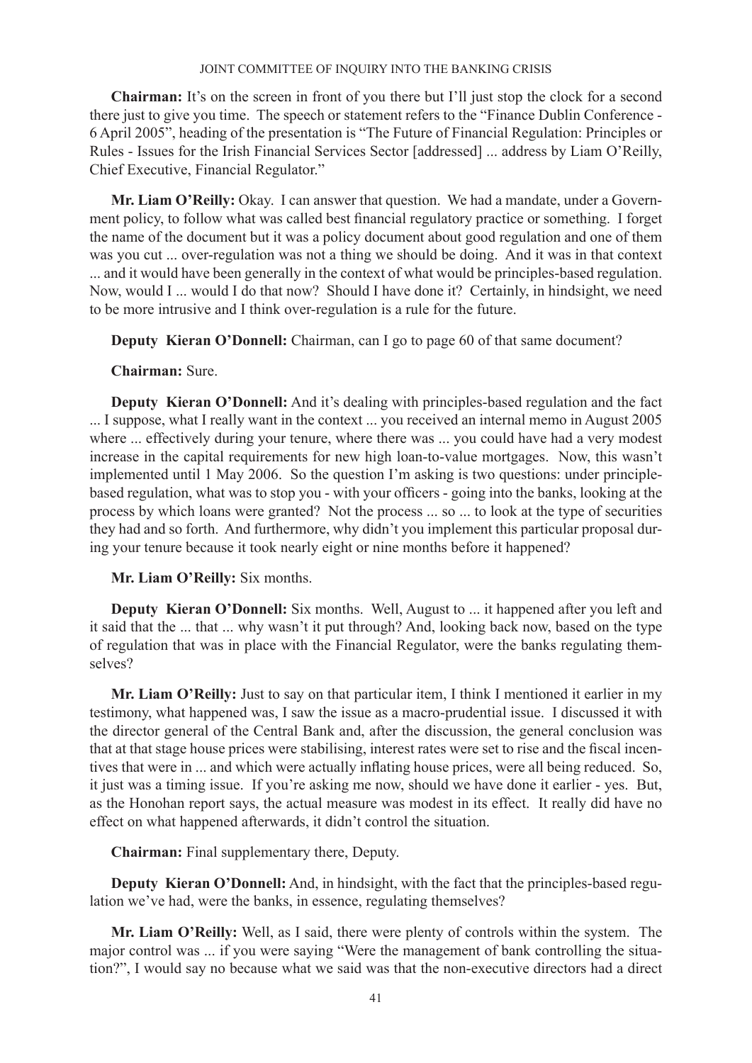**Chairman:** It's on the screen in front of you there but I'll just stop the clock for a second there just to give you time. The speech or statement refers to the "Finance Dublin Conference - 6 April 2005", heading of the presentation is "The Future of Financial Regulation: Principles or Rules - Issues for the Irish Financial Services Sector [addressed] ... address by Liam O'Reilly, Chief Executive, Financial Regulator."

**Mr. Liam O'Reilly:** Okay. I can answer that question. We had a mandate, under a Government policy, to follow what was called best financial regulatory practice or something. I forget the name of the document but it was a policy document about good regulation and one of them was you cut ... over-regulation was not a thing we should be doing. And it was in that context ... and it would have been generally in the context of what would be principles-based regulation. Now, would I ... would I do that now? Should I have done it? Certainly, in hindsight, we need to be more intrusive and I think over-regulation is a rule for the future.

**Deputy Kieran O'Donnell:** Chairman, can I go to page 60 of that same document?

**Chairman:** Sure.

**Deputy Kieran O'Donnell:** And it's dealing with principles-based regulation and the fact ... I suppose, what I really want in the context ... you received an internal memo in August 2005 where ... effectively during your tenure, where there was ... you could have had a very modest increase in the capital requirements for new high loan-to-value mortgages. Now, this wasn't implemented until 1 May 2006. So the question I'm asking is two questions: under principle-based regulation, what was to stop you - with your officers - going into the banks, looking at the process by which loans were granted? Not the process ... so ... to look at the type of securities they had and so forth. And furthermore, why didn't you implement this particular proposal during your tenure because it took nearly eight or nine months before it happened?

**Mr. Liam O'Reilly:** Six months.

**Deputy Kieran O'Donnell:** Six months. Well, August to ... it happened after you left and it said that the ... that ... why wasn't it put through? And, looking back now, based on the type of regulation that was in place with the Financial Regulator, were the banks regulating themselves?

**Mr. Liam O'Reilly:** Just to say on that particular item, I think I mentioned it earlier in my testimony, what happened was, I saw the issue as a macro-prudential issue. I discussed it with the director general of the Central Bank and, after the discussion, the general conclusion was that at that stage house prices were stabilising, interest rates were set to rise and the fiscal incentives that were in ... and which were actually inflating house prices, were all being reduced. So, it just was a timing issue. If you're asking me now, should we have done it earlier - yes. But, as the Honohan report says, the actual measure was modest in its effect. It really did have no effect on what happened afterwards, it didn't control the situation.

**Chairman:** Final supplementary there, Deputy.

**Deputy Kieran O'Donnell:** And, in hindsight, with the fact that the principles-based regulation we've had, were the banks, in essence, regulating themselves?

**Mr. Liam O'Reilly:** Well, as I said, there were plenty of controls within the system. The major control was ... if you were saying "Were the management of bank controlling the situation?", I would say no because what we said was that the non-executive directors had a direct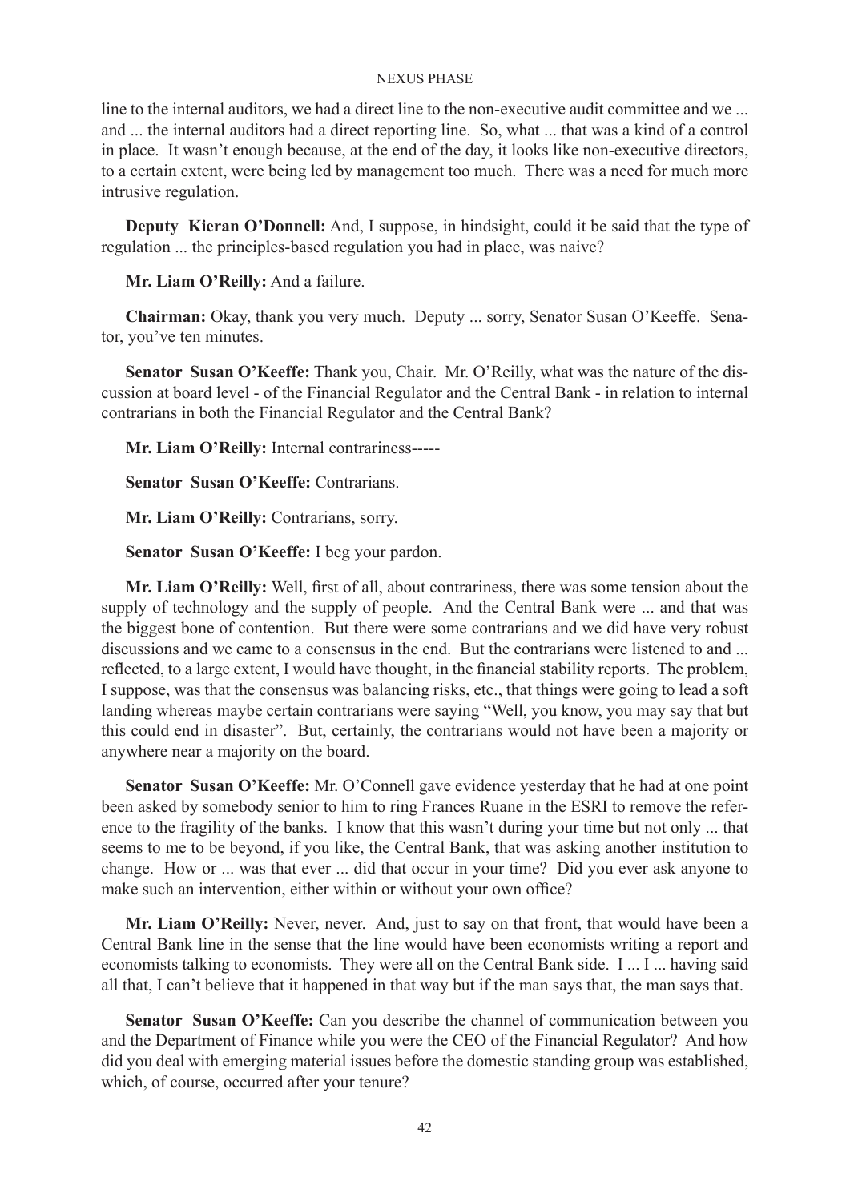line to the internal auditors, we had a direct line to the non-executive audit committee and we ... and ... the internal auditors had a direct reporting line. So, what ... that was a kind of a control in place. It wasn't enough because, at the end of the day, it looks like non-executive directors, to a certain extent, were being led by management too much. There was a need for much more intrusive regulation.

**Deputy Kieran O'Donnell:** And, I suppose, in hindsight, could it be said that the type of regulation ... the principles-based regulation you had in place, was naive?

**Mr. Liam O'Reilly:** And a failure.

**Chairman:** Okay, thank you very much. Deputy ... sorry, Senator Susan O'Keeffe. Senator, you've ten minutes.

**Senator Susan O'Keeffe:** Thank you, Chair. Mr. O'Reilly, what was the nature of the discussion at board level - of the Financial Regulator and the Central Bank - in relation to internal contrarians in both the Financial Regulator and the Central Bank?

**Mr. Liam O'Reilly:** Internal contrariness-----

**Senator Susan O'Keeffe:** Contrarians.

**Mr. Liam O'Reilly:** Contrarians, sorry.

**Senator Susan O'Keeffe:** I beg your pardon.

**Mr. Liam O'Reilly:** Well, first of all, about contrariness, there was some tension about the supply of technology and the supply of people. And the Central Bank were ... and that was the biggest bone of contention. But there were some contrarians and we did have very robust discussions and we came to a consensus in the end. But the contrarians were listened to and ... reflected, to a large extent, I would have thought, in the financial stability reports. The problem, I suppose, was that the consensus was balancing risks, etc., that things were going to lead a soft landing whereas maybe certain contrarians were saying "Well, you know, you may say that but this could end in disaster". But, certainly, the contrarians would not have been a majority or anywhere near a majority on the board.

**Senator Susan O'Keeffe:** Mr. O'Connell gave evidence yesterday that he had at one point been asked by somebody senior to him to ring Frances Ruane in the ESRI to remove the reference to the fragility of the banks. I know that this wasn't during your time but not only ... that seems to me to be beyond, if you like, the Central Bank, that was asking another institution to change. How or ... was that ever ... did that occur in your time? Did you ever ask anyone to make such an intervention, either within or without your own office?

**Mr. Liam O'Reilly:** Never, never. And, just to say on that front, that would have been a Central Bank line in the sense that the line would have been economists writing a report and economists talking to economists. They were all on the Central Bank side. I ... I ... having said all that, I can't believe that it happened in that way but if the man says that, the man says that.

**Senator Susan O'Keeffe:** Can you describe the channel of communication between you and the Department of Finance while you were the CEO of the Financial Regulator? And how did you deal with emerging material issues before the domestic standing group was established, which, of course, occurred after your tenure?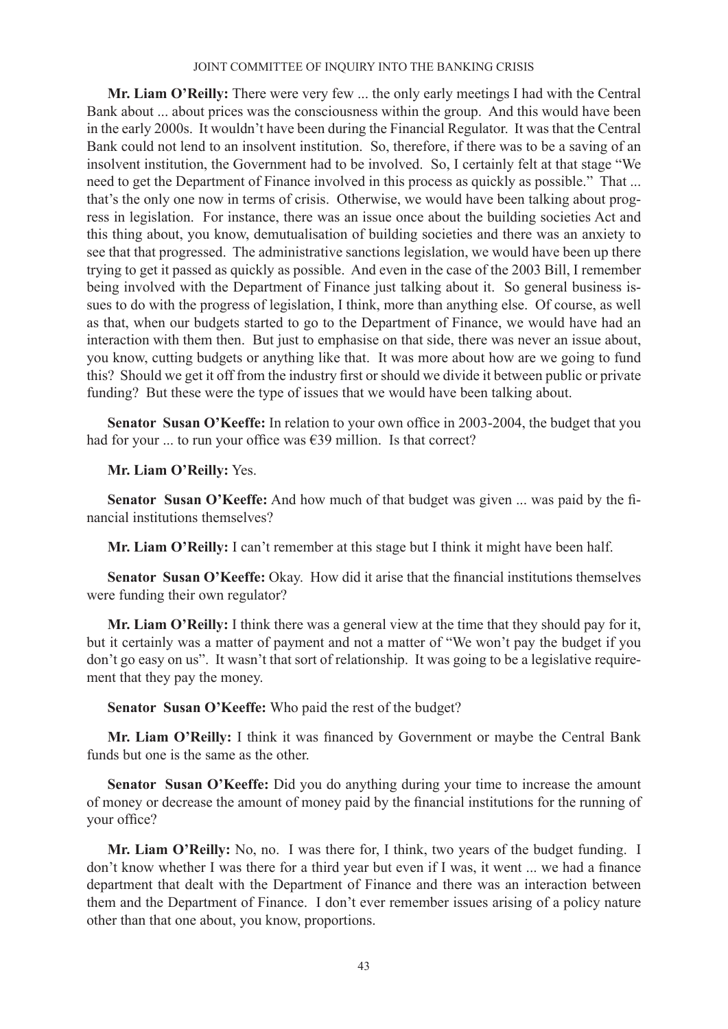**Mr. Liam O'Reilly:** There were very few ... the only early meetings I had with the Central Bank about ... about prices was the consciousness within the group. And this would have been in the early 2000s. It wouldn't have been during the Financial Regulator. It was that the Central Bank could not lend to an insolvent institution. So, therefore, if there was to be a saving of an insolvent institution, the Government had to be involved. So, I certainly felt at that stage "We need to get the Department of Finance involved in this process as quickly as possible." That ... that's the only one now in terms of crisis. Otherwise, we would have been talking about progress in legislation. For instance, there was an issue once about the building societies Act and this thing about, you know, demutualisation of building societies and there was an anxiety to see that that progressed. The administrative sanctions legislation, we would have been up there trying to get it passed as quickly as possible. And even in the case of the 2003 Bill, I remember being involved with the Department of Finance just talking about it. So general business issues to do with the progress of legislation, I think, more than anything else. Of course, as well as that, when our budgets started to go to the Department of Finance, we would have had an interaction with them then. But just to emphasise on that side, there was never an issue about, you know, cutting budgets or anything like that. It was more about how are we going to fund this? Should we get it off from the industry first or should we divide it between public or private funding? But these were the type of issues that we would have been talking about.

**Senator Susan O'Keeffe:** In relation to your own office in 2003-2004, the budget that you had for your ... to run your office was €39 million. Is that correct?

**Mr. Liam O'Reilly:** Yes.

**Senator Susan O'Keeffe:** And how much of that budget was given ... was paid by the financial institutions themselves?

**Mr. Liam O'Reilly:** I can't remember at this stage but I think it might have been half.

**Senator Susan O'Keeffe:** Okay. How did it arise that the financial institutions themselves were funding their own regulator?

**Mr. Liam O'Reilly:** I think there was a general view at the time that they should pay for it, but it certainly was a matter of payment and not a matter of "We won't pay the budget if you don't go easy on us". It wasn't that sort of relationship. It was going to be a legislative requirement that they pay the money.

**Senator Susan O'Keeffe:** Who paid the rest of the budget?

**Mr. Liam O'Reilly:** I think it was financed by Government or maybe the Central Bank funds but one is the same as the other.

**Senator Susan O'Keeffe:** Did you do anything during your time to increase the amount of money or decrease the amount of money paid by the financial institutions for the running of your office?

**Mr. Liam O'Reilly:** No, no. I was there for, I think, two years of the budget funding. I don't know whether I was there for a third year but even if I was, it went ... we had a finance department that dealt with the Department of Finance and there was an interaction between them and the Department of Finance. I don't ever remember issues arising of a policy nature other than that one about, you know, proportions.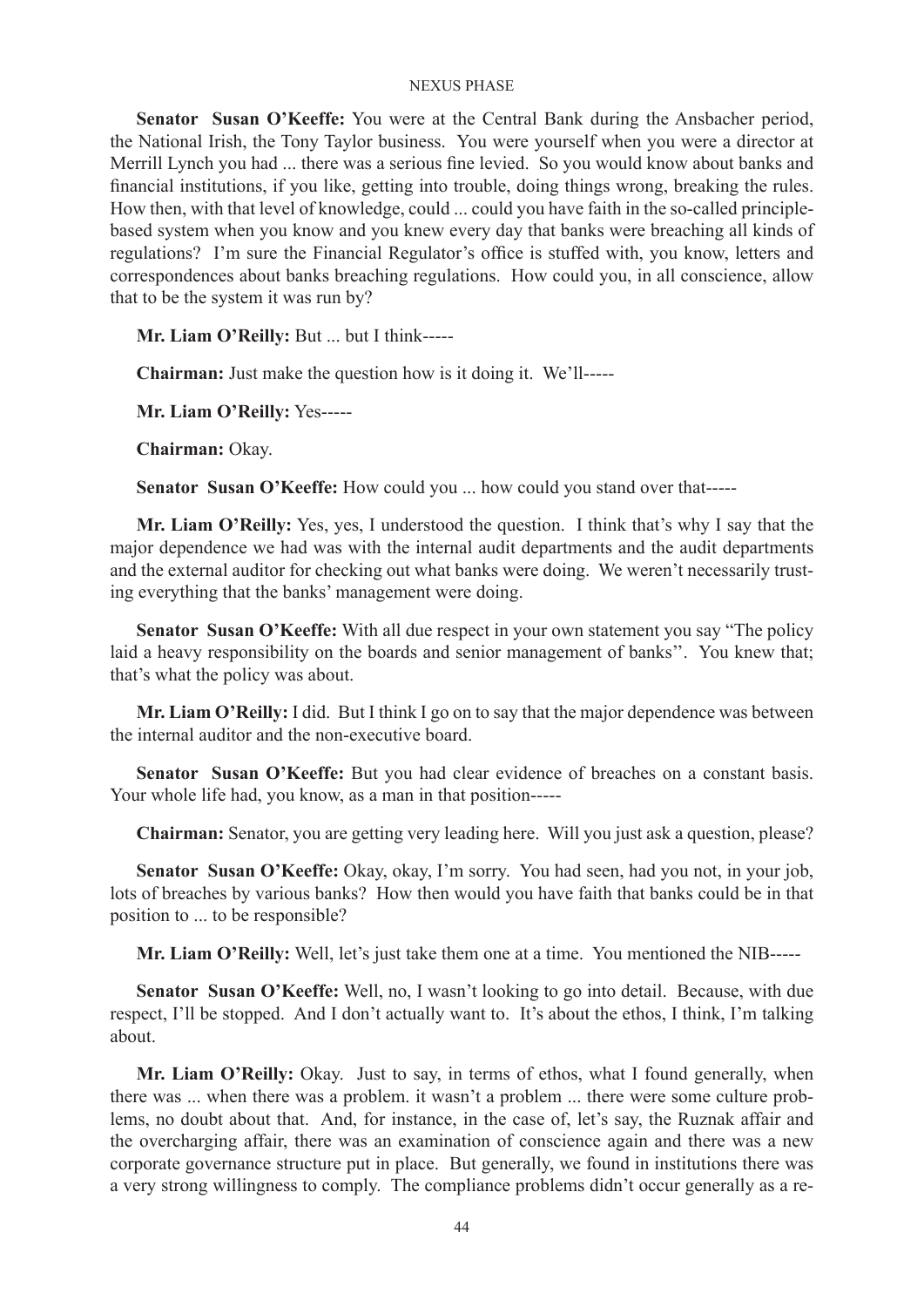**Senator Susan O'Keeffe:** You were at the Central Bank during the Ansbacher period, the National Irish, the Tony Taylor business. You were yourself when you were a director at Merrill Lynch you had ... there was a serious fine levied. So you would know about banks and financial institutions, if you like, getting into trouble, doing things wrong, breaking the rules. How then, with that level of knowledge, could ... could you have faith in the so-called principle-based system when you know and you knew every day that banks were breaching all kinds of regulations? I'm sure the Financial Regulator's office is stuffed with, you know, letters and correspondences about banks breaching regulations. How could you, in all conscience, allow that to be the system it was run by?

**Mr. Liam O'Reilly:** But ... but I think-----

**Chairman:** Just make the question how is it doing it. We'll-----

**Mr. Liam O'Reilly:** Yes-----

**Chairman:** Okay.

**Senator Susan O'Keeffe:** How could you ... how could you stand over that-----

**Mr. Liam O'Reilly:** Yes, yes, I understood the question. I think that's why I say that the major dependence we had was with the internal audit departments and the audit departments and the external auditor for checking out what banks were doing. We weren't necessarily trusting everything that the banks' management were doing.

**Senator Susan O'Keeffe:** With all due respect in your own statement you say "The policy laid a heavy responsibility on the boards and senior management of banks''. You knew that; that's what the policy was about.

**Mr. Liam O'Reilly:** I did. But I think I go on to say that the major dependence was between the internal auditor and the non-executive board.

**Senator Susan O'Keeffe:** But you had clear evidence of breaches on a constant basis. Your whole life had, you know, as a man in that position-----

**Chairman:** Senator, you are getting very leading here. Will you just ask a question, please?

**Senator Susan O'Keeffe:** Okay, okay, I'm sorry. You had seen, had you not, in your job, lots of breaches by various banks? How then would you have faith that banks could be in that position to ... to be responsible?

**Mr. Liam O'Reilly:** Well, let's just take them one at a time. You mentioned the NIB-----

**Senator Susan O'Keeffe:** Well, no, I wasn't looking to go into detail. Because, with due respect, I'll be stopped. And I don't actually want to. It's about the ethos, I think, I'm talking about.

**Mr. Liam O'Reilly:** Okay. Just to say, in terms of ethos, what I found generally, when there was ... when there was a problem. it wasn't a problem ... there were some culture problems, no doubt about that. And, for instance, in the case of, let's say, the Ruznak affair and the overcharging affair, there was an examination of conscience again and there was a new corporate governance structure put in place. But generally, we found in institutions there was a very strong willingness to comply. The compliance problems didn't occur generally as a re-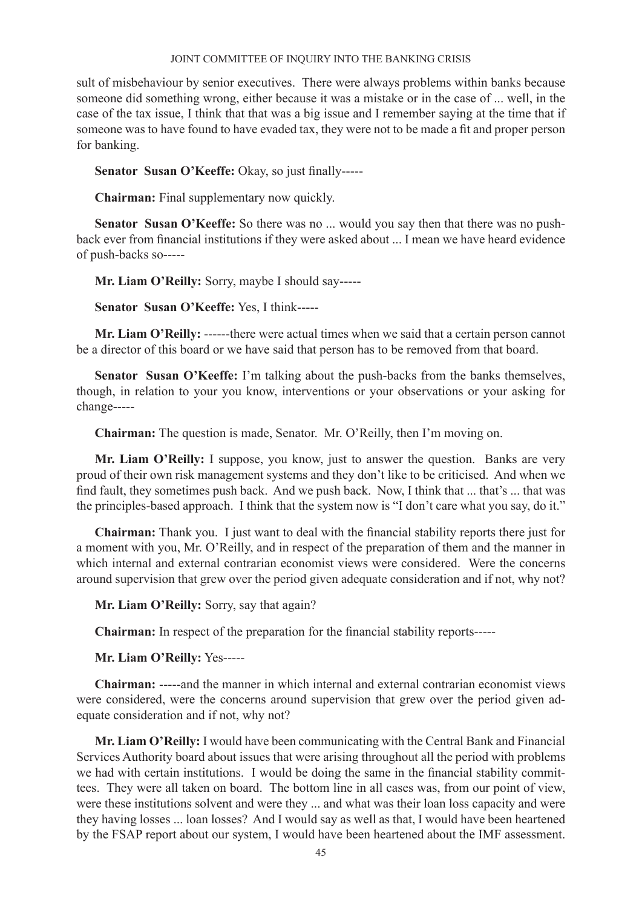sult of misbehaviour by senior executives. There were always problems within banks because someone did something wrong, either because it was a mistake or in the case of ... well, in the case of the tax issue, I think that that was a big issue and I remember saying at the time that if someone was to have found to have evaded tax, they were not to be made a fit and proper person for banking.

**Senator Susan O'Keeffe:** Okay, so just finally-----

**Chairman:** Final supplementary now quickly.

**Senator Susan O'Keeffe:** So there was no ... would you say then that there was no push-back ever from financial institutions if they were asked about ... I mean we have heard evidence of push-backs so-----

**Mr. Liam O'Reilly:** Sorry, maybe I should say-----

**Senator Susan O'Keeffe:** Yes, I think-----

**Mr. Liam O'Reilly:** ------there were actual times when we said that a certain person cannot be a director of this board or we have said that person has to be removed from that board.

**Senator Susan O'Keeffe:** I'm talking about the push-backs from the banks themselves, though, in relation to your you know, interventions or your observations or your asking for change-----

**Chairman:** The question is made, Senator. Mr. O'Reilly, then I'm moving on.

**Mr. Liam O'Reilly:** I suppose, you know, just to answer the question. Banks are very proud of their own risk management systems and they don't like to be criticised. And when we find fault, they sometimes push back. And we push back. Now, I think that ... that's ... that was the principles-based approach. I think that the system now is "I don't care what you say, do it."

**Chairman:** Thank you. I just want to deal with the financial stability reports there just for a moment with you, Mr. O'Reilly, and in respect of the preparation of them and the manner in which internal and external contrarian economist views were considered. Were the concerns around supervision that grew over the period given adequate consideration and if not, why not?

**Mr. Liam O'Reilly:** Sorry, say that again?

**Chairman:** In respect of the preparation for the financial stability reports-----

**Mr. Liam O'Reilly:** Yes-----

**Chairman:** -----and the manner in which internal and external contrarian economist views were considered, were the concerns around supervision that grew over the period given adequate consideration and if not, why not?

**Mr. Liam O'Reilly:** I would have been communicating with the Central Bank and Financial Services Authority board about issues that were arising throughout all the period with problems we had with certain institutions. I would be doing the same in the financial stability committees. They were all taken on board. The bottom line in all cases was, from our point of view, were these institutions solvent and were they ... and what was their loan loss capacity and were they having losses ... loan losses? And I would say as well as that, I would have been heartened by the FSAP report about our system, I would have been heartened about the IMF assessment.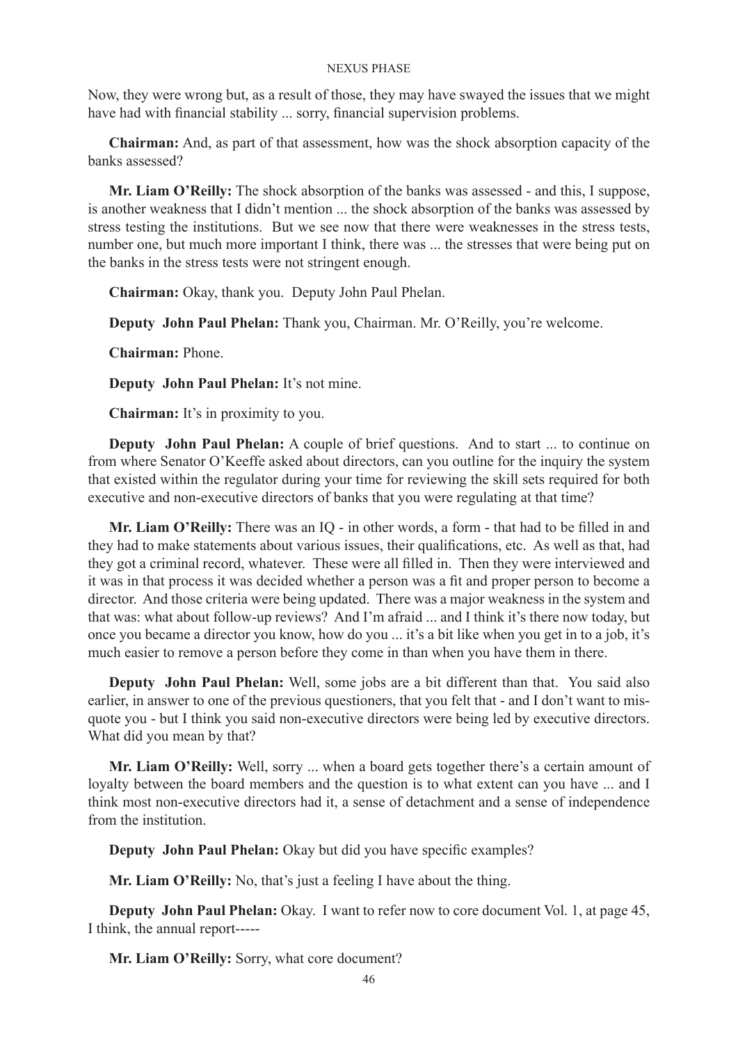Now, they were wrong but, as a result of those, they may have swayed the issues that we might have had with financial stability ... sorry, financial supervision problems.

**Chairman:** And, as part of that assessment, how was the shock absorption capacity of the banks assessed?

**Mr. Liam O'Reilly:** The shock absorption of the banks was assessed - and this, I suppose, is another weakness that I didn't mention ... the shock absorption of the banks was assessed by stress testing the institutions. But we see now that there were weaknesses in the stress tests, number one, but much more important I think, there was ... the stresses that were being put on the banks in the stress tests were not stringent enough.

**Chairman:** Okay, thank you. Deputy John Paul Phelan.

**Deputy John Paul Phelan:** Thank you, Chairman. Mr. O'Reilly, you're welcome.

**Chairman:** Phone.

**Deputy John Paul Phelan:** It's not mine.

**Chairman:** It's in proximity to you.

**Deputy John Paul Phelan:** A couple of brief questions. And to start ... to continue on from where Senator O'Keeffe asked about directors, can you outline for the inquiry the system that existed within the regulator during your time for reviewing the skill sets required for both executive and non-executive directors of banks that you were regulating at that time?

**Mr. Liam O'Reilly:** There was an IQ - in other words, a form - that had to be filled in and they had to make statements about various issues, their qualifications, etc. As well as that, had they got a criminal record, whatever. These were all filled in. Then they were interviewed and it was in that process it was decided whether a person was a fit and proper person to become a director. And those criteria were being updated. There was a major weakness in the system and that was: what about follow-up reviews? And I'm afraid ... and I think it's there now today, but once you became a director you know, how do you ... it's a bit like when you get in to a job, it's much easier to remove a person before they come in than when you have them in there.

**Deputy John Paul Phelan:** Well, some jobs are a bit different than that. You said also earlier, in answer to one of the previous questioners, that you felt that - and I don't want to misquote you - but I think you said non-executive directors were being led by executive directors. What did you mean by that?

**Mr. Liam O'Reilly:** Well, sorry ... when a board gets together there's a certain amount of loyalty between the board members and the question is to what extent can you have ... and I think most non-executive directors had it, a sense of detachment and a sense of independence from the institution.

**Deputy John Paul Phelan:** Okay but did you have specific examples?

**Mr. Liam O'Reilly:** No, that's just a feeling I have about the thing.

**Deputy John Paul Phelan:** Okay. I want to refer now to core document Vol. 1, at page 45, I think, the annual report-----

**Mr. Liam O'Reilly:** Sorry, what core document?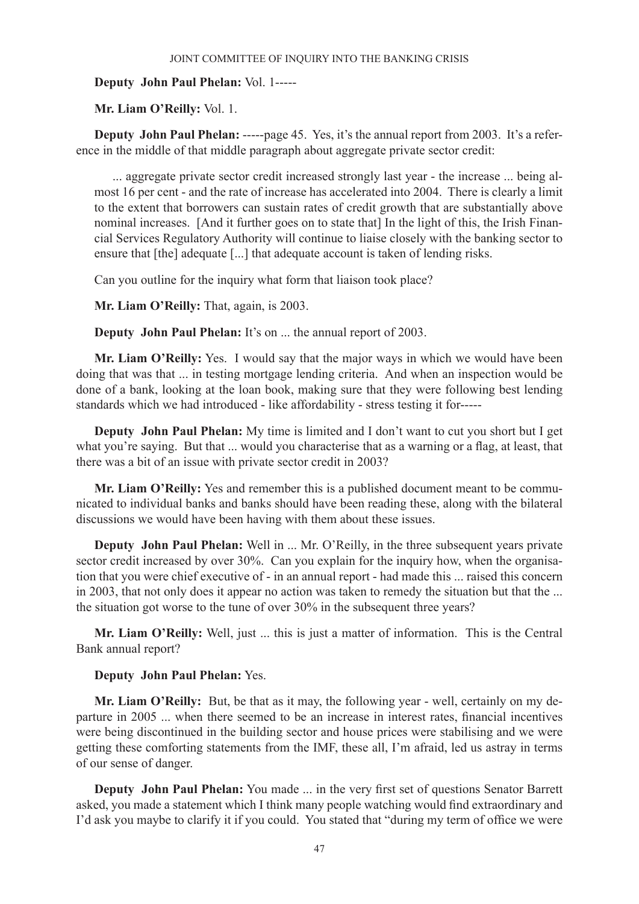**Deputy John Paul Phelan:** Vol. 1-----

**Mr. Liam O'Reilly:** Vol. 1.

**Deputy John Paul Phelan:** -----page 45. Yes, it's the annual report from 2003. It's a reference in the middle of that middle paragraph about aggregate private sector credit:

> ... aggregate private sector credit increased strongly last year - the increase ... being almost 16 per cent - and the rate of increase has accelerated into 2004. There is clearly a limit to the extent that borrowers can sustain rates of credit growth that are substantially above nominal increases. [And it further goes on to state that] In the light of this, the Irish Financial Services Regulatory Authority will continue to liaise closely with the banking sector to ensure that [the] adequate [...] that adequate account is taken of lending risks.

Can you outline for the inquiry what form that liaison took place?

**Mr. Liam O'Reilly:** That, again, is 2003.

**Deputy John Paul Phelan:** It's on ... the annual report of 2003.

**Mr. Liam O'Reilly:** Yes. I would say that the major ways in which we would have been doing that was that ... in testing mortgage lending criteria. And when an inspection would be done of a bank, looking at the loan book, making sure that they were following best lending standards which we had introduced - like affordability - stress testing it for-----

**Deputy John Paul Phelan:** My time is limited and I don't want to cut you short but I get what you're saying. But that ... would you characterise that as a warning or a flag, at least, that there was a bit of an issue with private sector credit in 2003?

**Mr. Liam O'Reilly:** Yes and remember this is a published document meant to be communicated to individual banks and banks should have been reading these, along with the bilateral discussions we would have been having with them about these issues.

**Deputy John Paul Phelan:** Well in ... Mr. O'Reilly, in the three subsequent years private sector credit increased by over 30%. Can you explain for the inquiry how, when the organisation that you were chief executive of - in an annual report - had made this ... raised this concern in 2003, that not only does it appear no action was taken to remedy the situation but that the ... the situation got worse to the tune of over 30% in the subsequent three years?

**Mr. Liam O'Reilly:** Well, just ... this is just a matter of information. This is the Central Bank annual report?

**Deputy John Paul Phelan:** Yes.

**Mr. Liam O'Reilly:** But, be that as it may, the following year - well, certainly on my departure in 2005 ... when there seemed to be an increase in interest rates, financial incentives were being discontinued in the building sector and house prices were stabilising and we were getting these comforting statements from the IMF, these all, I'm afraid, led us astray in terms of our sense of danger.

**Deputy John Paul Phelan:** You made ... in the very first set of questions Senator Barrett asked, you made a statement which I think many people watching would find extraordinary and I'd ask you maybe to clarify it if you could. You stated that "during my term of office we were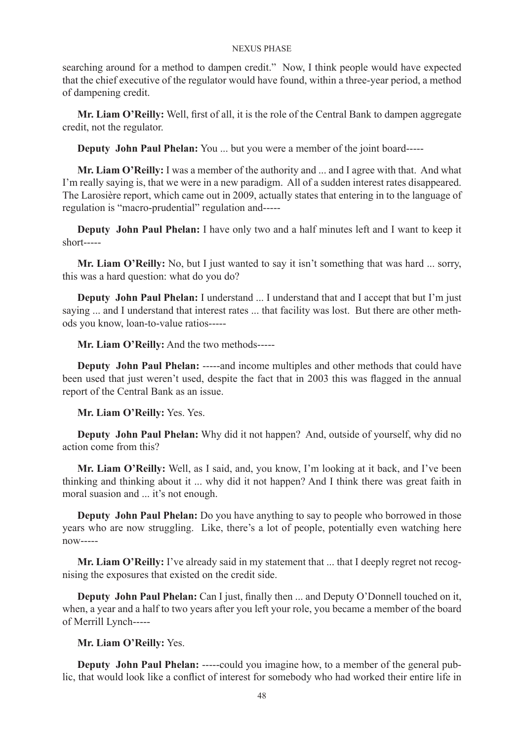searching around for a method to dampen credit." Now, I think people would have expected that the chief executive of the regulator would have found, within a three-year period, a method of dampening credit.

**Mr. Liam O'Reilly:** Well, first of all, it is the role of the Central Bank to dampen aggregate credit, not the regulator.

**Deputy John Paul Phelan:** You ... but you were a member of the joint board-----

**Mr. Liam O'Reilly:** I was a member of the authority and ... and I agree with that. And what I'm really saying is, that we were in a new paradigm. All of a sudden interest rates disappeared. The Larosière report, which came out in 2009, actually states that entering in to the language of regulation is "macro-prudential" regulation and-----

**Deputy John Paul Phelan:** I have only two and a half minutes left and I want to keep it short-----

**Mr. Liam O'Reilly:** No, but I just wanted to say it isn't something that was hard ... sorry, this was a hard question: what do you do?

**Deputy John Paul Phelan:** I understand ... I understand that and I accept that but I'm just saying ... and I understand that interest rates ... that facility was lost. But there are other methods you know, loan-to-value ratios-----

**Mr. Liam O'Reilly:** And the two methods-----

**Deputy John Paul Phelan:** -----and income multiples and other methods that could have been used that just weren't used, despite the fact that in 2003 this was flagged in the annual report of the Central Bank as an issue.

**Mr. Liam O'Reilly:** Yes. Yes.

**Deputy John Paul Phelan:** Why did it not happen? And, outside of yourself, why did no action come from this?

**Mr. Liam O'Reilly:** Well, as I said, and, you know, I'm looking at it back, and I've been thinking and thinking about it ... why did it not happen? And I think there was great faith in moral suasion and ... it's not enough.

**Deputy John Paul Phelan:** Do you have anything to say to people who borrowed in those years who are now struggling. Like, there's a lot of people, potentially even watching here now-----

**Mr. Liam O'Reilly:** I've already said in my statement that ... that I deeply regret not recognising the exposures that existed on the credit side.

**Deputy John Paul Phelan:** Can I just, finally then ... and Deputy O'Donnell touched on it, when, a year and a half to two years after you left your role, you became a member of the board of Merrill Lynch-----

**Mr. Liam O'Reilly:** Yes.

**Deputy John Paul Phelan:** -----could you imagine how, to a member of the general public, that would look like a conflict of interest for somebody who had worked their entire life in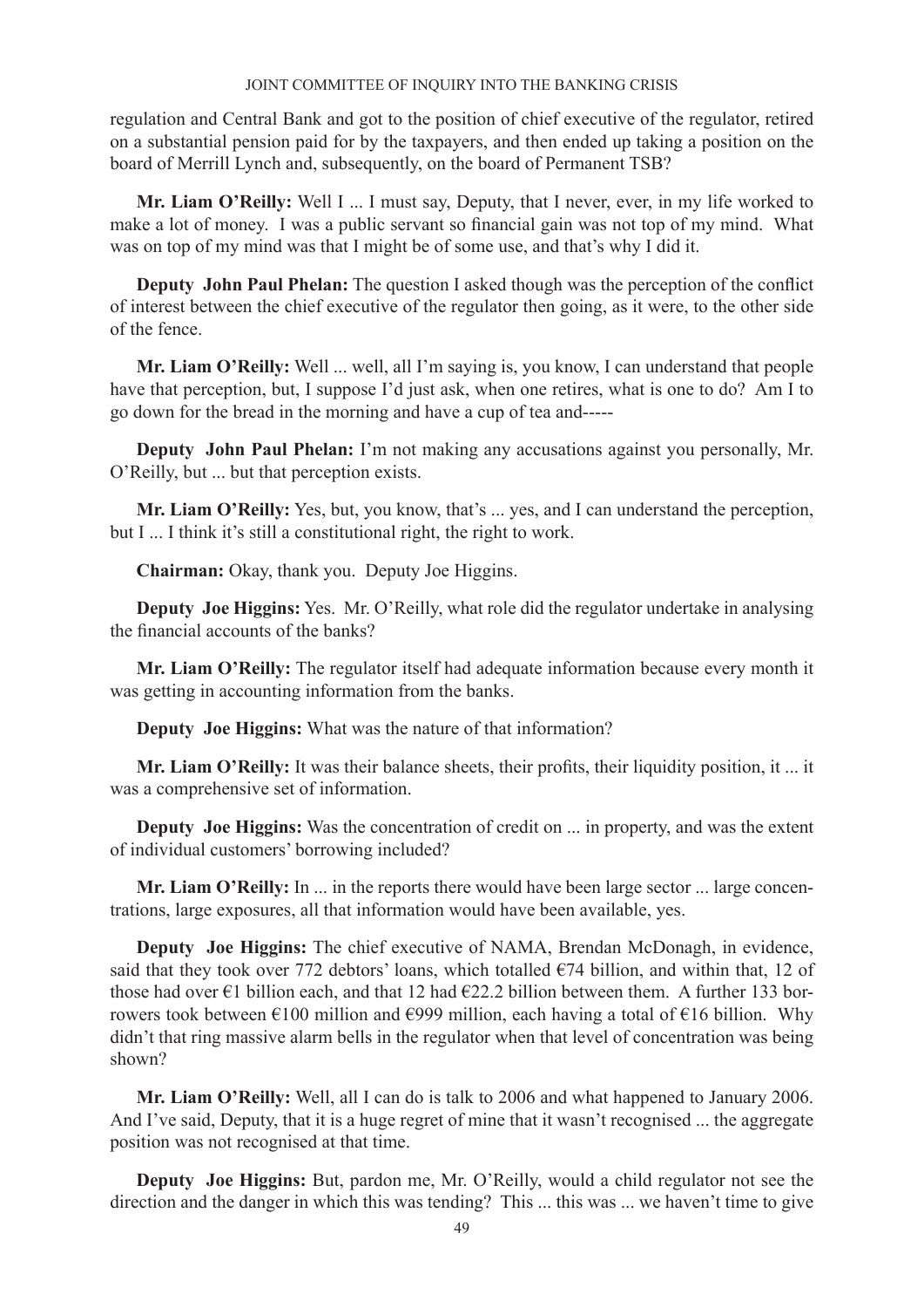regulation and Central Bank and got to the position of chief executive of the regulator, retired on a substantial pension paid for by the taxpayers, and then ended up taking a position on the board of Merrill Lynch and, subsequently, on the board of Permanent TSB?

**Mr. Liam O'Reilly:** Well I ... I must say, Deputy, that I never, ever, in my life worked to make a lot of money. I was a public servant so financial gain was not top of my mind. What was on top of my mind was that I might be of some use, and that's why I did it.

**Deputy John Paul Phelan:** The question I asked though was the perception of the conflict of interest between the chief executive of the regulator then going, as it were, to the other side of the fence.

**Mr. Liam O'Reilly:** Well ... well, all I'm saying is, you know, I can understand that people have that perception, but, I suppose I'd just ask, when one retires, what is one to do? Am I to go down for the bread in the morning and have a cup of tea and-----

**Deputy John Paul Phelan:** I'm not making any accusations against you personally, Mr. O'Reilly, but ... but that perception exists.

**Mr. Liam O'Reilly:** Yes, but, you know, that's ... yes, and I can understand the perception, but I ... I think it's still a constitutional right, the right to work.

**Chairman:** Okay, thank you. Deputy Joe Higgins.

**Deputy Joe Higgins:** Yes. Mr. O'Reilly, what role did the regulator undertake in analysing the financial accounts of the banks?

**Mr. Liam O'Reilly:** The regulator itself had adequate information because every month it was getting in accounting information from the banks.

**Deputy Joe Higgins:** What was the nature of that information?

**Mr. Liam O'Reilly:** It was their balance sheets, their profits, their liquidity position, it ... it was a comprehensive set of information.

**Deputy Joe Higgins:** Was the concentration of credit on ... in property, and was the extent of individual customers' borrowing included?

**Mr. Liam O'Reilly:** In ... in the reports there would have been large sector ... large concentrations, large exposures, all that information would have been available, yes.

**Deputy Joe Higgins:** The chief executive of NAMA, Brendan McDonagh, in evidence, said that they took over 772 debtors' loans, which totalled €74 billion, and within that, 12 of those had over €1 billion each, and that 12 had €22.2 billion between them. A further 133 borrowers took between €100 million and €999 million, each having a total of €16 billion. Why didn't that ring massive alarm bells in the regulator when that level of concentration was being shown?

**Mr. Liam O'Reilly:** Well, all I can do is talk to 2006 and what happened to January 2006. And I've said, Deputy, that it is a huge regret of mine that it wasn't recognised ... the aggregate position was not recognised at that time.

**Deputy Joe Higgins:** But, pardon me, Mr. O'Reilly, would a child regulator not see the direction and the danger in which this was tending? This ... this was ... we haven't time to give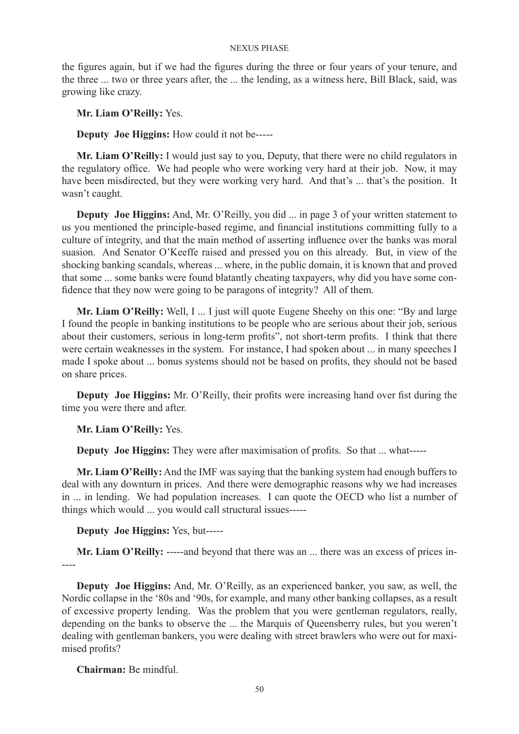the figures again, but if we had the figures during the three or four years of your tenure, and the three ... two or three years after, the ... the lending, as a witness here, Bill Black, said, was growing like crazy.

**Mr. Liam O'Reilly:** Yes.

**Deputy Joe Higgins:** How could it not be-----

**Mr. Liam O'Reilly:** I would just say to you, Deputy, that there were no child regulators in the regulatory office. We had people who were working very hard at their job. Now, it may have been misdirected, but they were working very hard. And that's ... that's the position. It wasn't caught.

**Deputy Joe Higgins:** And, Mr. O'Reilly, you did ... in page 3 of your written statement to us you mentioned the principle-based regime, and financial institutions committing fully to a culture of integrity, and that the main method of asserting influence over the banks was moral suasion. And Senator O'Keeffe raised and pressed you on this already. But, in view of the shocking banking scandals, whereas ... where, in the public domain, it is known that and proved that some ... some banks were found blatantly cheating taxpayers, why did you have some confidence that they now were going to be paragons of integrity? All of them.

**Mr. Liam O'Reilly:** Well, I ... I just will quote Eugene Sheehy on this one: "By and large I found the people in banking institutions to be people who are serious about their job, serious about their customers, serious in long-term profits", not short-term profits. I think that there were certain weaknesses in the system. For instance, I had spoken about ... in many speeches I made I spoke about ... bonus systems should not be based on profits, they should not be based on share prices.

**Deputy Joe Higgins:** Mr. O'Reilly, their profits were increasing hand over fist during the time you were there and after.

**Mr. Liam O'Reilly:** Yes.

**Deputy Joe Higgins:** They were after maximisation of profits. So that ... what-----

**Mr. Liam O'Reilly:** And the IMF was saying that the banking system had enough buffers to deal with any downturn in prices. And there were demographic reasons why we had increases in ... in lending. We had population increases. I can quote the OECD who list a number of things which would ... you would call structural issues-----

**Deputy Joe Higgins:** Yes, but-----

**Mr. Liam O'Reilly:** -----and beyond that there was an ... there was an excess of prices in-----

**Deputy Joe Higgins:** And, Mr. O'Reilly, as an experienced banker, you saw, as well, the Nordic collapse in the '80s and '90s, for example, and many other banking collapses, as a result of excessive property lending. Was the problem that you were gentleman regulators, really, depending on the banks to observe the ... the Marquis of Queensberry rules, but you weren't dealing with gentleman bankers, you were dealing with street brawlers who were out for maximised profits?

**Chairman:** Be mindful.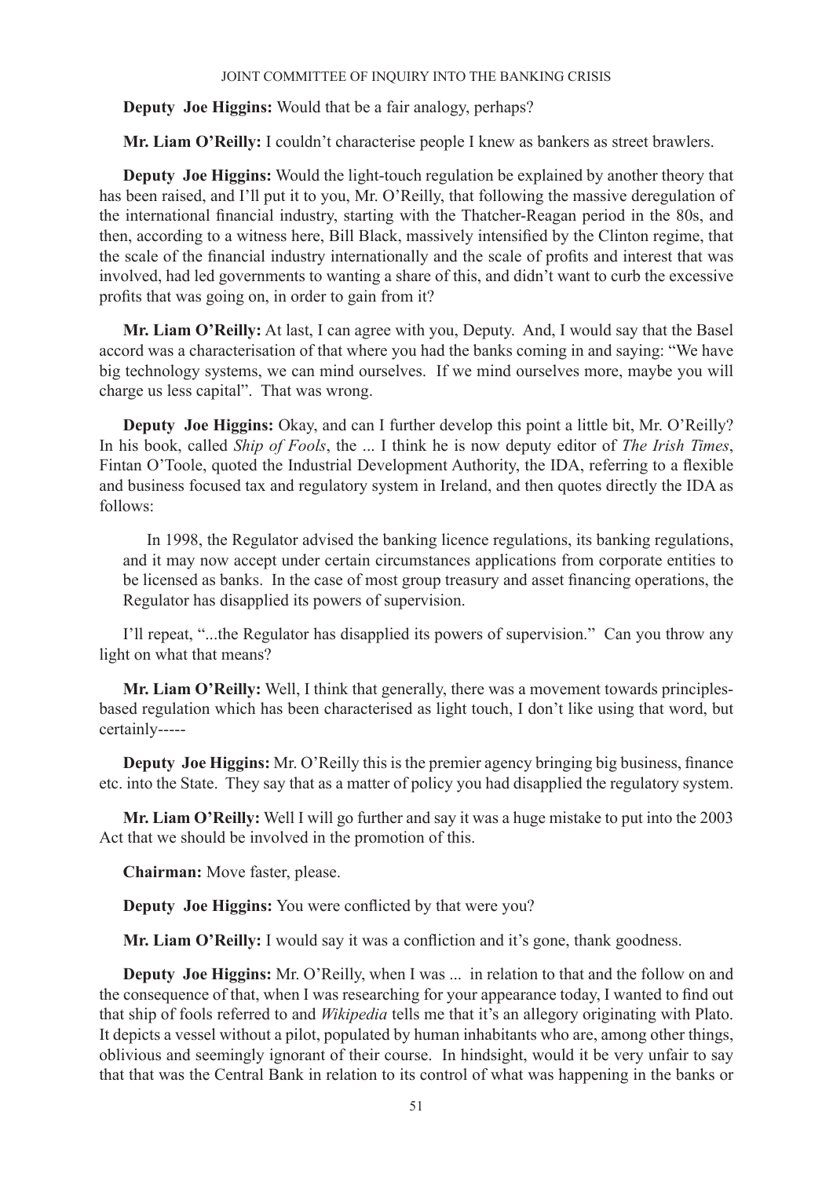**Deputy Joe Higgins:** Would that be a fair analogy, perhaps?

**Mr. Liam O'Reilly:** I couldn't characterise people I knew as bankers as street brawlers.

**Deputy Joe Higgins:** Would the light-touch regulation be explained by another theory that has been raised, and I'll put it to you, Mr. O'Reilly, that following the massive deregulation of the international financial industry, starting with the Thatcher-Reagan period in the 80s, and then, according to a witness here, Bill Black, massively intensified by the Clinton regime, that the scale of the financial industry internationally and the scale of profits and interest that was involved, had led governments to wanting a share of this, and didn't want to curb the excessive profits that was going on, in order to gain from it?

**Mr. Liam O'Reilly:** At last, I can agree with you, Deputy. And, I would say that the Basel accord was a characterisation of that where you had the banks coming in and saying: "We have big technology systems, we can mind ourselves. If we mind ourselves more, maybe you will charge us less capital". That was wrong.

**Deputy Joe Higgins:** Okay, and can I further develop this point a little bit, Mr. O'Reilly? In his book, called *Ship of Fools*, the ... I think he is now deputy editor of *The Irish Times*, Fintan O'Toole, quoted the Industrial Development Authority, the IDA, referring to a flexible and business focused tax and regulatory system in Ireland, and then quotes directly the IDA as follows:

> In 1998, the Regulator advised the banking licence regulations, its banking regulations, and it may now accept under certain circumstances applications from corporate entities to be licensed as banks. In the case of most group treasury and asset financing operations, the Regulator has disapplied its powers of supervision.

I'll repeat, "...the Regulator has disapplied its powers of supervision." Can you throw any light on what that means?

**Mr. Liam O'Reilly:** Well, I think that generally, there was a movement towards principles-based regulation which has been characterised as light touch, I don't like using that word, but certainly-----

**Deputy Joe Higgins:** Mr. O'Reilly this is the premier agency bringing big business, finance etc. into the State. They say that as a matter of policy you had disapplied the regulatory system.

**Mr. Liam O'Reilly:** Well I will go further and say it was a huge mistake to put into the 2003 Act that we should be involved in the promotion of this.

**Chairman:** Move faster, please.

**Deputy Joe Higgins:** You were conflicted by that were you?

**Mr. Liam O'Reilly:** I would say it was a confliction and it's gone, thank goodness.

**Deputy Joe Higgins:** Mr. O'Reilly, when I was ... in relation to that and the follow on and the consequence of that, when I was researching for your appearance today, I wanted to find out that ship of fools referred to and *Wikipedia* tells me that it's an allegory originating with Plato. It depicts a vessel without a pilot, populated by human inhabitants who are, among other things, oblivious and seemingly ignorant of their course. In hindsight, would it be very unfair to say that that was the Central Bank in relation to its control of what was happening in the banks or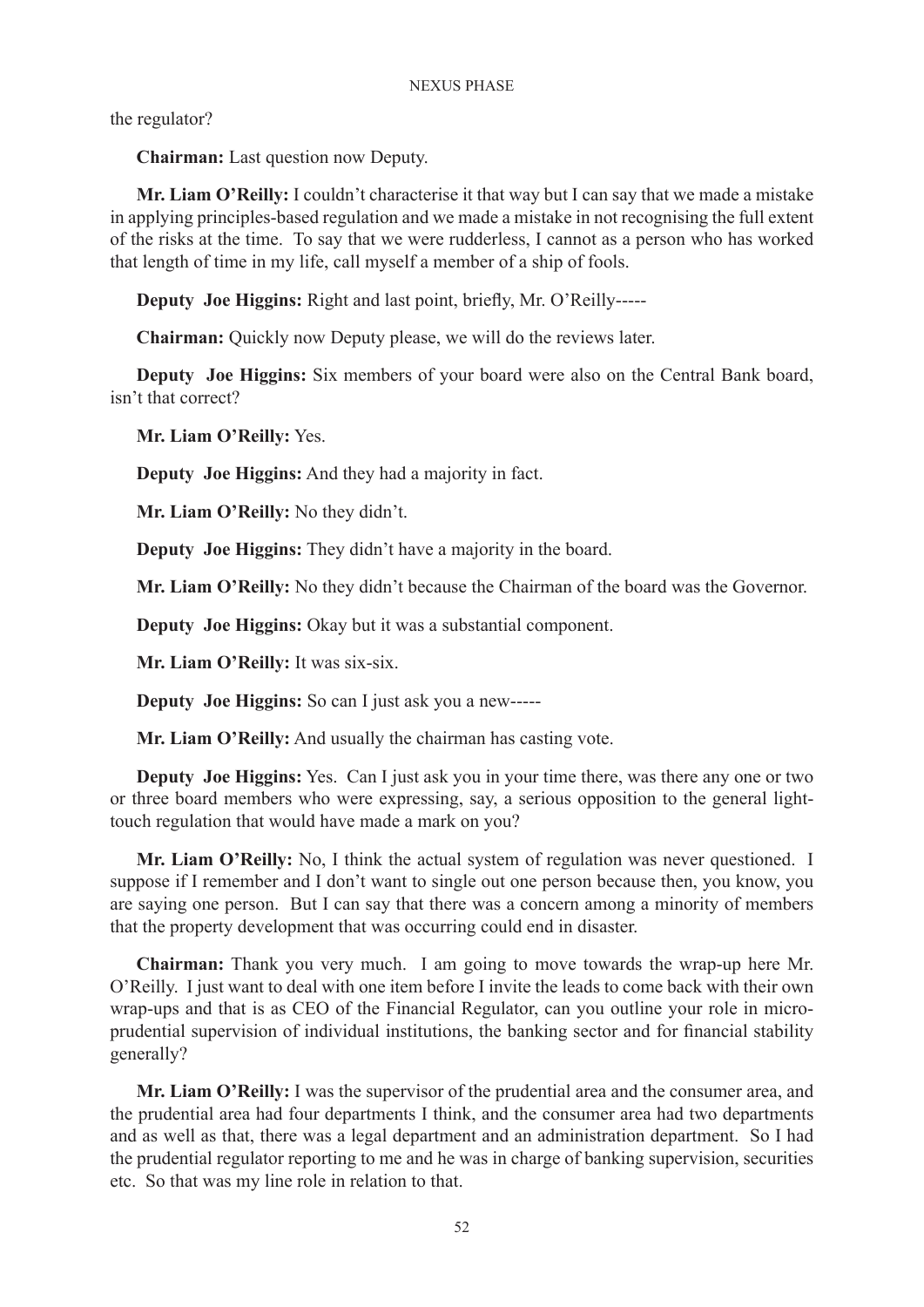the regulator?

**Chairman:** Last question now Deputy.

**Mr. Liam O'Reilly:** I couldn't characterise it that way but I can say that we made a mistake in applying principles-based regulation and we made a mistake in not recognising the full extent of the risks at the time. To say that we were rudderless, I cannot as a person who has worked that length of time in my life, call myself a member of a ship of fools.

**Deputy Joe Higgins:** Right and last point, briefly, Mr. O'Reilly-----

**Chairman:** Quickly now Deputy please, we will do the reviews later.

**Deputy Joe Higgins:** Six members of your board were also on the Central Bank board, isn't that correct?

**Mr. Liam O'Reilly:** Yes.

**Deputy Joe Higgins:** And they had a majority in fact.

**Mr. Liam O'Reilly:** No they didn't.

**Deputy Joe Higgins:** They didn't have a majority in the board.

**Mr. Liam O'Reilly:** No they didn't because the Chairman of the board was the Governor.

**Deputy Joe Higgins:** Okay but it was a substantial component.

**Mr. Liam O'Reilly:** It was six-six.

**Deputy Joe Higgins:** So can I just ask you a new-----

**Mr. Liam O'Reilly:** And usually the chairman has casting vote.

**Deputy Joe Higgins:** Yes. Can I just ask you in your time there, was there any one or two or three board members who were expressing, say, a serious opposition to the general light-touch regulation that would have made a mark on you?

**Mr. Liam O'Reilly:** No, I think the actual system of regulation was never questioned. I suppose if I remember and I don't want to single out one person because then, you know, you are saying one person. But I can say that there was a concern among a minority of members that the property development that was occurring could end in disaster.

**Chairman:** Thank you very much. I am going to move towards the wrap-up here Mr. O'Reilly. I just want to deal with one item before I invite the leads to come back with their own wrap-ups and that is as CEO of the Financial Regulator, can you outline your role in micro-prudential supervision of individual institutions, the banking sector and for financial stability generally?

**Mr. Liam O'Reilly:** I was the supervisor of the prudential area and the consumer area, and the prudential area had four departments I think, and the consumer area had two departments and as well as that, there was a legal department and an administration department. So I had the prudential regulator reporting to me and he was in charge of banking supervision, securities etc. So that was my line role in relation to that.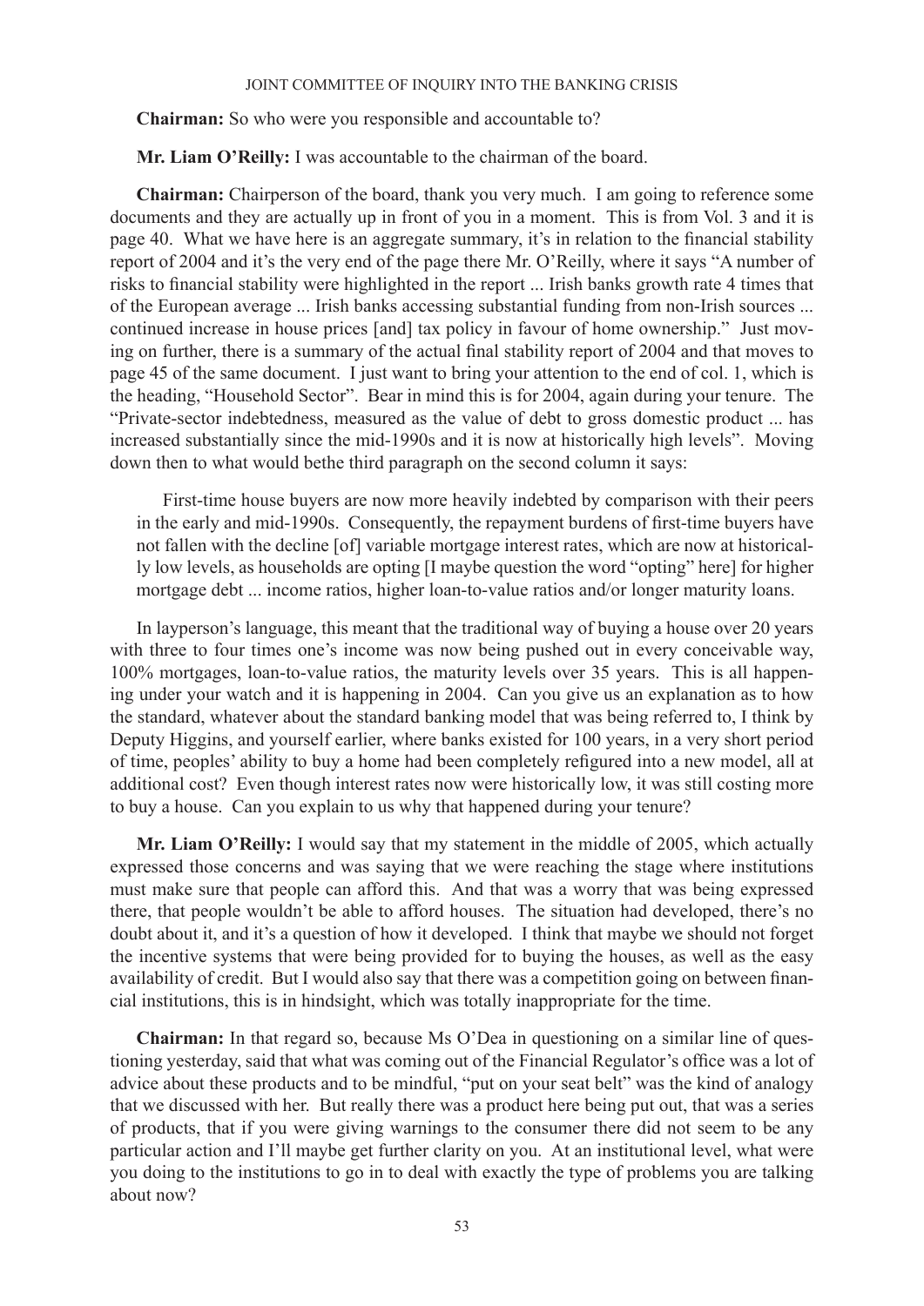**Chairman:** So who were you responsible and accountable to?

**Mr. Liam O'Reilly:** I was accountable to the chairman of the board.

**Chairman:** Chairperson of the board, thank you very much. I am going to reference some documents and they are actually up in front of you in a moment. This is from Vol. 3 and it is page 40. What we have here is an aggregate summary, it's in relation to the financial stability report of 2004 and it's the very end of the page there Mr. O'Reilly, where it says "A number of risks to financial stability were highlighted in the report ... Irish banks growth rate 4 times that of the European average ... Irish banks accessing substantial funding from non-Irish sources ... continued increase in house prices [and] tax policy in favour of home ownership." Just moving on further, there is a summary of the actual final stability report of 2004 and that moves to page 45 of the same document. I just want to bring your attention to the end of col. 1, which is the heading, "Household Sector". Bear in mind this is for 2004, again during your tenure. The "Private-sector indebtedness, measured as the value of debt to gross domestic product ... has increased substantially since the mid-1990s and it is now at historically high levels". Moving down then to what would bethe third paragraph on the second column it says:

> First-time house buyers are now more heavily indebted by comparison with their peers in the early and mid-1990s. Consequently, the repayment burdens of first-time buyers have not fallen with the decline [of] variable mortgage interest rates, which are now at historically low levels, as households are opting [I maybe question the word "opting" here] for higher mortgage debt ... income ratios, higher loan-to-value ratios and/or longer maturity loans.

In layperson's language, this meant that the traditional way of buying a house over 20 years with three to four times one's income was now being pushed out in every conceivable way, 100% mortgages, loan-to-value ratios, the maturity levels over 35 years. This is all happening under your watch and it is happening in 2004. Can you give us an explanation as to how the standard, whatever about the standard banking model that was being referred to, I think by Deputy Higgins, and yourself earlier, where banks existed for 100 years, in a very short period of time, peoples' ability to buy a home had been completely refigured into a new model, all at additional cost? Even though interest rates now were historically low, it was still costing more to buy a house. Can you explain to us why that happened during your tenure?

**Mr. Liam O'Reilly:** I would say that my statement in the middle of 2005, which actually expressed those concerns and was saying that we were reaching the stage where institutions must make sure that people can afford this. And that was a worry that was being expressed there, that people wouldn't be able to afford houses. The situation had developed, there's no doubt about it, and it's a question of how it developed. I think that maybe we should not forget the incentive systems that were being provided for to buying the houses, as well as the easy availability of credit. But I would also say that there was a competition going on between financial institutions, this is in hindsight, which was totally inappropriate for the time.

**Chairman:** In that regard so, because Ms O'Dea in questioning on a similar line of questioning yesterday, said that what was coming out of the Financial Regulator's office was a lot of advice about these products and to be mindful, "put on your seat belt" was the kind of analogy that we discussed with her. But really there was a product here being put out, that was a series of products, that if you were giving warnings to the consumer there did not seem to be any particular action and I'll maybe get further clarity on you. At an institutional level, what were you doing to the institutions to go in to deal with exactly the type of problems you are talking about now?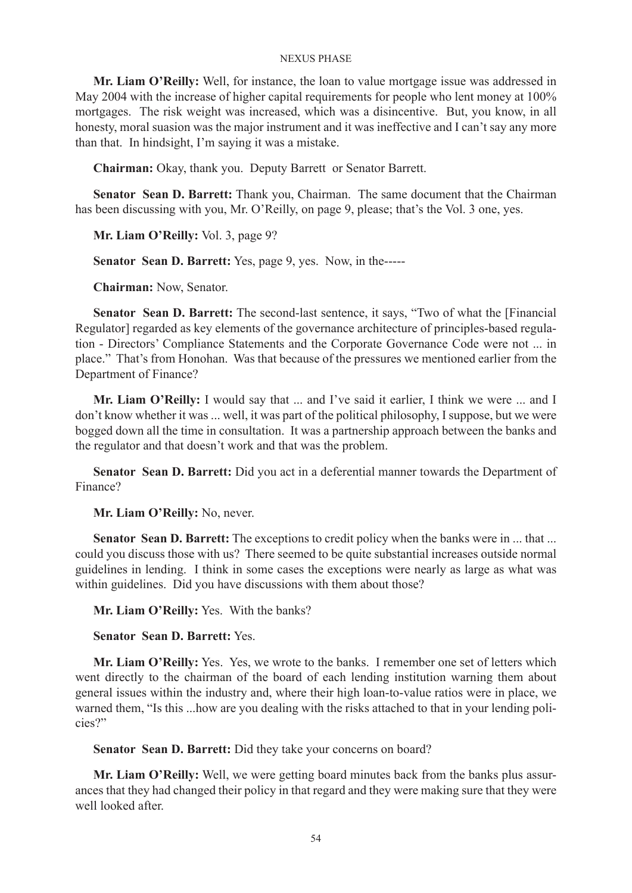**Mr. Liam O'Reilly:** Well, for instance, the loan to value mortgage issue was addressed in May 2004 with the increase of higher capital requirements for people who lent money at 100% mortgages. The risk weight was increased, which was a disincentive. But, you know, in all honesty, moral suasion was the major instrument and it was ineffective and I can't say any more than that. In hindsight, I'm saying it was a mistake.

**Chairman:** Okay, thank you. Deputy Barrett or Senator Barrett.

**Senator Sean D. Barrett:** Thank you, Chairman. The same document that the Chairman has been discussing with you, Mr. O'Reilly, on page 9, please; that's the Vol. 3 one, yes.

**Mr. Liam O'Reilly:** Vol. 3, page 9?

**Senator Sean D. Barrett:** Yes, page 9, yes. Now, in the-----

**Chairman:** Now, Senator.

**Senator Sean D. Barrett:** The second-last sentence, it says, "Two of what the [Financial Regulator] regarded as key elements of the governance architecture of principles-based regulation - Directors' Compliance Statements and the Corporate Governance Code were not ... in place." That's from Honohan. Was that because of the pressures we mentioned earlier from the Department of Finance?

**Mr. Liam O'Reilly:** I would say that ... and I've said it earlier, I think we were ... and I don't know whether it was ... well, it was part of the political philosophy, I suppose, but we were bogged down all the time in consultation. It was a partnership approach between the banks and the regulator and that doesn't work and that was the problem.

**Senator Sean D. Barrett:** Did you act in a deferential manner towards the Department of Finance?

**Mr. Liam O'Reilly:** No, never.

**Senator Sean D. Barrett:** The exceptions to credit policy when the banks were in ... that ... could you discuss those with us? There seemed to be quite substantial increases outside normal guidelines in lending. I think in some cases the exceptions were nearly as large as what was within guidelines. Did you have discussions with them about those?

**Mr. Liam O'Reilly:** Yes. With the banks?

**Senator Sean D. Barrett:** Yes.

**Mr. Liam O'Reilly:** Yes. Yes, we wrote to the banks. I remember one set of letters which went directly to the chairman of the board of each lending institution warning them about general issues within the industry and, where their high loan-to-value ratios were in place, we warned them, "Is this ...how are you dealing with the risks attached to that in your lending policies?"

**Senator Sean D. Barrett:** Did they take your concerns on board?

**Mr. Liam O'Reilly:** Well, we were getting board minutes back from the banks plus assurances that they had changed their policy in that regard and they were making sure that they were well looked after.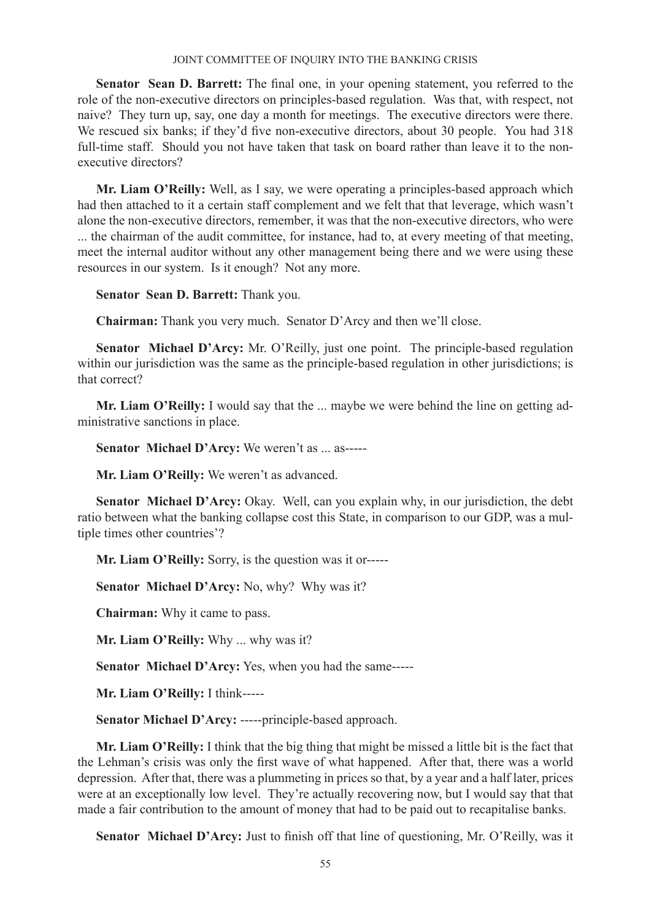**Senator Sean D. Barrett:** The final one, in your opening statement, you referred to the role of the non-executive directors on principles-based regulation. Was that, with respect, not naive? They turn up, say, one day a month for meetings. The executive directors were there. We rescued six banks; if they'd five non-executive directors, about 30 people. You had 318 full-time staff. Should you not have taken that task on board rather than leave it to the non-executive directors?

**Mr. Liam O'Reilly:** Well, as I say, we were operating a principles-based approach which had then attached to it a certain staff complement and we felt that that leverage, which wasn't alone the non-executive directors, remember, it was that the non-executive directors, who were ... the chairman of the audit committee, for instance, had to, at every meeting of that meeting, meet the internal auditor without any other management being there and we were using these resources in our system. Is it enough? Not any more.

**Senator Sean D. Barrett:** Thank you.

**Chairman:** Thank you very much. Senator D'Arcy and then we'll close.

**Senator Michael D'Arcy:** Mr. O'Reilly, just one point. The principle-based regulation within our jurisdiction was the same as the principle-based regulation in other jurisdictions; is that correct?

**Mr. Liam O'Reilly:** I would say that the ... maybe we were behind the line on getting administrative sanctions in place.

**Senator Michael D'Arcy:** We weren't as ... as-----

**Mr. Liam O'Reilly:** We weren't as advanced.

**Senator Michael D'Arcy:** Okay. Well, can you explain why, in our jurisdiction, the debt ratio between what the banking collapse cost this State, in comparison to our GDP, was a multiple times other countries'?

**Mr. Liam O'Reilly:** Sorry, is the question was it or-----

**Senator Michael D'Arcy:** No, why? Why was it?

**Chairman:** Why it came to pass.

**Mr. Liam O'Reilly:** Why ... why was it?

**Senator Michael D'Arcy:** Yes, when you had the same-----

**Mr. Liam O'Reilly:** I think-----

**Senator Michael D'Arcy:** -----principle-based approach.

**Mr. Liam O'Reilly:** I think that the big thing that might be missed a little bit is the fact that the Lehman's crisis was only the first wave of what happened. After that, there was a world depression. After that, there was a plummeting in prices so that, by a year and a half later, prices were at an exceptionally low level. They're actually recovering now, but I would say that that made a fair contribution to the amount of money that had to be paid out to recapitalise banks.

**Senator Michael D'Arcy:** Just to finish off that line of questioning, Mr. O'Reilly, was it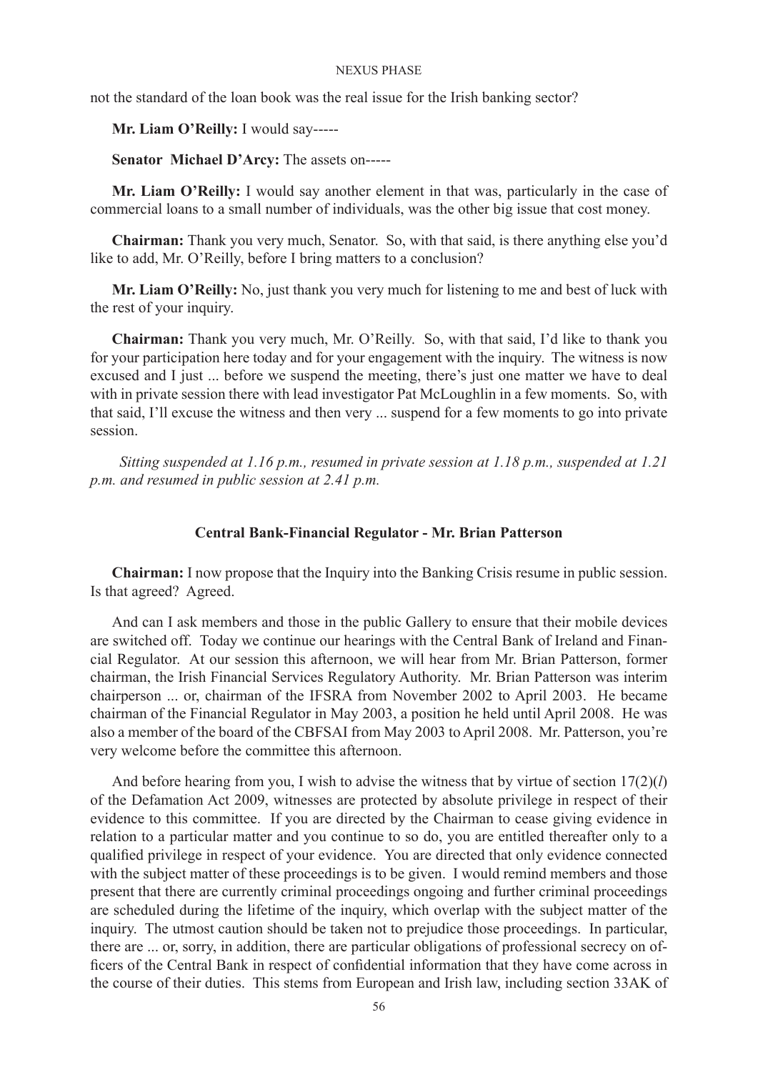not the standard of the loan book was the real issue for the Irish banking sector?

**Mr. Liam O'Reilly:** I would say-----

**Senator Michael D'Arcy:** The assets on-----

**Mr. Liam O'Reilly:** I would say another element in that was, particularly in the case of commercial loans to a small number of individuals, was the other big issue that cost money.

**Chairman:** Thank you very much, Senator. So, with that said, is there anything else you'd like to add, Mr. O'Reilly, before I bring matters to a conclusion?

**Mr. Liam O'Reilly:** No, just thank you very much for listening to me and best of luck with the rest of your inquiry.

**Chairman:** Thank you very much, Mr. O'Reilly. So, with that said, I'd like to thank you for your participation here today and for your engagement with the inquiry. The witness is now excused and I just ... before we suspend the meeting, there's just one matter we have to deal with in private session there with lead investigator Pat McLoughlin in a few moments. So, with that said, I'll excuse the witness and then very ... suspend for a few moments to go into private session.

*Sitting suspended at 1.16 p.m., resumed in private session at 1.18 p.m., suspended at 1.21 p.m. and resumed in public session at 2.41 p.m.*

## Central Bank-Financial Regulator - Mr. Brian Patterson

**Chairman:** I now propose that the Inquiry into the Banking Crisis resume in public session. Is that agreed? Agreed.

And can I ask members and those in the public Gallery to ensure that their mobile devices are switched off. Today we continue our hearings with the Central Bank of Ireland and Financial Regulator. At our session this afternoon, we will hear from Mr. Brian Patterson, former chairman, the Irish Financial Services Regulatory Authority. Mr. Brian Patterson was interim chairperson ... or, chairman of the IFSRA from November 2002 to April 2003. He became chairman of the Financial Regulator in May 2003, a position he held until April 2008. He was also a member of the board of the CBFSAI from May 2003 to April 2008. Mr. Patterson, you're very welcome before the committee this afternoon.

And before hearing from you, I wish to advise the witness that by virtue of section 17(2)(*l*) of the Defamation Act 2009, witnesses are protected by absolute privilege in respect of their evidence to this committee. If you are directed by the Chairman to cease giving evidence in relation to a particular matter and you continue to so do, you are entitled thereafter only to a qualified privilege in respect of your evidence. You are directed that only evidence connected with the subject matter of these proceedings is to be given. I would remind members and those present that there are currently criminal proceedings ongoing and further criminal proceedings are scheduled during the lifetime of the inquiry, which overlap with the subject matter of the inquiry. The utmost caution should be taken not to prejudice those proceedings. In particular, there are ... or, sorry, in addition, there are particular obligations of professional secrecy on officers of the Central Bank in respect of confidential information that they have come across in the course of their duties. This stems from European and Irish law, including section 33AK of